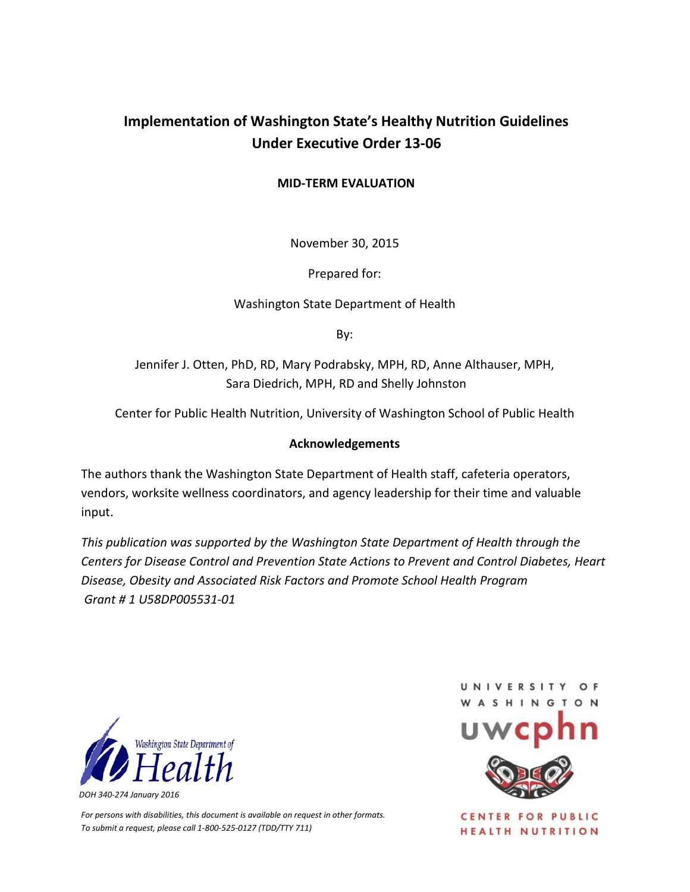# Implementation of Washington State's Healthy Nutrition Guidelines Under Executive Order 13-06

**MID-TERM EVALUATION**

November 30, 2015

Prepared for:

Washington State Department of Health

By:

Jennifer J. Otten, PhD, RD, Mary Podrabsky, MPH, RD, Anne Althauser, MPH, Sara Diedrich, MPH, RD and Shelly Johnston

Center for Public Health Nutrition, University of Washington School of Public Health

**Acknowledgements**

The authors thank the Washington State Department of Health staff, cafeteria operators, vendors, worksite wellness coordinators, and agency leadership for their time and valuable input.

*This publication was supported by the Washington State Department of Health through the Centers for Disease Control and Prevention State Actions to Prevent and Control Diabetes, Heart Disease, Obesity and Associated Risk Factors and Promote School Health Program Grant # 1 U58DP005531-01*

Washington State Department of Health

*DOH 340-274 January 2016*

*For persons with disabilities, this document is available on request in other formats. To submit a request, please call 1-800-525-0127 (TDD/TTY 711)*

UNIVERSITY OF WASHINGTON
uwcphn
CENTER FOR PUBLIC HEALTH NUTRITION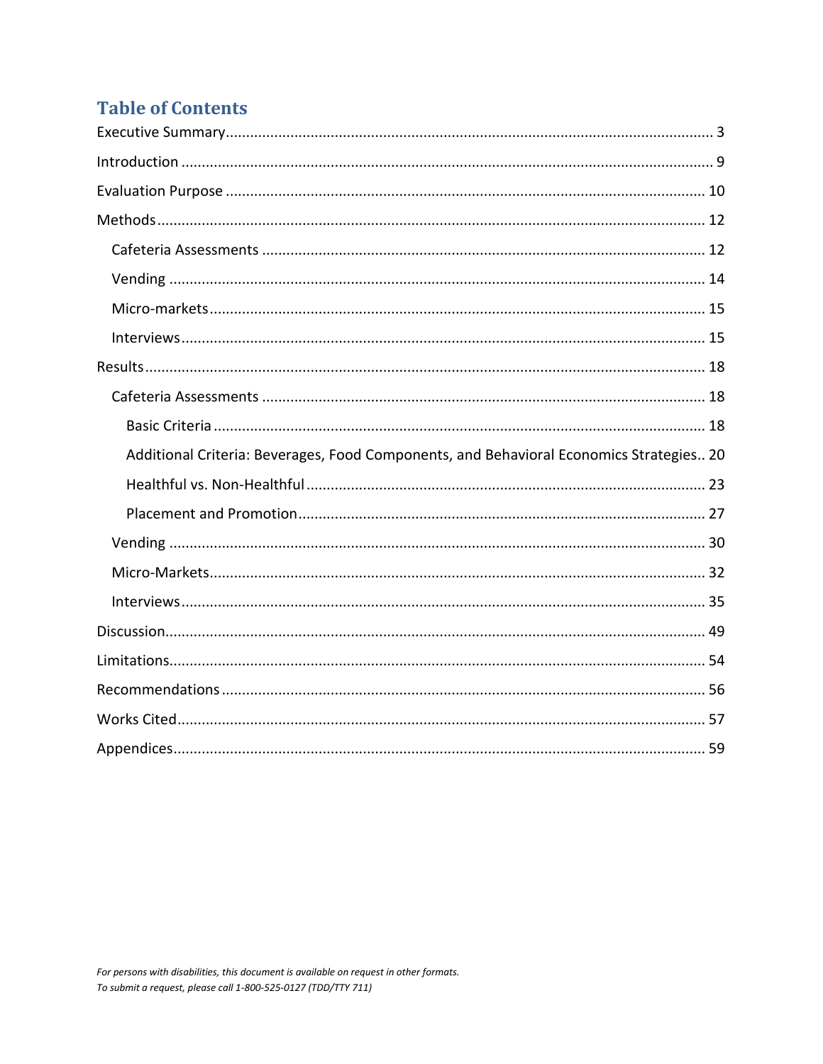## Table of Contents

Executive Summary ........ 3

Introduction ........ 9

Evaluation Purpose ........ 10

Methods ........ 12

- Cafeteria Assessments ........ 12
- Vending ........ 14
- Micro-markets ........ 15
- Interviews ........ 15

Results ........ 18

- Cafeteria Assessments ........ 18
  - Basic Criteria ........ 18
  - Additional Criteria: Beverages, Food Components, and Behavioral Economics Strategies.. 20
  - Healthful vs. Non-Healthful ........ 23
  - Placement and Promotion ........ 27
- Vending ........ 30
- Micro-Markets ........ 32
- Interviews ........ 35

Discussion ........ 49

Limitations ........ 54

Recommendations ........ 56

Works Cited ........ 57

Appendices ........ 59

*For persons with disabilities, this document is available on request in other formats.*
*To submit a request, please call 1-800-525-0127 (TDD/TTY 711)*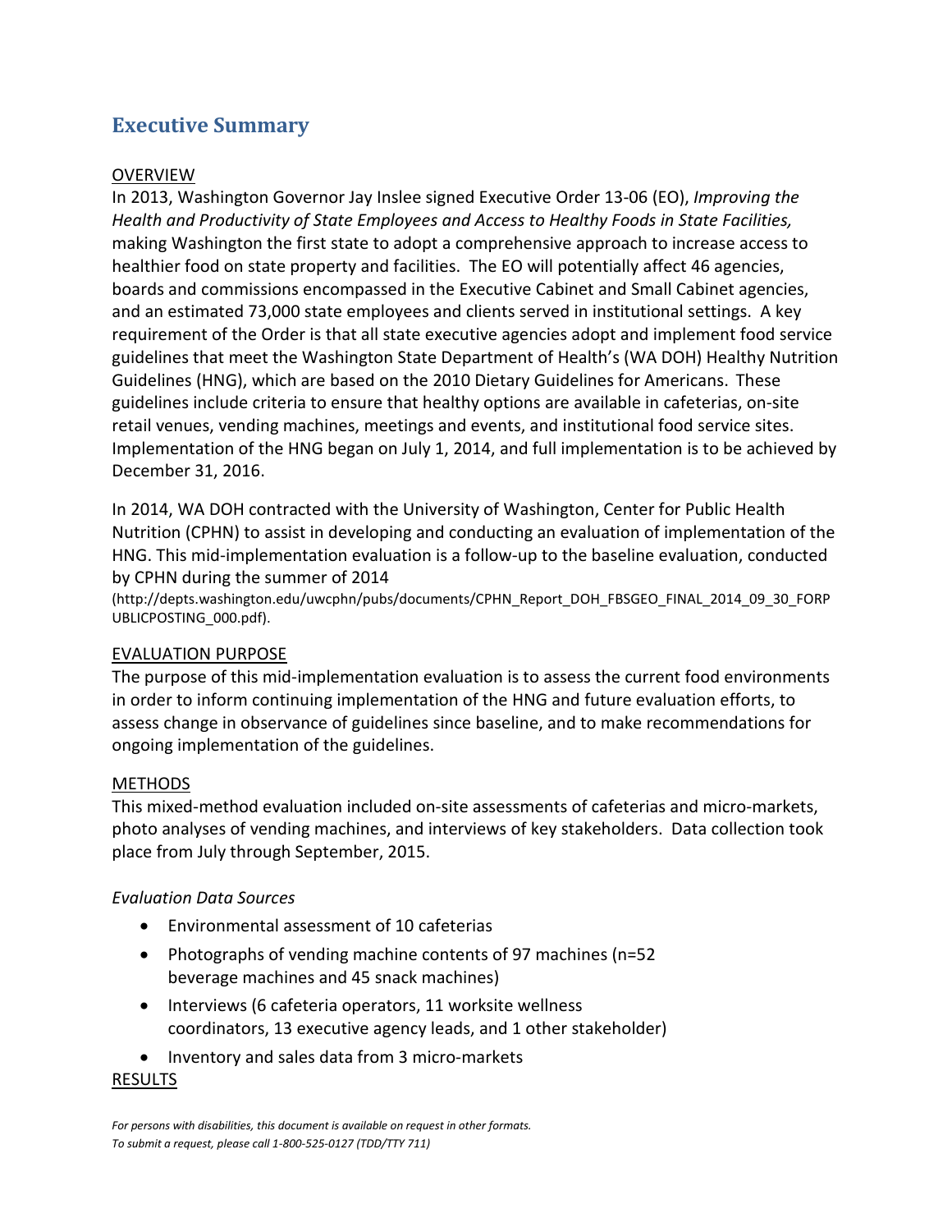# Executive Summary

## OVERVIEW

In 2013, Washington Governor Jay Inslee signed Executive Order 13-06 (EO), *Improving the Health and Productivity of State Employees and Access to Healthy Foods in State Facilities,* making Washington the first state to adopt a comprehensive approach to increase access to healthier food on state property and facilities. The EO will potentially affect 46 agencies, boards and commissions encompassed in the Executive Cabinet and Small Cabinet agencies, and an estimated 73,000 state employees and clients served in institutional settings. A key requirement of the Order is that all state executive agencies adopt and implement food service guidelines that meet the Washington State Department of Health's (WA DOH) Healthy Nutrition Guidelines (HNG), which are based on the 2010 Dietary Guidelines for Americans. These guidelines include criteria to ensure that healthy options are available in cafeterias, on-site retail venues, vending machines, meetings and events, and institutional food service sites. Implementation of the HNG began on July 1, 2014, and full implementation is to be achieved by December 31, 2016.

In 2014, WA DOH contracted with the University of Washington, Center for Public Health Nutrition (CPHN) to assist in developing and conducting an evaluation of implementation of the HNG. This mid-implementation evaluation is a follow-up to the baseline evaluation, conducted by CPHN during the summer of 2014 (http://depts.washington.edu/uwcphn/pubs/documents/CPHN_Report_DOH_FBSGEO_FINAL_2014_09_30_FORPUBLICPOSTING_000.pdf).

## EVALUATION PURPOSE

The purpose of this mid-implementation evaluation is to assess the current food environments in order to inform continuing implementation of the HNG and future evaluation efforts, to assess change in observance of guidelines since baseline, and to make recommendations for ongoing implementation of the guidelines.

## METHODS

This mixed-method evaluation included on-site assessments of cafeterias and micro-markets, photo analyses of vending machines, and interviews of key stakeholders. Data collection took place from July through September, 2015.

*Evaluation Data Sources*

- Environmental assessment of 10 cafeterias
- Photographs of vending machine contents of 97 machines (n=52 beverage machines and 45 snack machines)
- Interviews (6 cafeteria operators, 11 worksite wellness coordinators, 13 executive agency leads, and 1 other stakeholder)
- Inventory and sales data from 3 micro-markets

## RESULTS

*For persons with disabilities, this document is available on request in other formats.*
*To submit a request, please call 1-800-525-0127 (TDD/TTY 711)*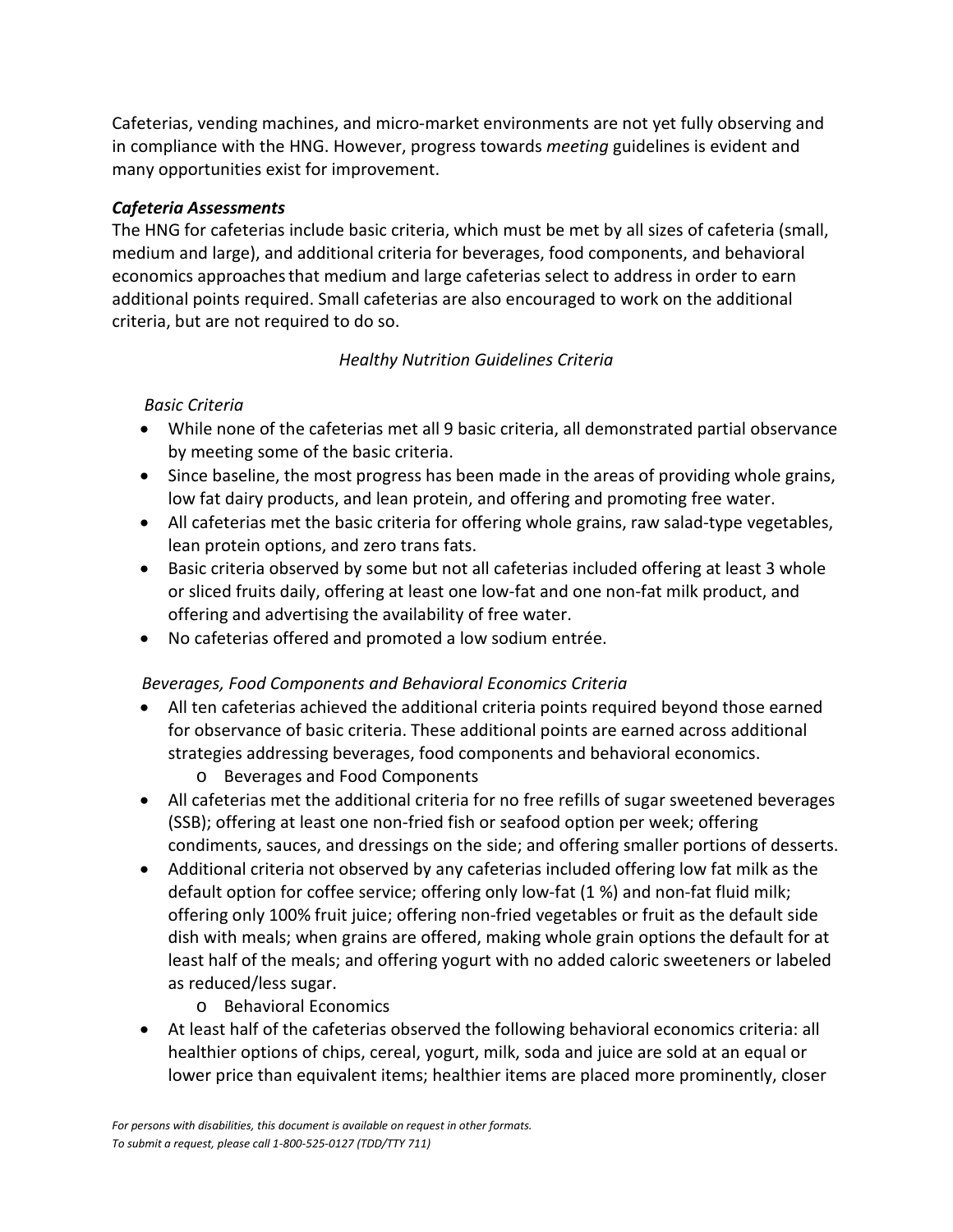Cafeterias, vending machines, and micro-market environments are not yet fully observing and in compliance with the HNG. However, progress towards *meeting* guidelines is evident and many opportunities exist for improvement.

### *Cafeteria Assessments*

The HNG for cafeterias include basic criteria, which must be met by all sizes of cafeteria (small, medium and large), and additional criteria for beverages, food components, and behavioral economics approaches that medium and large cafeterias select to address in order to earn additional points required. Small cafeterias are also encouraged to work on the additional criteria, but are not required to do so.

*Healthy Nutrition Guidelines Criteria*

*Basic Criteria*

- While none of the cafeterias met all 9 basic criteria, all demonstrated partial observance by meeting some of the basic criteria.
- Since baseline, the most progress has been made in the areas of providing whole grains, low fat dairy products, and lean protein, and offering and promoting free water.
- All cafeterias met the basic criteria for offering whole grains, raw salad-type vegetables, lean protein options, and zero trans fats.
- Basic criteria observed by some but not all cafeterias included offering at least 3 whole or sliced fruits daily, offering at least one low-fat and one non-fat milk product, and offering and advertising the availability of free water.
- No cafeterias offered and promoted a low sodium entrée.

*Beverages, Food Components and Behavioral Economics Criteria*

- All ten cafeterias achieved the additional criteria points required beyond those earned for observance of basic criteria. These additional points are earned across additional strategies addressing beverages, food components and behavioral economics.
  - Beverages and Food Components
- All cafeterias met the additional criteria for no free refills of sugar sweetened beverages (SSB); offering at least one non-fried fish or seafood option per week; offering condiments, sauces, and dressings on the side; and offering smaller portions of desserts.
- Additional criteria not observed by any cafeterias included offering low fat milk as the default option for coffee service; offering only low-fat (1 %) and non-fat fluid milk; offering only 100% fruit juice; offering non-fried vegetables or fruit as the default side dish with meals; when grains are offered, making whole grain options the default for at least half of the meals; and offering yogurt with no added caloric sweeteners or labeled as reduced/less sugar.
  - Behavioral Economics
- At least half of the cafeterias observed the following behavioral economics criteria: all healthier options of chips, cereal, yogurt, milk, soda and juice are sold at an equal or lower price than equivalent items; healthier items are placed more prominently, closer

*For persons with disabilities, this document is available on request in other formats.*
*To submit a request, please call 1-800-525-0127 (TDD/TTY 711)*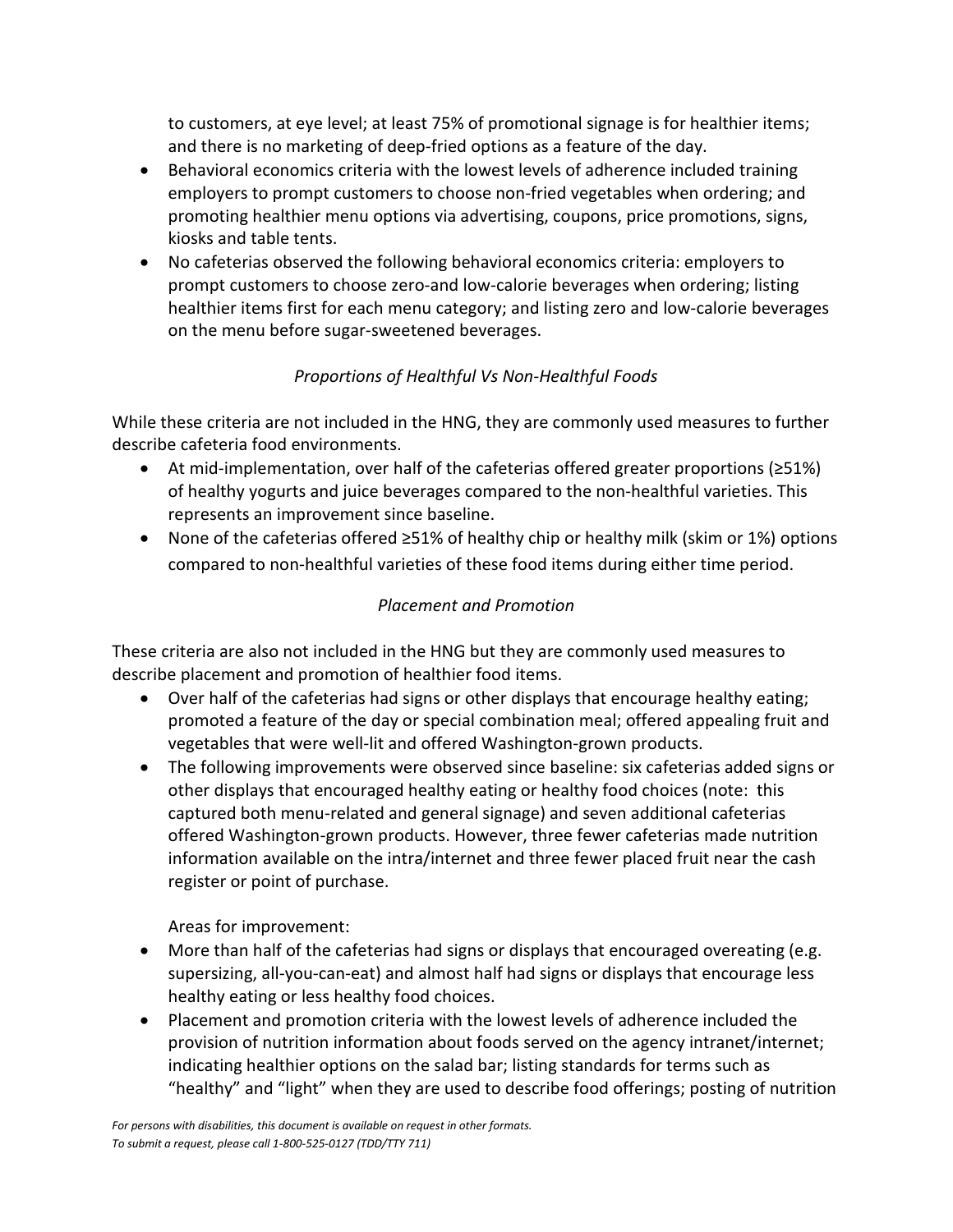to customers, at eye level; at least 75% of promotional signage is for healthier items; and there is no marketing of deep-fried options as a feature of the day.

- Behavioral economics criteria with the lowest levels of adherence included training employers to prompt customers to choose non-fried vegetables when ordering; and promoting healthier menu options via advertising, coupons, price promotions, signs, kiosks and table tents.
- No cafeterias observed the following behavioral economics criteria: employers to prompt customers to choose zero-and low-calorie beverages when ordering; listing healthier items first for each menu category; and listing zero and low-calorie beverages on the menu before sugar-sweetened beverages.

*Proportions of Healthful Vs Non-Healthful Foods*

While these criteria are not included in the HNG, they are commonly used measures to further describe cafeteria food environments.

- At mid-implementation, over half of the cafeterias offered greater proportions (≥51%) of healthy yogurts and juice beverages compared to the non-healthful varieties. This represents an improvement since baseline.
- None of the cafeterias offered ≥51% of healthy chip or healthy milk (skim or 1%) options compared to non-healthful varieties of these food items during either time period.

*Placement and Promotion*

These criteria are also not included in the HNG but they are commonly used measures to describe placement and promotion of healthier food items.

- Over half of the cafeterias had signs or other displays that encourage healthy eating; promoted a feature of the day or special combination meal; offered appealing fruit and vegetables that were well-lit and offered Washington-grown products.
- The following improvements were observed since baseline: six cafeterias added signs or other displays that encouraged healthy eating or healthy food choices (note: this captured both menu-related and general signage) and seven additional cafeterias offered Washington-grown products. However, three fewer cafeterias made nutrition information available on the intra/internet and three fewer placed fruit near the cash register or point of purchase.

  Areas for improvement:

- More than half of the cafeterias had signs or displays that encouraged overeating (e.g. supersizing, all-you-can-eat) and almost half had signs or displays that encourage less healthy eating or less healthy food choices.
- Placement and promotion criteria with the lowest levels of adherence included the provision of nutrition information about foods served on the agency intranet/internet; indicating healthier options on the salad bar; listing standards for terms such as "healthy" and "light" when they are used to describe food offerings; posting of nutrition

*For persons with disabilities, this document is available on request in other formats.*
*To submit a request, please call 1-800-525-0127 (TDD/TTY 711)*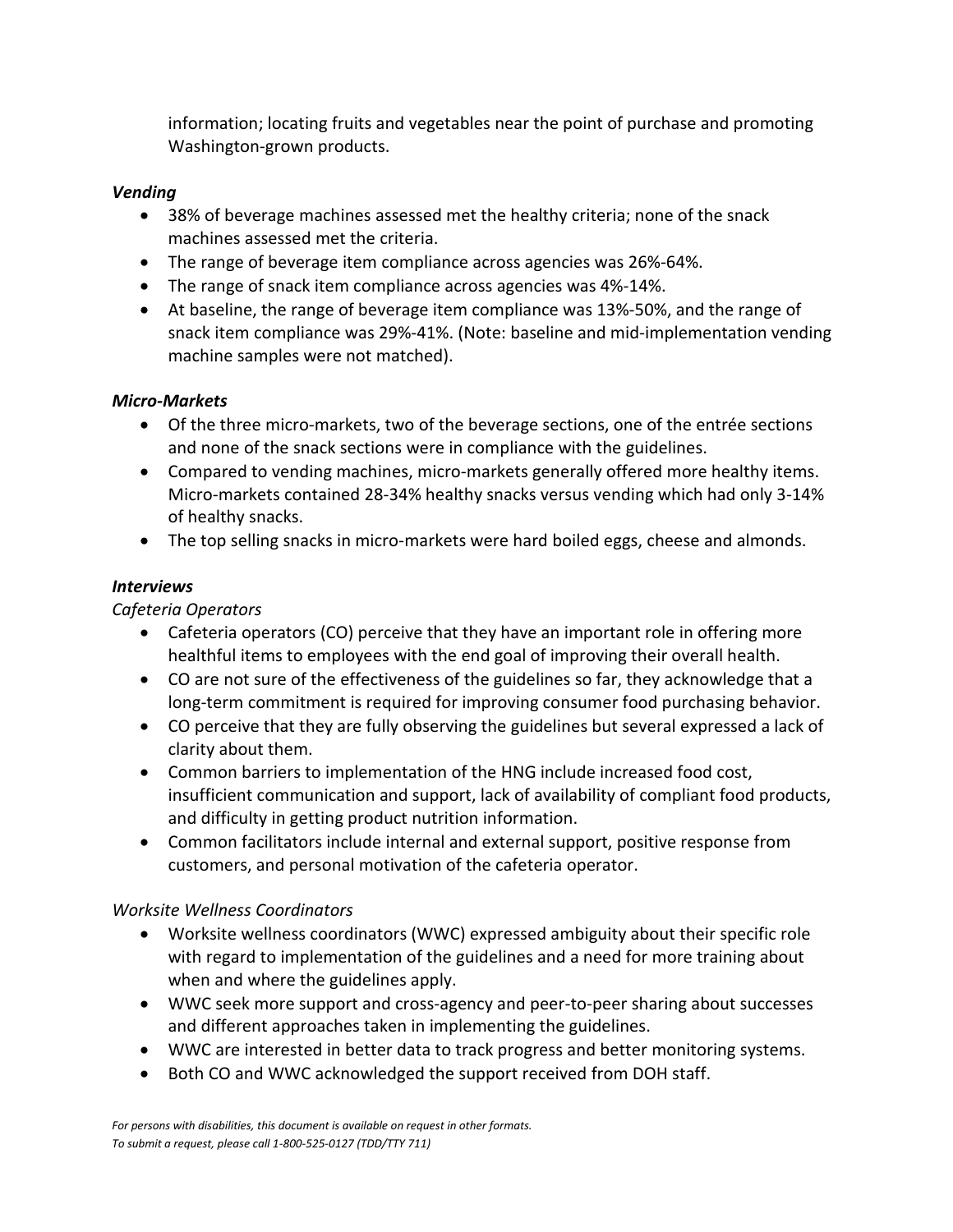information; locating fruits and vegetables near the point of purchase and promoting Washington-grown products.

### *Vending*

- 38% of beverage machines assessed met the healthy criteria; none of the snack machines assessed met the criteria.
- The range of beverage item compliance across agencies was 26%-64%.
- The range of snack item compliance across agencies was 4%-14%.
- At baseline, the range of beverage item compliance was 13%-50%, and the range of snack item compliance was 29%-41%. (Note: baseline and mid-implementation vending machine samples were not matched).

### *Micro-Markets*

- Of the three micro-markets, two of the beverage sections, one of the entrée sections and none of the snack sections were in compliance with the guidelines.
- Compared to vending machines, micro-markets generally offered more healthy items. Micro-markets contained 28-34% healthy snacks versus vending which had only 3-14% of healthy snacks.
- The top selling snacks in micro-markets were hard boiled eggs, cheese and almonds.

### *Interviews*

*Cafeteria Operators*

- Cafeteria operators (CO) perceive that they have an important role in offering more healthful items to employees with the end goal of improving their overall health.
- CO are not sure of the effectiveness of the guidelines so far, they acknowledge that a long-term commitment is required for improving consumer food purchasing behavior.
- CO perceive that they are fully observing the guidelines but several expressed a lack of clarity about them.
- Common barriers to implementation of the HNG include increased food cost, insufficient communication and support, lack of availability of compliant food products, and difficulty in getting product nutrition information.
- Common facilitators include internal and external support, positive response from customers, and personal motivation of the cafeteria operator.

*Worksite Wellness Coordinators*

- Worksite wellness coordinators (WWC) expressed ambiguity about their specific role with regard to implementation of the guidelines and a need for more training about when and where the guidelines apply.
- WWC seek more support and cross-agency and peer-to-peer sharing about successes and different approaches taken in implementing the guidelines.
- WWC are interested in better data to track progress and better monitoring systems.
- Both CO and WWC acknowledged the support received from DOH staff.

*For persons with disabilities, this document is available on request in other formats.*
*To submit a request, please call 1-800-525-0127 (TDD/TTY 711)*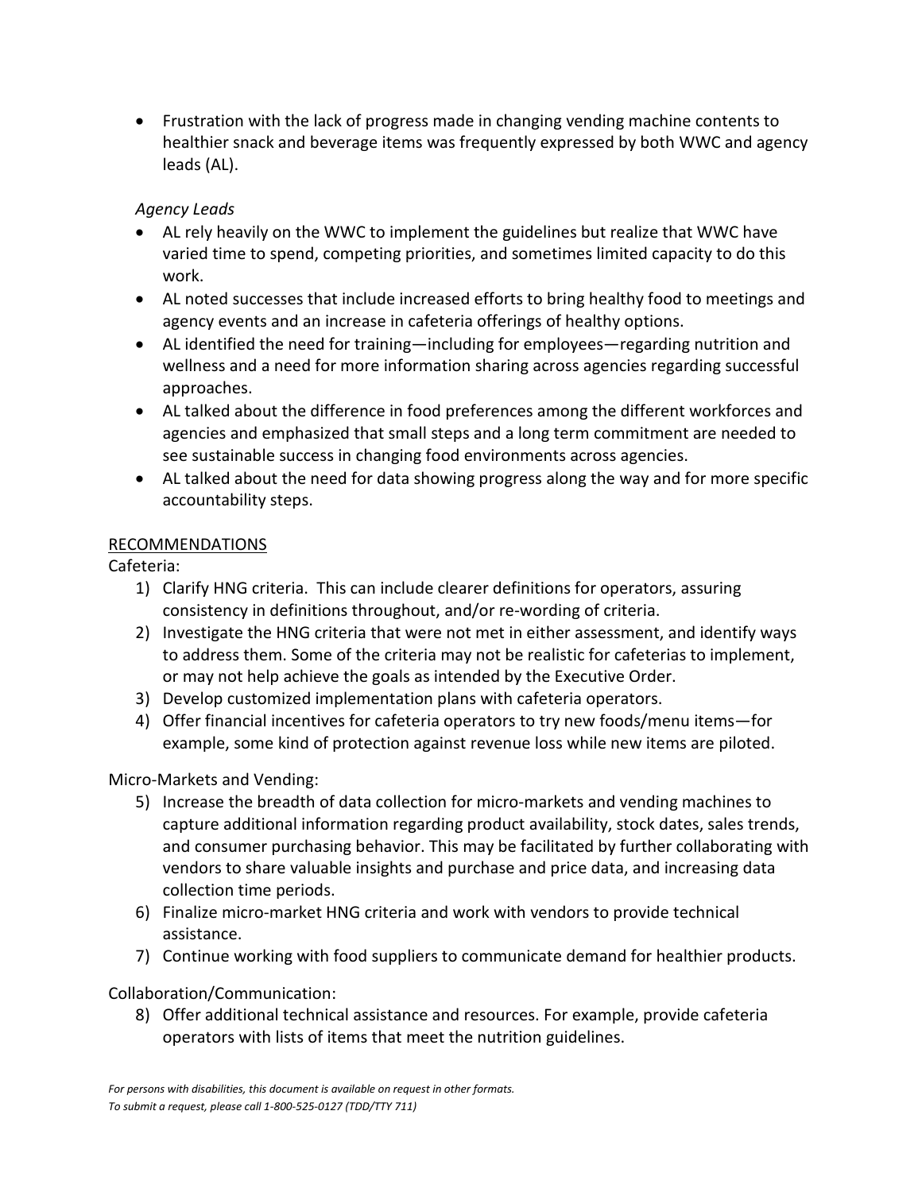- Frustration with the lack of progress made in changing vending machine contents to healthier snack and beverage items was frequently expressed by both WWC and agency leads (AL).

*Agency Leads*

- AL rely heavily on the WWC to implement the guidelines but realize that WWC have varied time to spend, competing priorities, and sometimes limited capacity to do this work.
- AL noted successes that include increased efforts to bring healthy food to meetings and agency events and an increase in cafeteria offerings of healthy options.
- AL identified the need for training—including for employees—regarding nutrition and wellness and a need for more information sharing across agencies regarding successful approaches.
- AL talked about the difference in food preferences among the different workforces and agencies and emphasized that small steps and a long term commitment are needed to see sustainable success in changing food environments across agencies.
- AL talked about the need for data showing progress along the way and for more specific accountability steps.

## RECOMMENDATIONS

Cafeteria:

1) Clarify HNG criteria. This can include clearer definitions for operators, assuring consistency in definitions throughout, and/or re-wording of criteria.
2) Investigate the HNG criteria that were not met in either assessment, and identify ways to address them. Some of the criteria may not be realistic for cafeterias to implement, or may not help achieve the goals as intended by the Executive Order.
3) Develop customized implementation plans with cafeteria operators.
4) Offer financial incentives for cafeteria operators to try new foods/menu items—for example, some kind of protection against revenue loss while new items are piloted.

Micro-Markets and Vending:

5) Increase the breadth of data collection for micro-markets and vending machines to capture additional information regarding product availability, stock dates, sales trends, and consumer purchasing behavior. This may be facilitated by further collaborating with vendors to share valuable insights and purchase and price data, and increasing data collection time periods.
6) Finalize micro-market HNG criteria and work with vendors to provide technical assistance.
7) Continue working with food suppliers to communicate demand for healthier products.

Collaboration/Communication:

8) Offer additional technical assistance and resources. For example, provide cafeteria operators with lists of items that meet the nutrition guidelines.

*For persons with disabilities, this document is available on request in other formats.*
*To submit a request, please call 1-800-525-0127 (TDD/TTY 711)*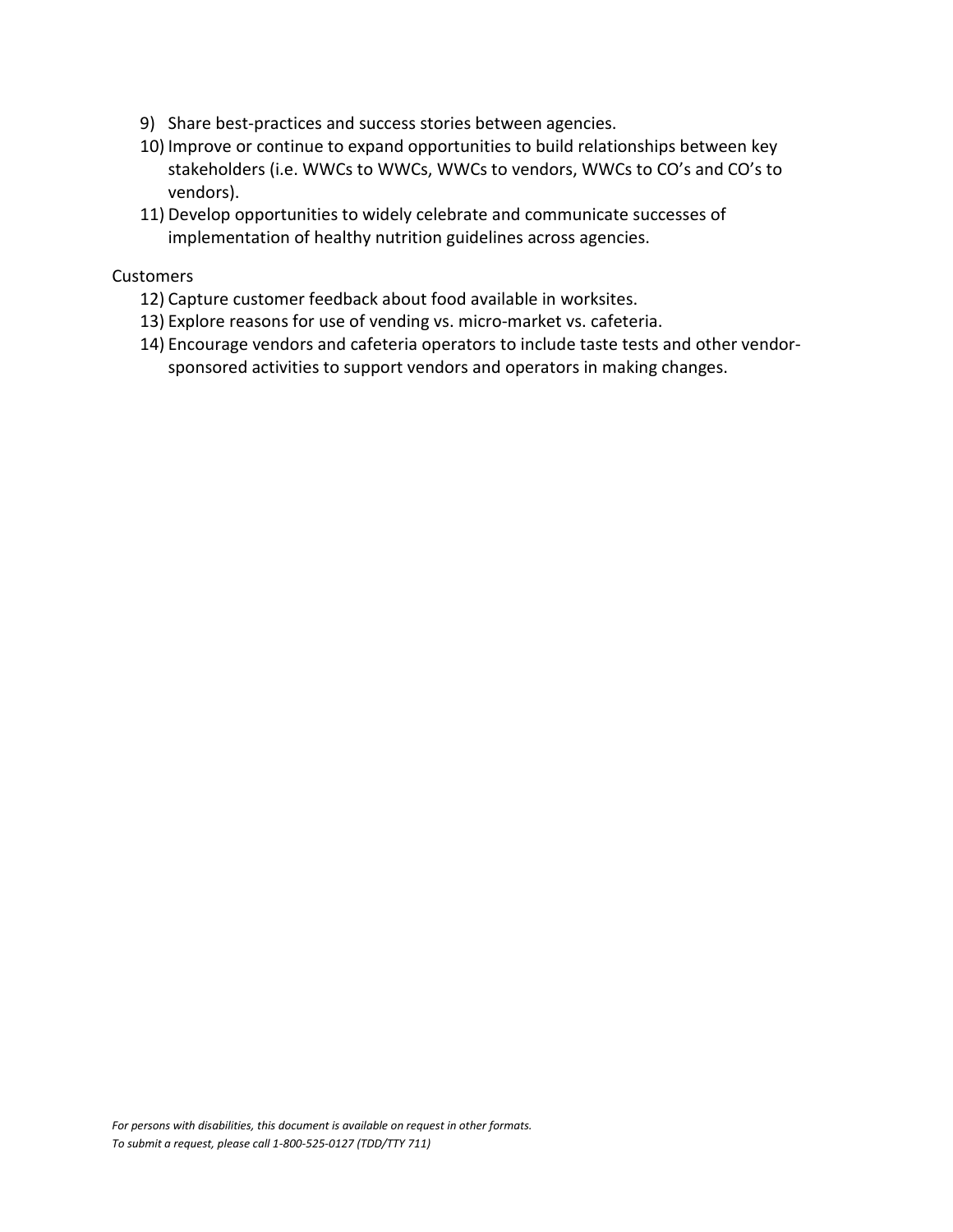9) Share best-practices and success stories between agencies.
10) Improve or continue to expand opportunities to build relationships between key stakeholders (i.e. WWCs to WWCs, WWCs to vendors, WWCs to CO's and CO's to vendors).
11) Develop opportunities to widely celebrate and communicate successes of implementation of healthy nutrition guidelines across agencies.

Customers

12) Capture customer feedback about food available in worksites.
13) Explore reasons for use of vending vs. micro-market vs. cafeteria.
14) Encourage vendors and cafeteria operators to include taste tests and other vendor-sponsored activities to support vendors and operators in making changes.

*For persons with disabilities, this document is available on request in other formats.*
*To submit a request, please call 1-800-525-0127 (TDD/TTY 711)*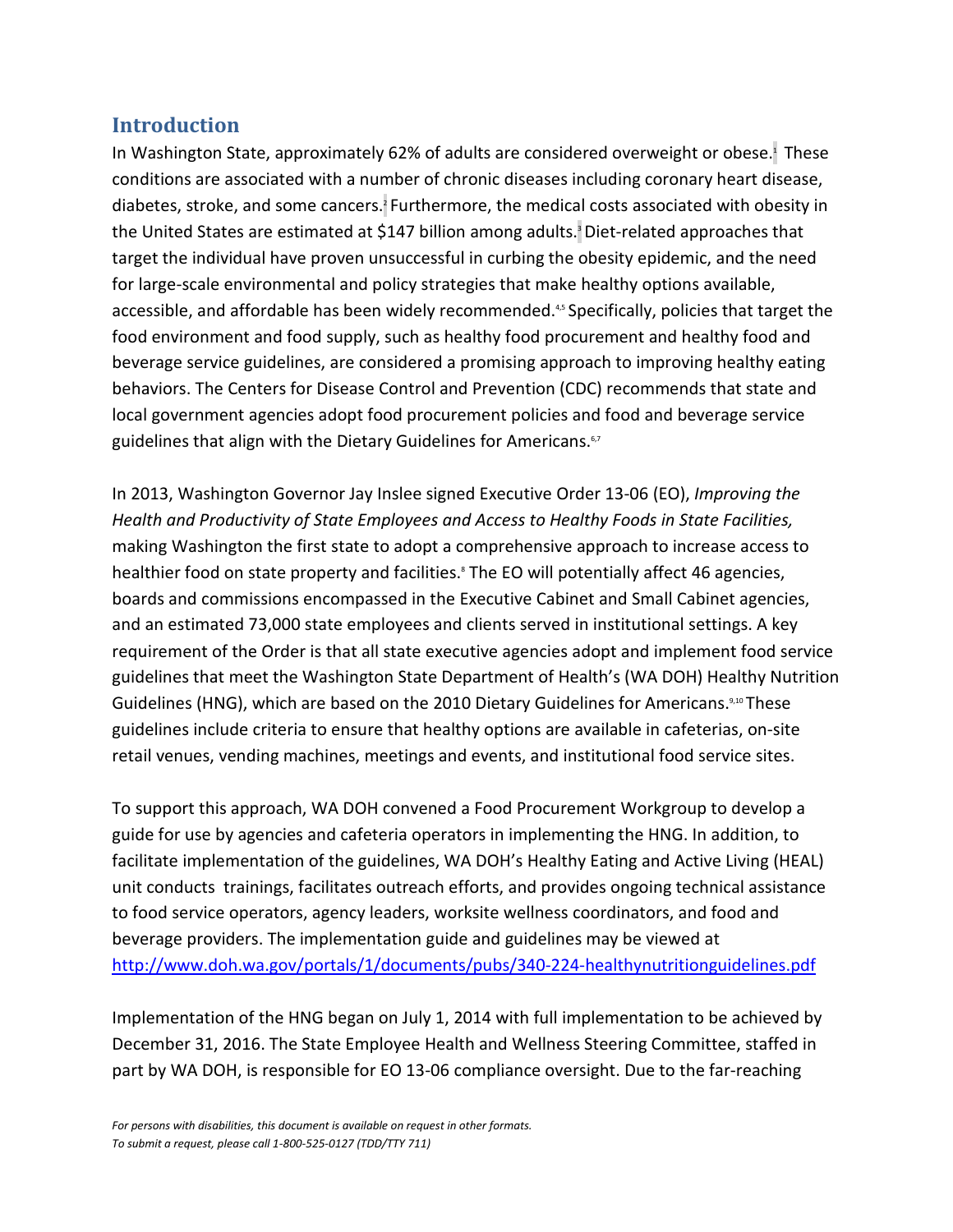## Introduction

In Washington State, approximately 62% of adults are considered overweight or obese.[1] These conditions are associated with a number of chronic diseases including coronary heart disease, diabetes, stroke, and some cancers.[2] Furthermore, the medical costs associated with obesity in the United States are estimated at $147 billion among adults.[3] Diet-related approaches that target the individual have proven unsuccessful in curbing the obesity epidemic, and the need for large-scale environmental and policy strategies that make healthy options available, accessible, and affordable has been widely recommended.[4,5] Specifically, policies that target the food environment and food supply, such as healthy food procurement and healthy food and beverage service guidelines, are considered a promising approach to improving healthy eating behaviors. The Centers for Disease Control and Prevention (CDC) recommends that state and local government agencies adopt food procurement policies and food and beverage service guidelines that align with the Dietary Guidelines for Americans.[6,7]

In 2013, Washington Governor Jay Inslee signed Executive Order 13-06 (EO), *Improving the Health and Productivity of State Employees and Access to Healthy Foods in State Facilities,* making Washington the first state to adopt a comprehensive approach to increase access to healthier food on state property and facilities.[8] The EO will potentially affect 46 agencies, boards and commissions encompassed in the Executive Cabinet and Small Cabinet agencies, and an estimated 73,000 state employees and clients served in institutional settings. A key requirement of the Order is that all state executive agencies adopt and implement food service guidelines that meet the Washington State Department of Health's (WA DOH) Healthy Nutrition Guidelines (HNG), which are based on the 2010 Dietary Guidelines for Americans.[9,10] These guidelines include criteria to ensure that healthy options are available in cafeterias, on-site retail venues, vending machines, meetings and events, and institutional food service sites.

To support this approach, WA DOH convened a Food Procurement Workgroup to develop a guide for use by agencies and cafeteria operators in implementing the HNG. In addition, to facilitate implementation of the guidelines, WA DOH's Healthy Eating and Active Living (HEAL) unit conducts trainings, facilitates outreach efforts, and provides ongoing technical assistance to food service operators, agency leaders, worksite wellness coordinators, and food and beverage providers. The implementation guide and guidelines may be viewed at http://www.doh.wa.gov/portals/1/documents/pubs/340-224-healthynutritionguidelines.pdf

Implementation of the HNG began on July 1, 2014 with full implementation to be achieved by December 31, 2016. The State Employee Health and Wellness Steering Committee, staffed in part by WA DOH, is responsible for EO 13-06 compliance oversight. Due to the far-reaching

*For persons with disabilities, this document is available on request in other formats.*
*To submit a request, please call 1-800-525-0127 (TDD/TTY 711)*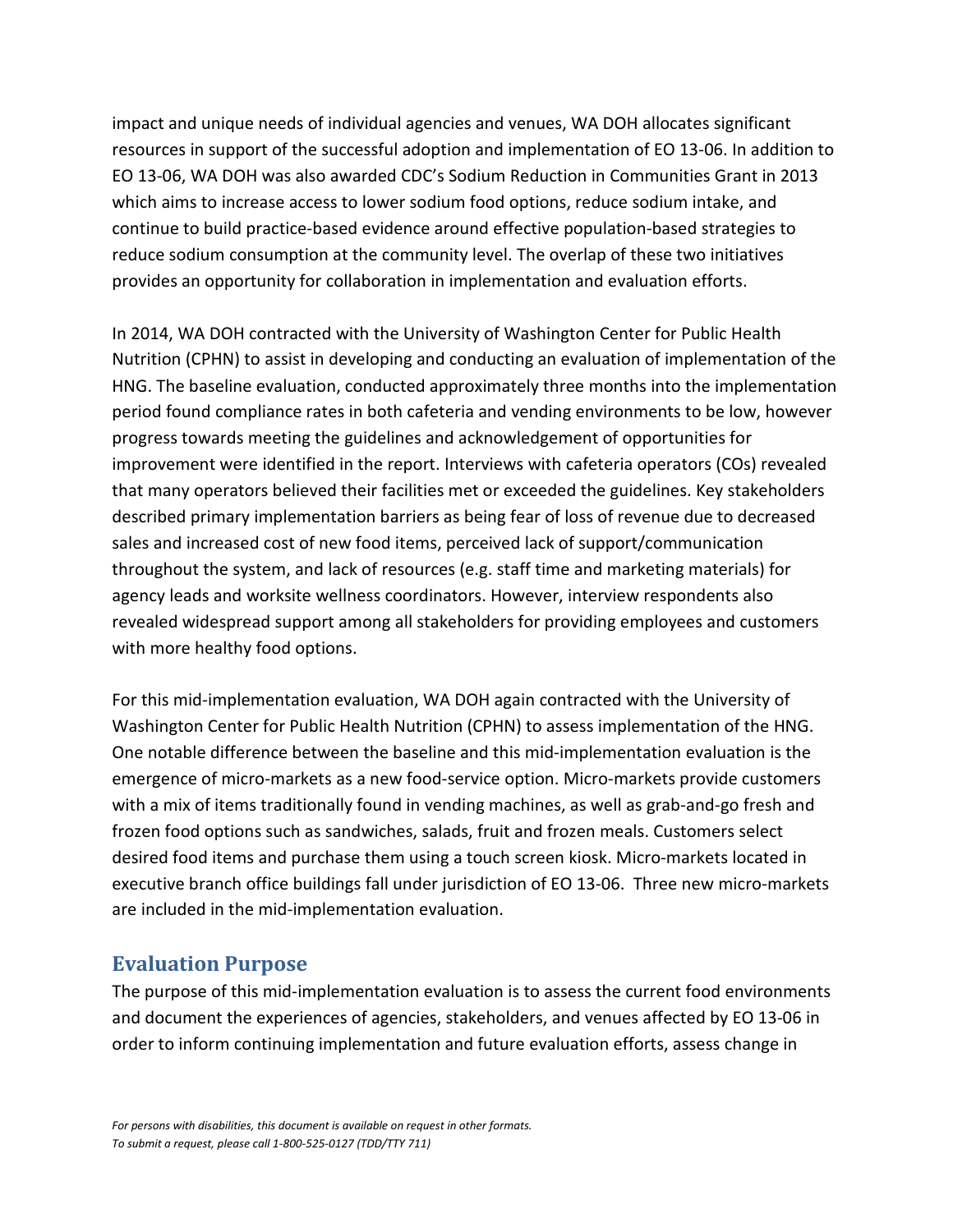impact and unique needs of individual agencies and venues, WA DOH allocates significant resources in support of the successful adoption and implementation of EO 13-06. In addition to EO 13-06, WA DOH was also awarded CDC's Sodium Reduction in Communities Grant in 2013 which aims to increase access to lower sodium food options, reduce sodium intake, and continue to build practice-based evidence around effective population-based strategies to reduce sodium consumption at the community level. The overlap of these two initiatives provides an opportunity for collaboration in implementation and evaluation efforts.

In 2014, WA DOH contracted with the University of Washington Center for Public Health Nutrition (CPHN) to assist in developing and conducting an evaluation of implementation of the HNG. The baseline evaluation, conducted approximately three months into the implementation period found compliance rates in both cafeteria and vending environments to be low, however progress towards meeting the guidelines and acknowledgement of opportunities for improvement were identified in the report. Interviews with cafeteria operators (COs) revealed that many operators believed their facilities met or exceeded the guidelines. Key stakeholders described primary implementation barriers as being fear of loss of revenue due to decreased sales and increased cost of new food items, perceived lack of support/communication throughout the system, and lack of resources (e.g. staff time and marketing materials) for agency leads and worksite wellness coordinators. However, interview respondents also revealed widespread support among all stakeholders for providing employees and customers with more healthy food options.

For this mid-implementation evaluation, WA DOH again contracted with the University of Washington Center for Public Health Nutrition (CPHN) to assess implementation of the HNG. One notable difference between the baseline and this mid-implementation evaluation is the emergence of micro-markets as a new food-service option. Micro-markets provide customers with a mix of items traditionally found in vending machines, as well as grab-and-go fresh and frozen food options such as sandwiches, salads, fruit and frozen meals. Customers select desired food items and purchase them using a touch screen kiosk. Micro-markets located in executive branch office buildings fall under jurisdiction of EO 13-06. Three new micro-markets are included in the mid-implementation evaluation.

## Evaluation Purpose

The purpose of this mid-implementation evaluation is to assess the current food environments and document the experiences of agencies, stakeholders, and venues affected by EO 13-06 in order to inform continuing implementation and future evaluation efforts, assess change in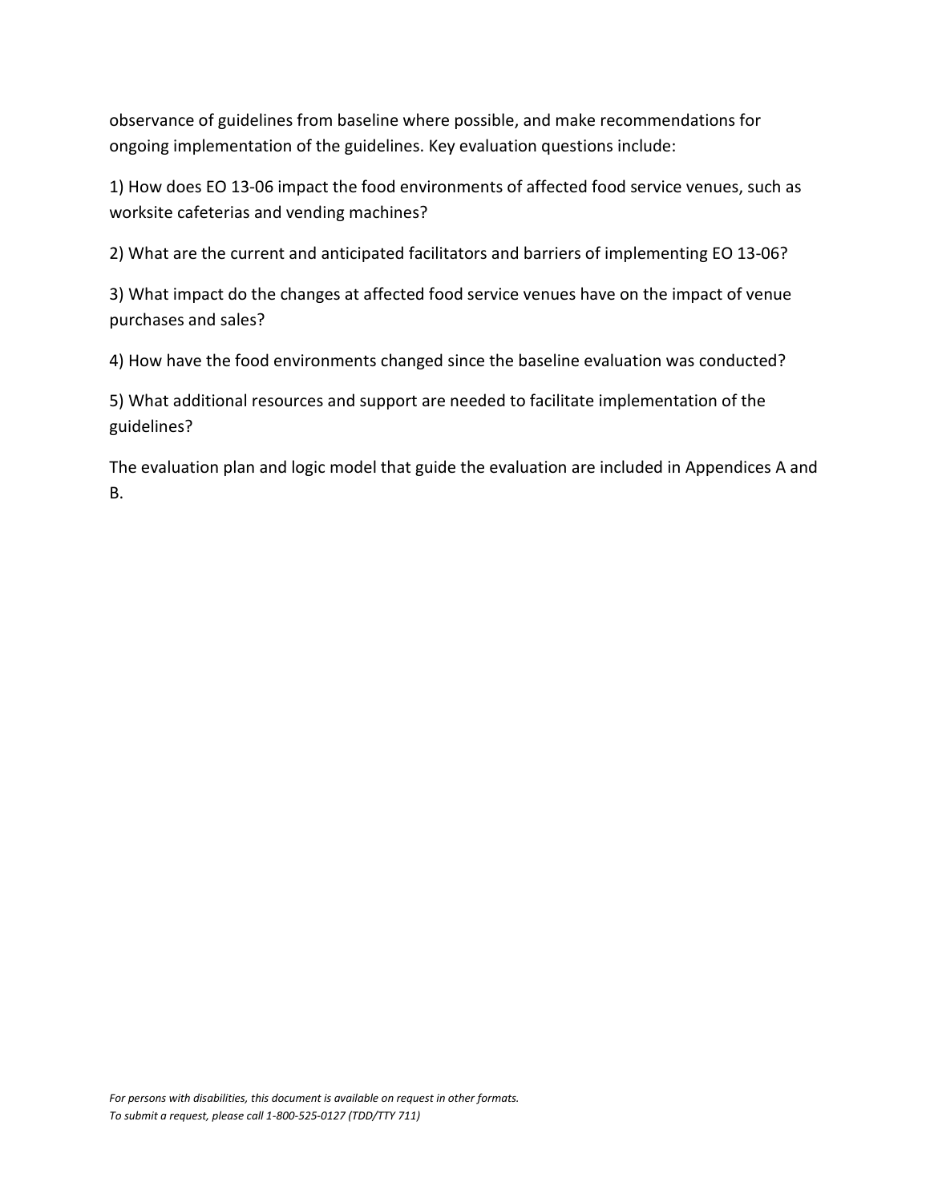observance of guidelines from baseline where possible, and make recommendations for ongoing implementation of the guidelines. Key evaluation questions include:

1) How does EO 13-06 impact the food environments of affected food service venues, such as worksite cafeterias and vending machines?

2) What are the current and anticipated facilitators and barriers of implementing EO 13-06?

3) What impact do the changes at affected food service venues have on the impact of venue purchases and sales?

4) How have the food environments changed since the baseline evaluation was conducted?

5) What additional resources and support are needed to facilitate implementation of the guidelines?

The evaluation plan and logic model that guide the evaluation are included in Appendices A and B.

*For persons with disabilities, this document is available on request in other formats.*
*To submit a request, please call 1-800-525-0127 (TDD/TTY 711)*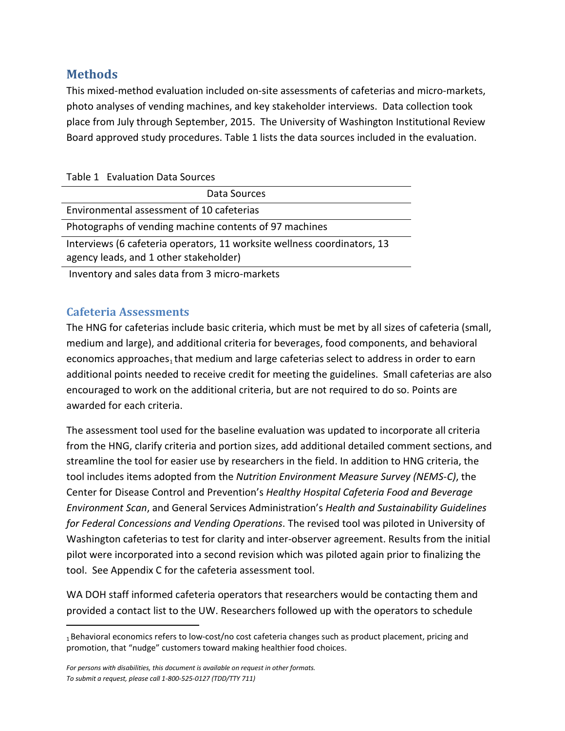## Methods

This mixed-method evaluation included on-site assessments of cafeterias and micro-markets, photo analyses of vending machines, and key stakeholder interviews. Data collection took place from July through September, 2015. The University of Washington Institutional Review Board approved study procedures. Table 1 lists the data sources included in the evaluation.

Table 1 Evaluation Data Sources

| Data Sources |
| --- |
| Environmental assessment of 10 cafeterias |
| Photographs of vending machine contents of 97 machines |
| Interviews (6 cafeteria operators, 11 worksite wellness coordinators, 13 agency leads, and 1 other stakeholder) |
| Inventory and sales data from 3 micro-markets |

### Cafeteria Assessments

The HNG for cafeterias include basic criteria, which must be met by all sizes of cafeteria (small, medium and large), and additional criteria for beverages, food components, and behavioral economics approaches[1] that medium and large cafeterias select to address in order to earn additional points needed to receive credit for meeting the guidelines. Small cafeterias are also encouraged to work on the additional criteria, but are not required to do so. Points are awarded for each criteria.

The assessment tool used for the baseline evaluation was updated to incorporate all criteria from the HNG, clarify criteria and portion sizes, add additional detailed comment sections, and streamline the tool for easier use by researchers in the field. In addition to HNG criteria, the tool includes items adopted from the *Nutrition Environment Measure Survey (NEMS-C)*, the Center for Disease Control and Prevention's *Healthy Hospital Cafeteria Food and Beverage Environment Scan*, and General Services Administration's *Health and Sustainability Guidelines for Federal Concessions and Vending Operations*. The revised tool was piloted in University of Washington cafeterias to test for clarity and inter-observer agreement. Results from the initial pilot were incorporated into a second revision which was piloted again prior to finalizing the tool. See Appendix C for the cafeteria assessment tool.

WA DOH staff informed cafeteria operators that researchers would be contacting them and provided a contact list to the UW. Researchers followed up with the operators to schedule

---

[1] Behavioral economics refers to low-cost/no cost cafeteria changes such as product placement, pricing and promotion, that "nudge" customers toward making healthier food choices.

*For persons with disabilities, this document is available on request in other formats.*
*To submit a request, please call 1-800-525-0127 (TDD/TTY 711)*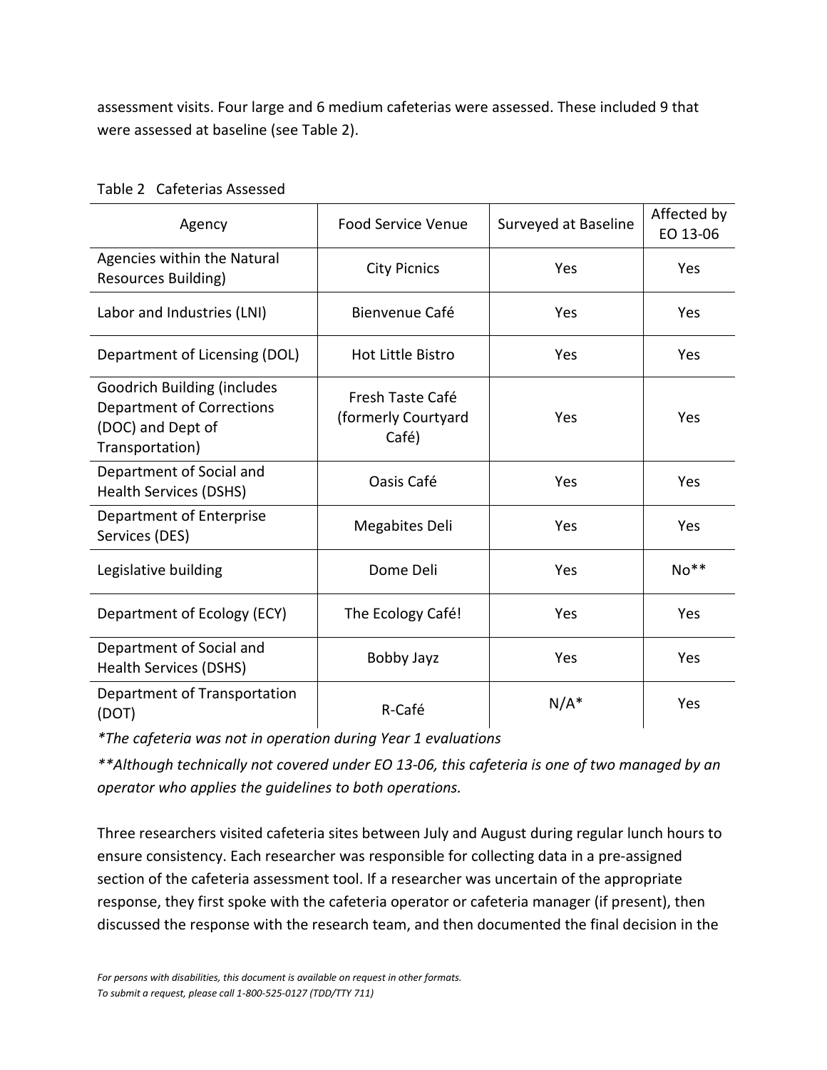assessment visits. Four large and 6 medium cafeterias were assessed. These included 9 that were assessed at baseline (see Table 2).

Table 2 Cafeterias Assessed

| Agency | Food Service Venue | Surveyed at Baseline | Affected by EO 13-06 |
|---|---|---|---|
| Agencies within the Natural Resources Building) | City Picnics | Yes | Yes |
| Labor and Industries (LNI) | Bienvenue Café | Yes | Yes |
| Department of Licensing (DOL) | Hot Little Bistro | Yes | Yes |
| Goodrich Building (includes Department of Corrections (DOC) and Dept of Transportation) | Fresh Taste Café (formerly Courtyard Café) | Yes | Yes |
| Department of Social and Health Services (DSHS) | Oasis Café | Yes | Yes |
| Department of Enterprise Services (DES) | Megabites Deli | Yes | Yes |
| Legislative building | Dome Deli | Yes | No** |
| Department of Ecology (ECY) | The Ecology Café! | Yes | Yes |
| Department of Social and Health Services (DSHS) | Bobby Jayz | Yes | Yes |
| Department of Transportation (DOT) | R-Café | N/A* | Yes |

*\*The cafeteria was not in operation during Year 1 evaluations*

*\*\*Although technically not covered under EO 13-06, this cafeteria is one of two managed by an operator who applies the guidelines to both operations.*

Three researchers visited cafeteria sites between July and August during regular lunch hours to ensure consistency. Each researcher was responsible for collecting data in a pre-assigned section of the cafeteria assessment tool. If a researcher was uncertain of the appropriate response, they first spoke with the cafeteria operator or cafeteria manager (if present), then discussed the response with the research team, and then documented the final decision in the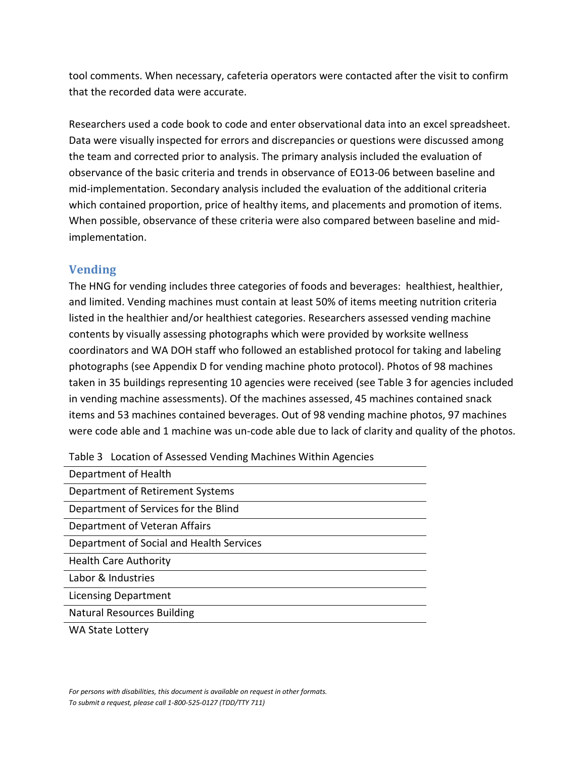tool comments. When necessary, cafeteria operators were contacted after the visit to confirm that the recorded data were accurate.

Researchers used a code book to code and enter observational data into an excel spreadsheet. Data were visually inspected for errors and discrepancies or questions were discussed among the team and corrected prior to analysis. The primary analysis included the evaluation of observance of the basic criteria and trends in observance of EO13-06 between baseline and mid-implementation. Secondary analysis included the evaluation of the additional criteria which contained proportion, price of healthy items, and placements and promotion of items. When possible, observance of these criteria were also compared between baseline and mid-implementation.

## Vending

The HNG for vending includes three categories of foods and beverages: healthiest, healthier, and limited. Vending machines must contain at least 50% of items meeting nutrition criteria listed in the healthier and/or healthiest categories. Researchers assessed vending machine contents by visually assessing photographs which were provided by worksite wellness coordinators and WA DOH staff who followed an established protocol for taking and labeling photographs (see Appendix D for vending machine photo protocol). Photos of 98 machines taken in 35 buildings representing 10 agencies were received (see Table 3 for agencies included in vending machine assessments). Of the machines assessed, 45 machines contained snack items and 53 machines contained beverages. Out of 98 vending machine photos, 97 machines were code able and 1 machine was un-code able due to lack of clarity and quality of the photos.

Table 3 Location of Assessed Vending Machines Within Agencies

| |
|---|
| Department of Health |
| Department of Retirement Systems |
| Department of Services for the Blind |
| Department of Veteran Affairs |
| Department of Social and Health Services |
| Health Care Authority |
| Labor & Industries |
| Licensing Department |
| Natural Resources Building |
| WA State Lottery |

*For persons with disabilities, this document is available on request in other formats.*
*To submit a request, please call 1-800-525-0127 (TDD/TTY 711)*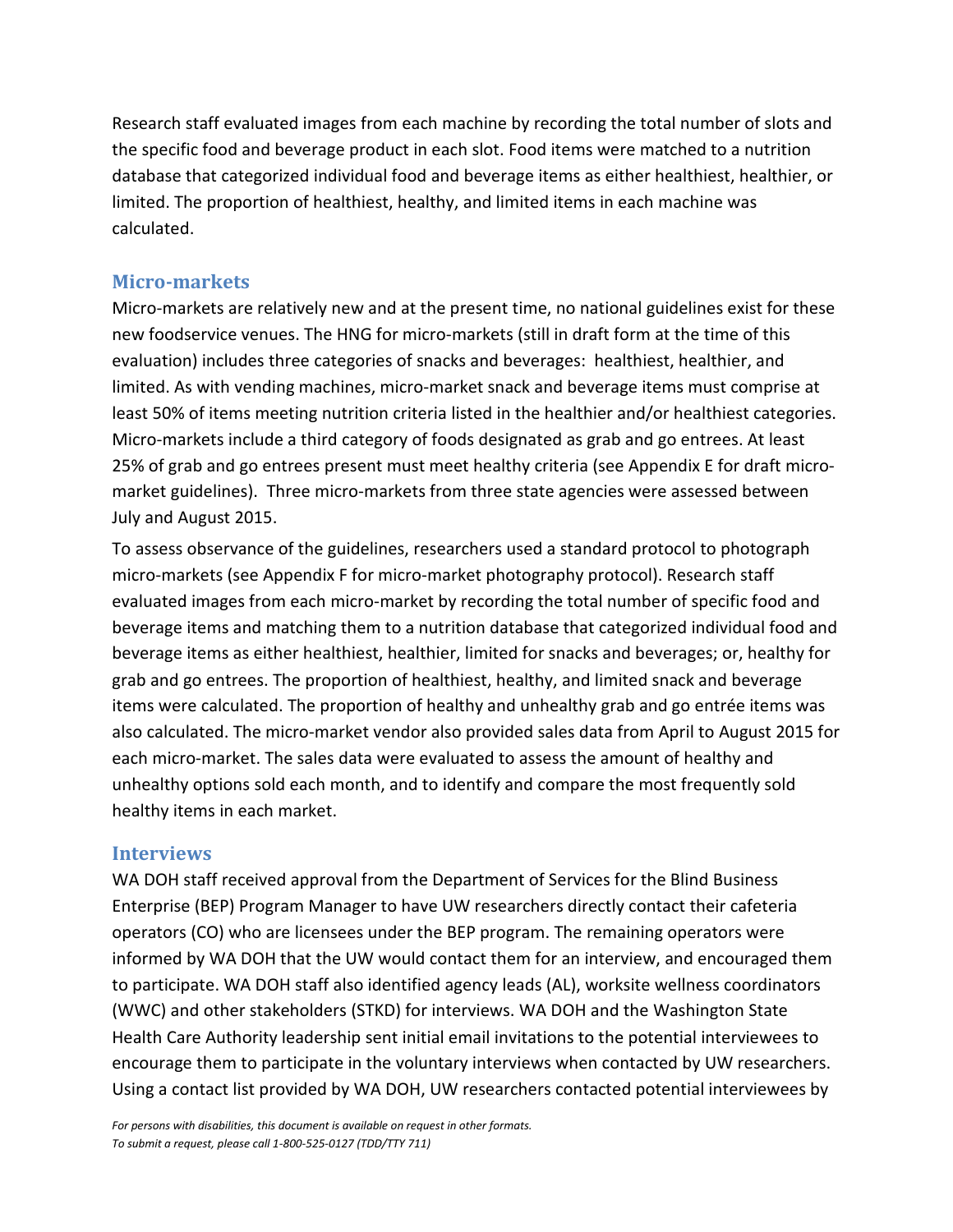Research staff evaluated images from each machine by recording the total number of slots and the specific food and beverage product in each slot. Food items were matched to a nutrition database that categorized individual food and beverage items as either healthiest, healthier, or limited. The proportion of healthiest, healthy, and limited items in each machine was calculated.

## Micro-markets

Micro-markets are relatively new and at the present time, no national guidelines exist for these new foodservice venues. The HNG for micro-markets (still in draft form at the time of this evaluation) includes three categories of snacks and beverages: healthiest, healthier, and limited. As with vending machines, micro-market snack and beverage items must comprise at least 50% of items meeting nutrition criteria listed in the healthier and/or healthiest categories. Micro-markets include a third category of foods designated as grab and go entrees. At least 25% of grab and go entrees present must meet healthy criteria (see Appendix E for draft micro-market guidelines). Three micro-markets from three state agencies were assessed between July and August 2015.

To assess observance of the guidelines, researchers used a standard protocol to photograph micro-markets (see Appendix F for micro-market photography protocol). Research staff evaluated images from each micro-market by recording the total number of specific food and beverage items and matching them to a nutrition database that categorized individual food and beverage items as either healthiest, healthier, limited for snacks and beverages; or, healthy for grab and go entrees. The proportion of healthiest, healthy, and limited snack and beverage items were calculated. The proportion of healthy and unhealthy grab and go entrée items was also calculated. The micro-market vendor also provided sales data from April to August 2015 for each micro-market. The sales data were evaluated to assess the amount of healthy and unhealthy options sold each month, and to identify and compare the most frequently sold healthy items in each market.

## Interviews

WA DOH staff received approval from the Department of Services for the Blind Business Enterprise (BEP) Program Manager to have UW researchers directly contact their cafeteria operators (CO) who are licensees under the BEP program. The remaining operators were informed by WA DOH that the UW would contact them for an interview, and encouraged them to participate. WA DOH staff also identified agency leads (AL), worksite wellness coordinators (WWC) and other stakeholders (STKD) for interviews. WA DOH and the Washington State Health Care Authority leadership sent initial email invitations to the potential interviewees to encourage them to participate in the voluntary interviews when contacted by UW researchers. Using a contact list provided by WA DOH, UW researchers contacted potential interviewees by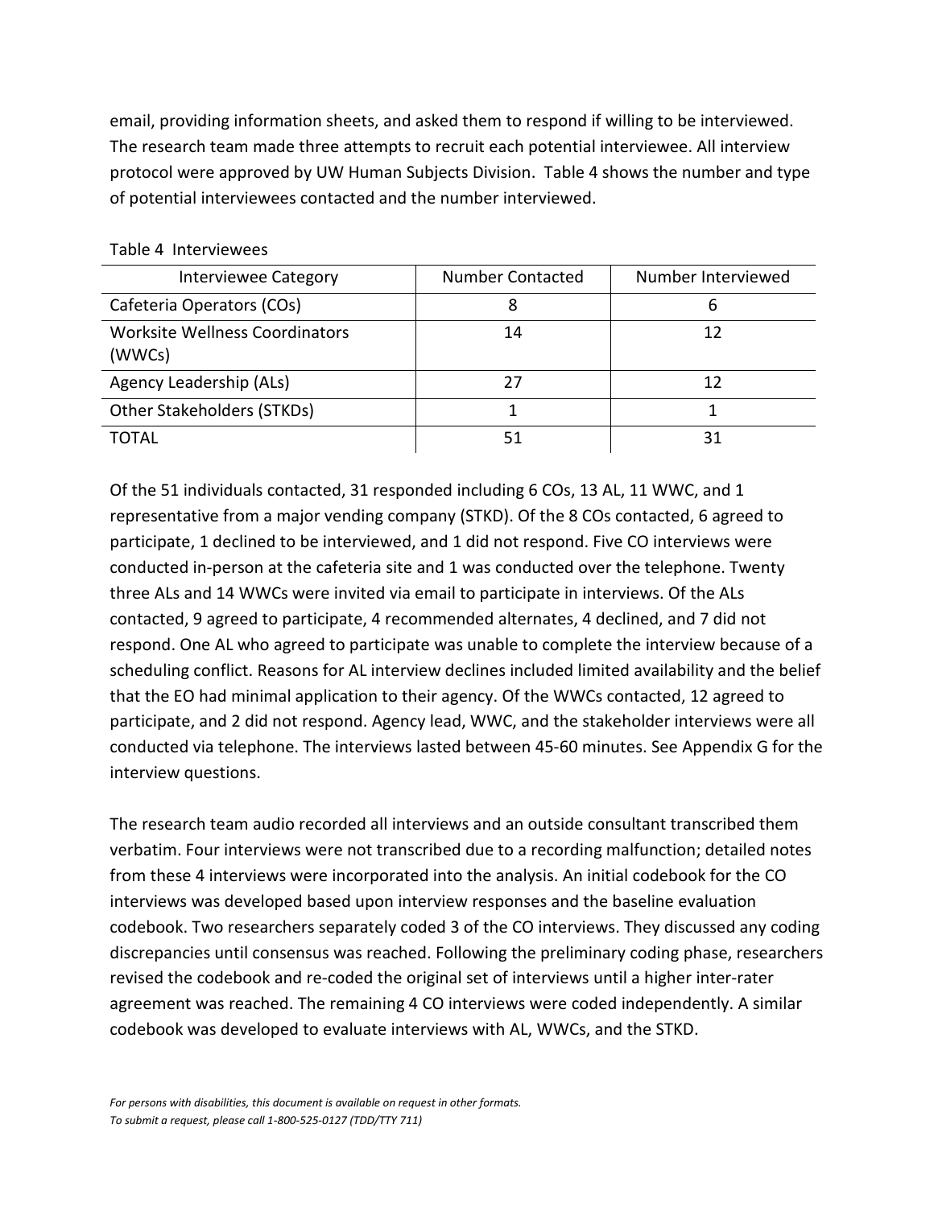email, providing information sheets, and asked them to respond if willing to be interviewed. The research team made three attempts to recruit each potential interviewee. All interview protocol were approved by UW Human Subjects Division. Table 4 shows the number and type of potential interviewees contacted and the number interviewed.

Table 4 Interviewees

| Interviewee Category | Number Contacted | Number Interviewed |
|---|---|---|
| Cafeteria Operators (COs) | 8 | 6 |
| Worksite Wellness Coordinators (WWCs) | 14 | 12 |
| Agency Leadership (ALs) | 27 | 12 |
| Other Stakeholders (STKDs) | 1 | 1 |
| TOTAL | 51 | 31 |

Of the 51 individuals contacted, 31 responded including 6 COs, 13 AL, 11 WWC, and 1 representative from a major vending company (STKD). Of the 8 COs contacted, 6 agreed to participate, 1 declined to be interviewed, and 1 did not respond. Five CO interviews were conducted in-person at the cafeteria site and 1 was conducted over the telephone. Twenty three ALs and 14 WWCs were invited via email to participate in interviews. Of the ALs contacted, 9 agreed to participate, 4 recommended alternates, 4 declined, and 7 did not respond. One AL who agreed to participate was unable to complete the interview because of a scheduling conflict. Reasons for AL interview declines included limited availability and the belief that the EO had minimal application to their agency. Of the WWCs contacted, 12 agreed to participate, and 2 did not respond. Agency lead, WWC, and the stakeholder interviews were all conducted via telephone. The interviews lasted between 45-60 minutes. See Appendix G for the interview questions.

The research team audio recorded all interviews and an outside consultant transcribed them verbatim. Four interviews were not transcribed due to a recording malfunction; detailed notes from these 4 interviews were incorporated into the analysis. An initial codebook for the CO interviews was developed based upon interview responses and the baseline evaluation codebook. Two researchers separately coded 3 of the CO interviews. They discussed any coding discrepancies until consensus was reached. Following the preliminary coding phase, researchers revised the codebook and re-coded the original set of interviews until a higher inter-rater agreement was reached. The remaining 4 CO interviews were coded independently. A similar codebook was developed to evaluate interviews with AL, WWCs, and the STKD.

*For persons with disabilities, this document is available on request in other formats.*
*To submit a request, please call 1-800-525-0127 (TDD/TTY 711)*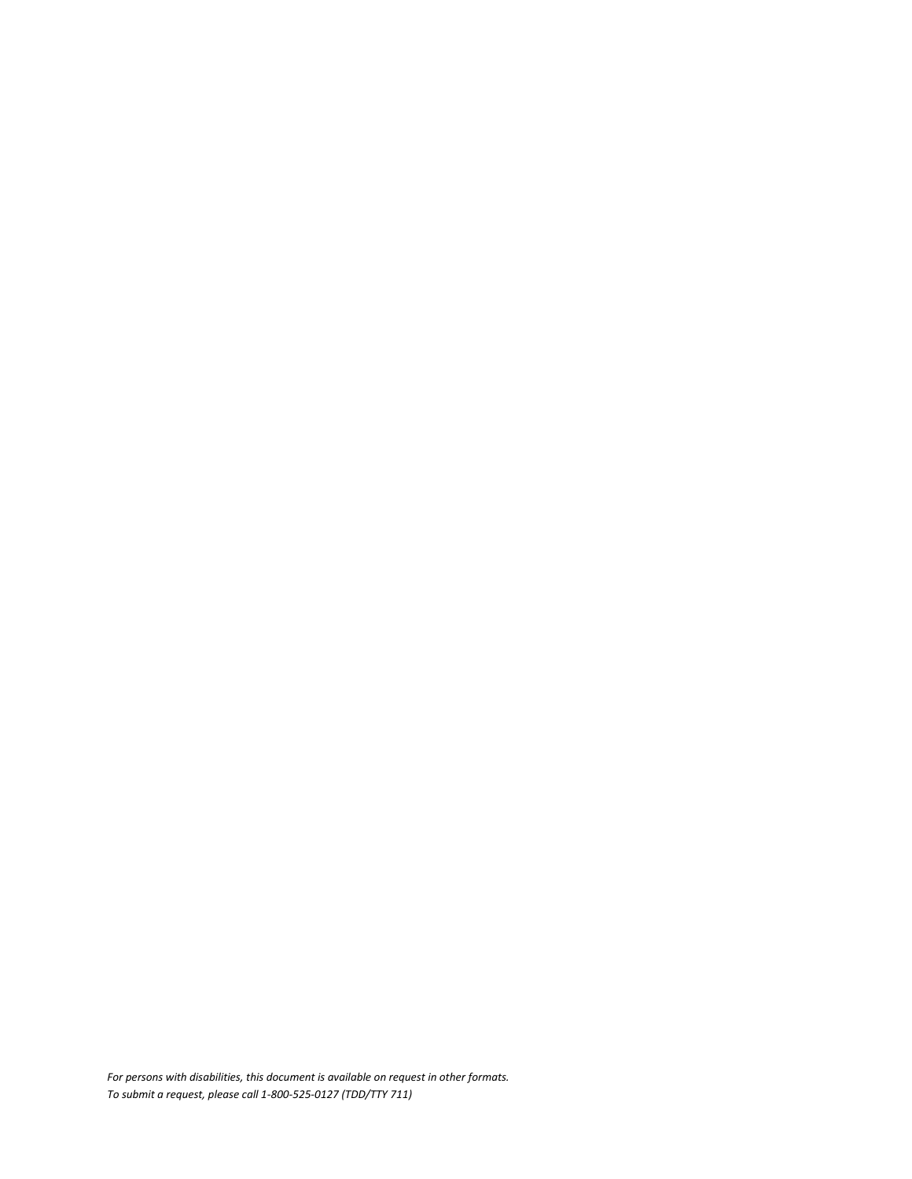*For persons with disabilities, this document is available on request in other formats.*
*To submit a request, please call 1-800-525-0127 (TDD/TTY 711)*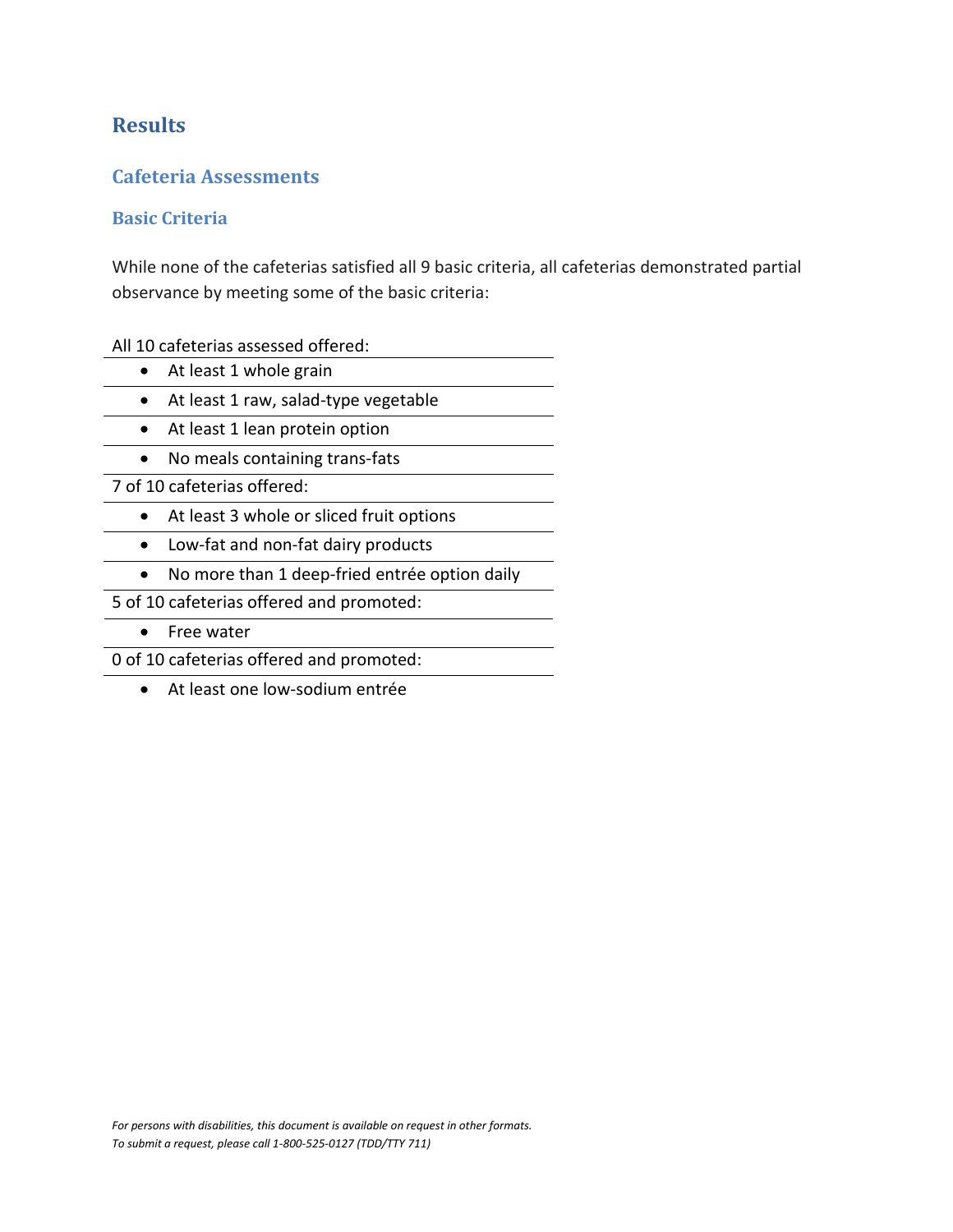# Results

## Cafeteria Assessments

### Basic Criteria

While none of the cafeterias satisfied all 9 basic criteria, all cafeterias demonstrated partial observance by meeting some of the basic criteria:

All 10 cafeterias assessed offered:

- At least 1 whole grain
- At least 1 raw, salad-type vegetable
- At least 1 lean protein option
- No meals containing trans-fats

7 of 10 cafeterias offered:

- At least 3 whole or sliced fruit options
- Low-fat and non-fat dairy products
- No more than 1 deep-fried entrée option daily

5 of 10 cafeterias offered and promoted:

- Free water

0 of 10 cafeterias offered and promoted:

- At least one low-sodium entrée

*For persons with disabilities, this document is available on request in other formats. To submit a request, please call 1-800-525-0127 (TDD/TTY 711)*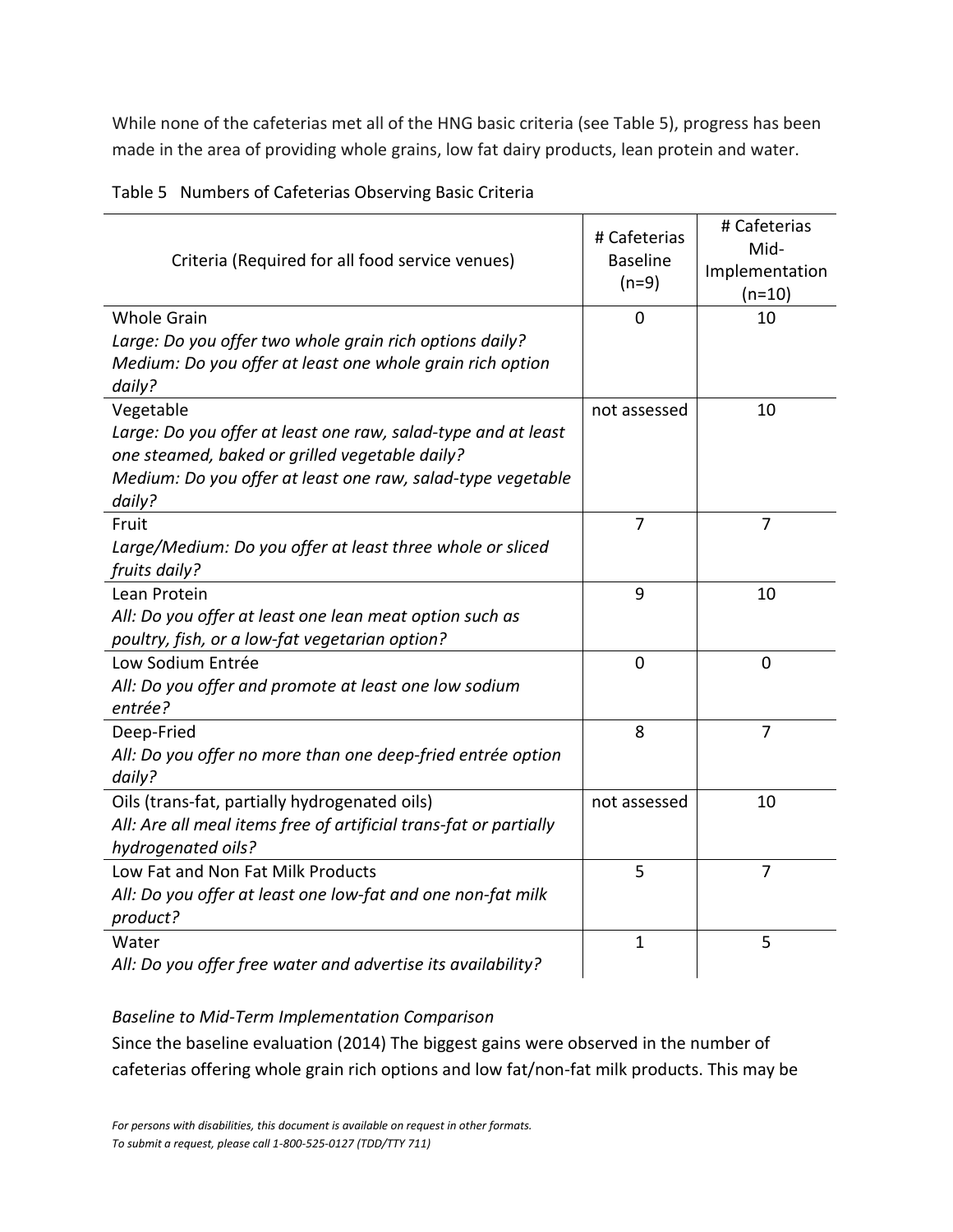While none of the cafeterias met all of the HNG basic criteria (see Table 5), progress has been made in the area of providing whole grains, low fat dairy products, lean protein and water.

Table 5 Numbers of Cafeterias Observing Basic Criteria

| Criteria (Required for all food service venues) | # Cafeterias Baseline (n=9) | # Cafeterias Mid-Implementation (n=10) |
|---|---|---|
| Whole Grain<br>*Large: Do you offer two whole grain rich options daily?*<br>*Medium: Do you offer at least one whole grain rich option daily?* | 0 | 10 |
| Vegetable<br>*Large: Do you offer at least one raw, salad-type and at least one steamed, baked or grilled vegetable daily?*<br>*Medium: Do you offer at least one raw, salad-type vegetable daily?* | not assessed | 10 |
| Fruit<br>*Large/Medium: Do you offer at least three whole or sliced fruits daily?* | 7 | 7 |
| Lean Protein<br>*All: Do you offer at least one lean meat option such as poultry, fish, or a low-fat vegetarian option?* | 9 | 10 |
| Low Sodium Entrée<br>*All: Do you offer and promote at least one low sodium entrée?* | 0 | 0 |
| Deep-Fried<br>*All: Do you offer no more than one deep-fried entrée option daily?* | 8 | 7 |
| Oils (trans-fat, partially hydrogenated oils)<br>*All: Are all meal items free of artificial trans-fat or partially hydrogenated oils?* | not assessed | 10 |
| Low Fat and Non Fat Milk Products<br>*All: Do you offer at least one low-fat and one non-fat milk product?* | 5 | 7 |
| Water<br>*All: Do you offer free water and advertise its availability?* | 1 | 5 |

*Baseline to Mid-Term Implementation Comparison*

Since the baseline evaluation (2014) The biggest gains were observed in the number of cafeterias offering whole grain rich options and low fat/non-fat milk products. This may be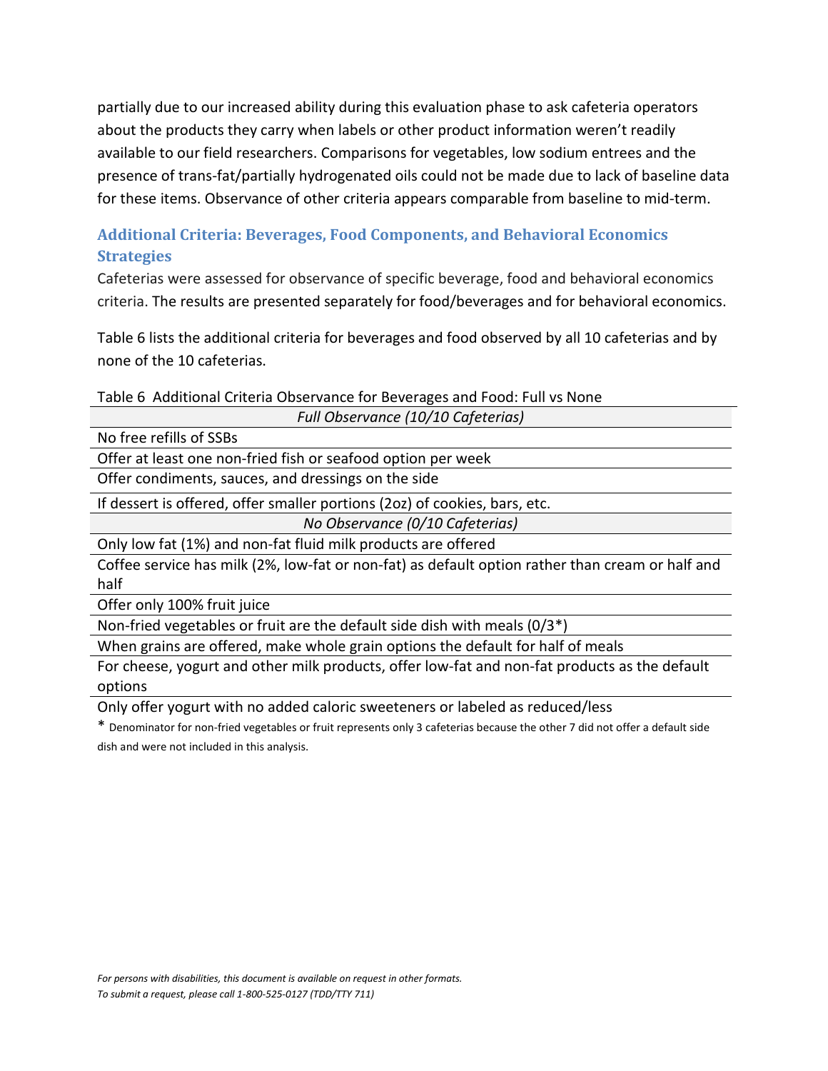partially due to our increased ability during this evaluation phase to ask cafeteria operators about the products they carry when labels or other product information weren't readily available to our field researchers. Comparisons for vegetables, low sodium entrees and the presence of trans-fat/partially hydrogenated oils could not be made due to lack of baseline data for these items. Observance of other criteria appears comparable from baseline to mid-term.

### Additional Criteria: Beverages, Food Components, and Behavioral Economics Strategies

Cafeterias were assessed for observance of specific beverage, food and behavioral economics criteria. The results are presented separately for food/beverages and for behavioral economics.

Table 6 lists the additional criteria for beverages and food observed by all 10 cafeterias and by none of the 10 cafeterias.

Table 6 Additional Criteria Observance for Beverages and Food: Full vs None

| *Full Observance (10/10 Cafeterias)* |
|---|
| No free refills of SSBs |
| Offer at least one non-fried fish or seafood option per week |
| Offer condiments, sauces, and dressings on the side |
| If dessert is offered, offer smaller portions (2oz) of cookies, bars, etc. |
| *No Observance (0/10 Cafeterias)* |
| Only low fat (1%) and non-fat fluid milk products are offered |
| Coffee service has milk (2%, low-fat or non-fat) as default option rather than cream or half and half |
| Offer only 100% fruit juice |
| Non-fried vegetables or fruit are the default side dish with meals (0/3*) |
| When grains are offered, make whole grain options the default for half of meals |
| For cheese, yogurt and other milk products, offer low-fat and non-fat products as the default options |
| Only offer yogurt with no added caloric sweeteners or labeled as reduced/less |

\* Denominator for non-fried vegetables or fruit represents only 3 cafeterias because the other 7 did not offer a default side dish and were not included in this analysis.

*For persons with disabilities, this document is available on request in other formats.*
*To submit a request, please call 1-800-525-0127 (TDD/TTY 711)*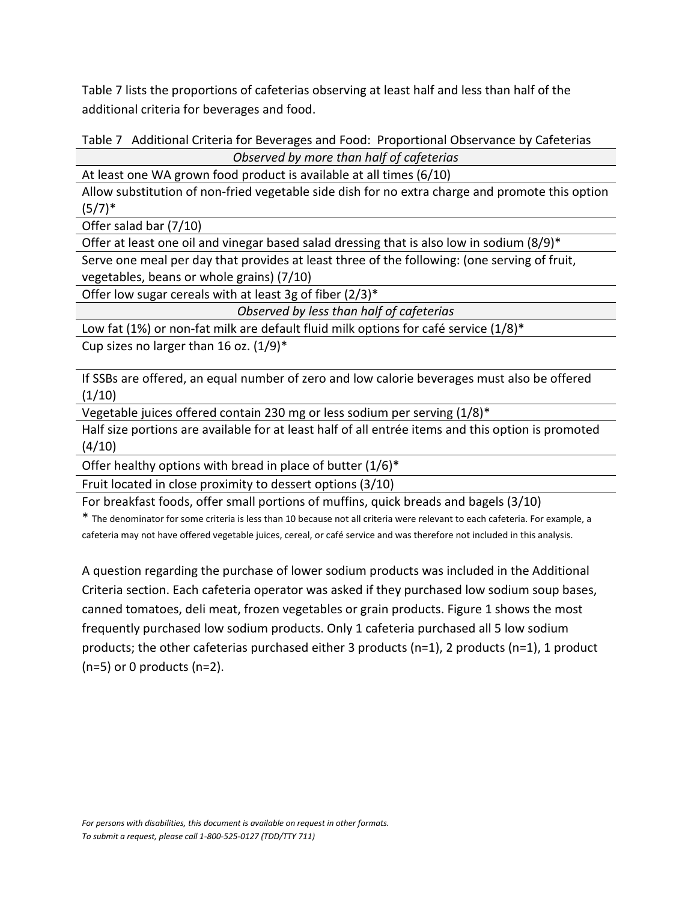Table 7 lists the proportions of cafeterias observing at least half and less than half of the additional criteria for beverages and food.

Table 7 Additional Criteria for Beverages and Food: Proportional Observance by Cafeterias

| *Observed by more than half of cafeterias* |
|---|
| At least one WA grown food product is available at all times (6/10) |
| Allow substitution of non-fried vegetable side dish for no extra charge and promote this option (5/7)* |
| Offer salad bar (7/10) |
| Offer at least one oil and vinegar based salad dressing that is also low in sodium (8/9)* |
| Serve one meal per day that provides at least three of the following: (one serving of fruit, vegetables, beans or whole grains) (7/10) |
| Offer low sugar cereals with at least 3g of fiber (2/3)* |
| *Observed by less than half of cafeterias* |
| Low fat (1%) or non-fat milk are default fluid milk options for café service (1/8)* |
| Cup sizes no larger than 16 oz. (1/9)* |
| If SSBs are offered, an equal number of zero and low calorie beverages must also be offered (1/10) |
| Vegetable juices offered contain 230 mg or less sodium per serving (1/8)* |
| Half size portions are available for at least half of all entrée items and this option is promoted (4/10) |
| Offer healthy options with bread in place of butter (1/6)* |
| Fruit located in close proximity to dessert options (3/10) |
| For breakfast foods, offer small portions of muffins, quick breads and bagels (3/10) |

* The denominator for some criteria is less than 10 because not all criteria were relevant to each cafeteria. For example, a cafeteria may not have offered vegetable juices, cereal, or café service and was therefore not included in this analysis.

A question regarding the purchase of lower sodium products was included in the Additional Criteria section. Each cafeteria operator was asked if they purchased low sodium soup bases, canned tomatoes, deli meat, frozen vegetables or grain products. Figure 1 shows the most frequently purchased low sodium products. Only 1 cafeteria purchased all 5 low sodium products; the other cafeterias purchased either 3 products (n=1), 2 products (n=1), 1 product (n=5) or 0 products (n=2).

*For persons with disabilities, this document is available on request in other formats.*
*To submit a request, please call 1-800-525-0127 (TDD/TTY 711)*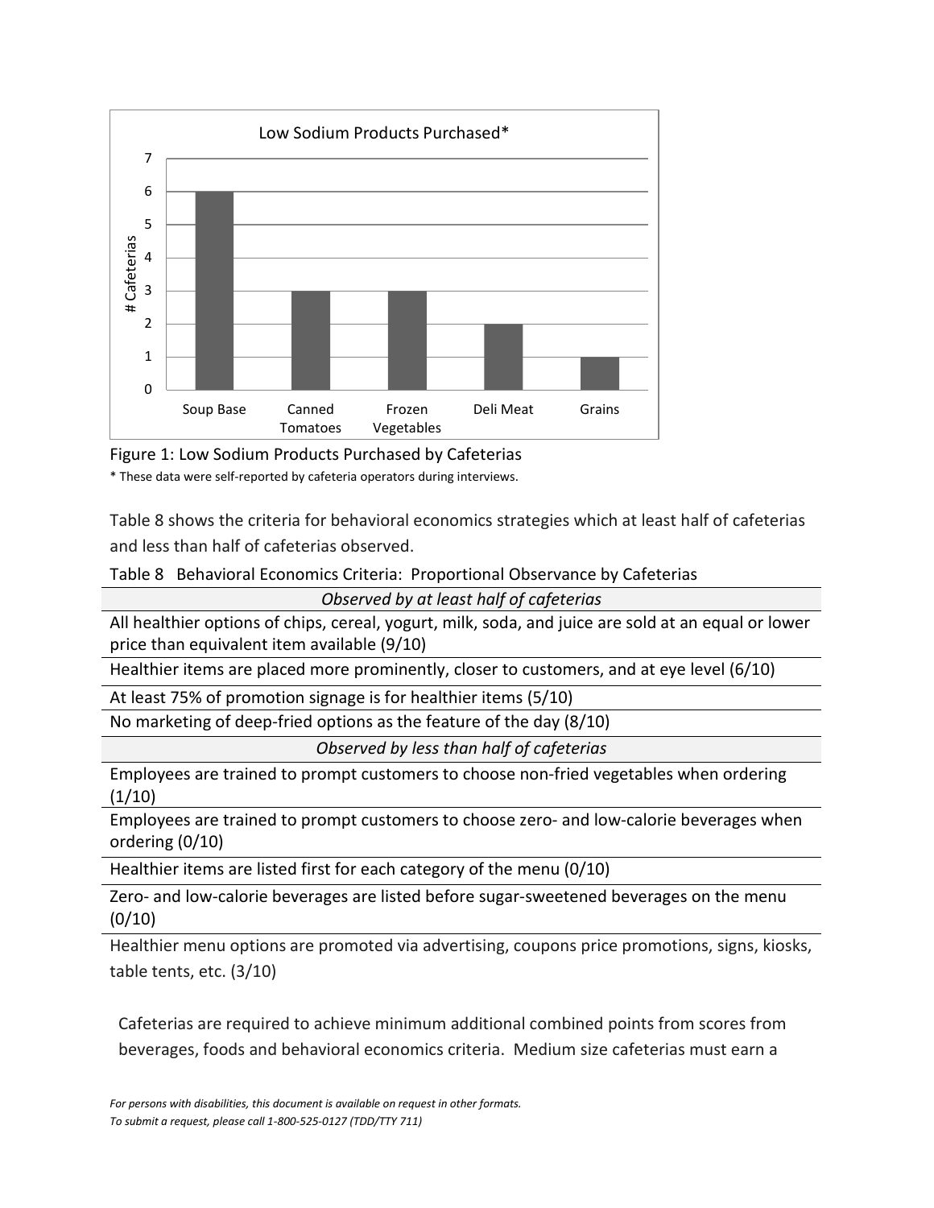Figure 1: Low Sodium Products Purchased by Cafeterias

* These data were self-reported by cafeteria operators during interviews.

Table 8 shows the criteria for behavioral economics strategies which at least half of cafeterias and less than half of cafeterias observed.

Table 8 Behavioral Economics Criteria: Proportional Observance by Cafeterias

| *Observed by at least half of cafeterias* |
|---|
| All healthier options of chips, cereal, yogurt, milk, soda, and juice are sold at an equal or lower price than equivalent item available (9/10) |
| Healthier items are placed more prominently, closer to customers, and at eye level (6/10) |
| At least 75% of promotion signage is for healthier items (5/10) |
| No marketing of deep-fried options as the feature of the day (8/10) |
| *Observed by less than half of cafeterias* |
| Employees are trained to prompt customers to choose non-fried vegetables when ordering (1/10) |
| Employees are trained to prompt customers to choose zero- and low-calorie beverages when ordering (0/10) |
| Healthier items are listed first for each category of the menu (0/10) |
| Zero- and low-calorie beverages are listed before sugar-sweetened beverages on the menu (0/10) |
| Healthier menu options are promoted via advertising, coupons price promotions, signs, kiosks, table tents, etc. (3/10) |

Cafeterias are required to achieve minimum additional combined points from scores from beverages, foods and behavioral economics criteria. Medium size cafeterias must earn a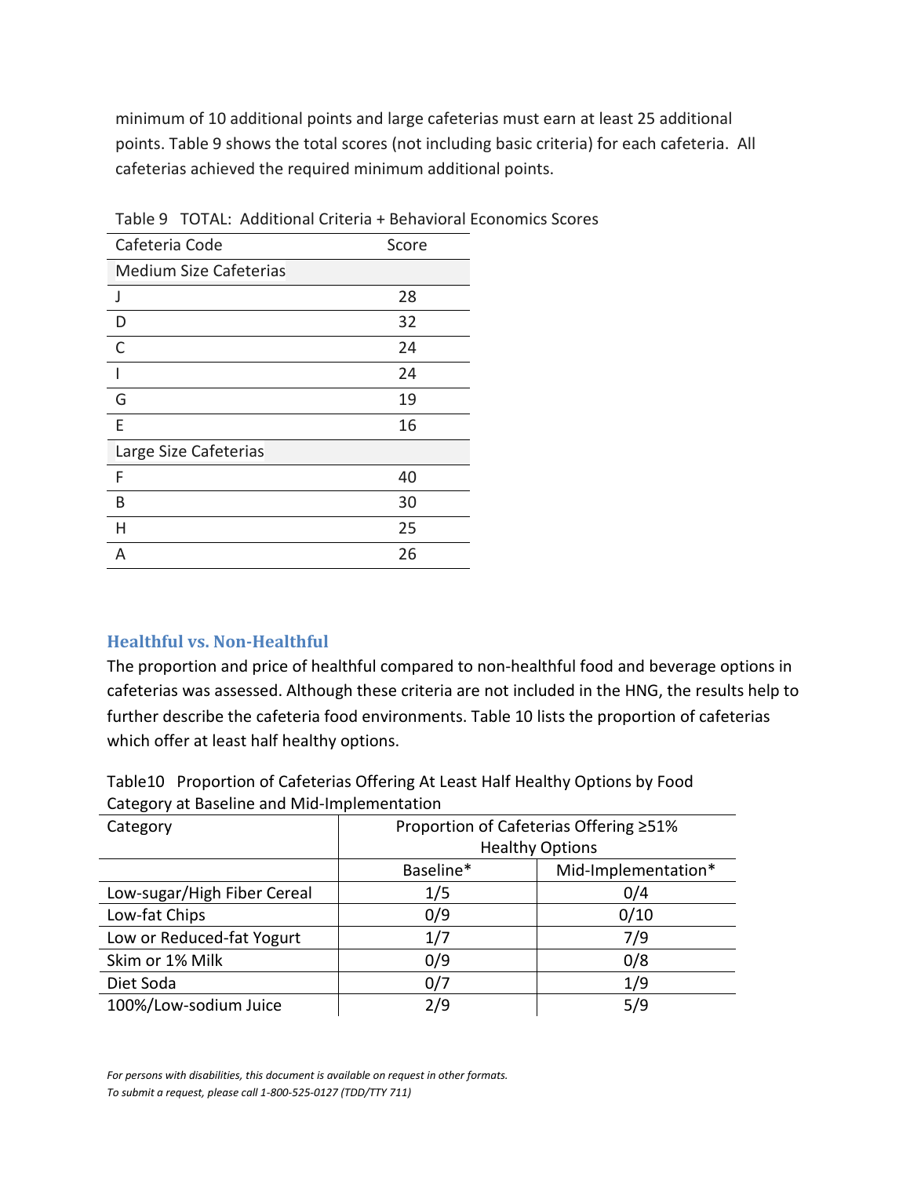minimum of 10 additional points and large cafeterias must earn at least 25 additional points. Table 9 shows the total scores (not including basic criteria) for each cafeteria. All cafeterias achieved the required minimum additional points.

Table 9 TOTAL: Additional Criteria + Behavioral Economics Scores

| Cafeteria Code | Score |
|---|---|
| Medium Size Cafeterias | |
| J | 28 |
| D | 32 |
| C | 24 |
| I | 24 |
| G | 19 |
| E | 16 |
| Large Size Cafeterias | |
| F | 40 |
| B | 30 |
| H | 25 |
| A | 26 |

### Healthful vs. Non-Healthful

The proportion and price of healthful compared to non-healthful food and beverage options in cafeterias was assessed. Although these criteria are not included in the HNG, the results help to further describe the cafeteria food environments. Table 10 lists the proportion of cafeterias which offer at least half healthy options.

Table10 Proportion of Cafeterias Offering At Least Half Healthy Options by Food Category at Baseline and Mid-Implementation

| Category | Proportion of Cafeterias Offering ≥51% Healthy Options | |
|---|---|---|
| | Baseline* | Mid-Implementation* |
| Low-sugar/High Fiber Cereal | 1/5 | 0/4 |
| Low-fat Chips | 0/9 | 0/10 |
| Low or Reduced-fat Yogurt | 1/7 | 7/9 |
| Skim or 1% Milk | 0/9 | 0/8 |
| Diet Soda | 0/7 | 1/9 |
| 100%/Low-sodium Juice | 2/9 | 5/9 |

*For persons with disabilities, this document is available on request in other formats.*
*To submit a request, please call 1-800-525-0127 (TDD/TTY 711)*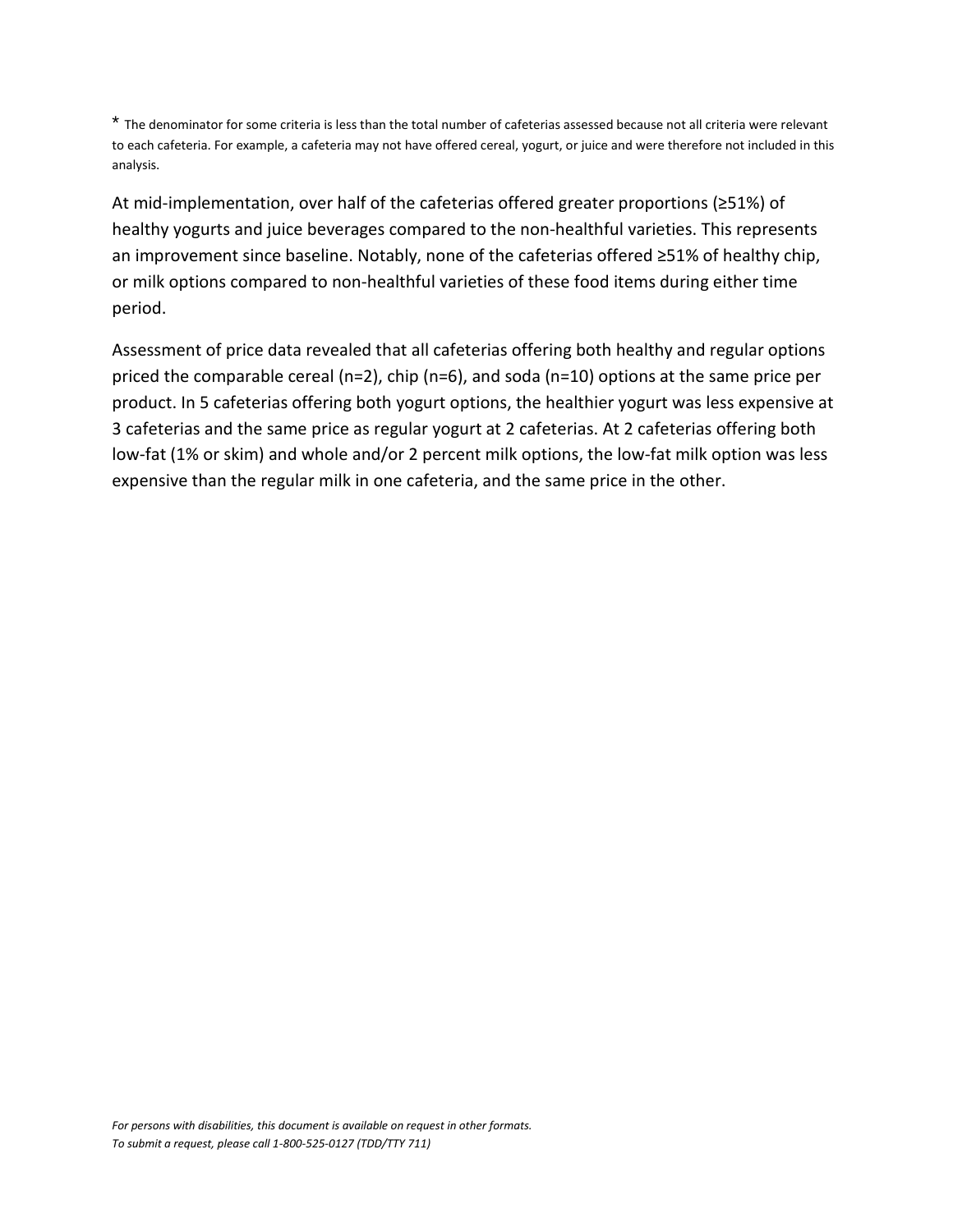* The denominator for some criteria is less than the total number of cafeterias assessed because not all criteria were relevant to each cafeteria. For example, a cafeteria may not have offered cereal, yogurt, or juice and were therefore not included in this analysis.

At mid-implementation, over half of the cafeterias offered greater proportions (≥51%) of healthy yogurts and juice beverages compared to the non-healthful varieties. This represents an improvement since baseline. Notably, none of the cafeterias offered ≥51% of healthy chip, or milk options compared to non-healthful varieties of these food items during either time period.

Assessment of price data revealed that all cafeterias offering both healthy and regular options priced the comparable cereal (n=2), chip (n=6), and soda (n=10) options at the same price per product. In 5 cafeterias offering both yogurt options, the healthier yogurt was less expensive at 3 cafeterias and the same price as regular yogurt at 2 cafeterias. At 2 cafeterias offering both low-fat (1% or skim) and whole and/or 2 percent milk options, the low-fat milk option was less expensive than the regular milk in one cafeteria, and the same price in the other.

*For persons with disabilities, this document is available on request in other formats.*
*To submit a request, please call 1-800-525-0127 (TDD/TTY 711)*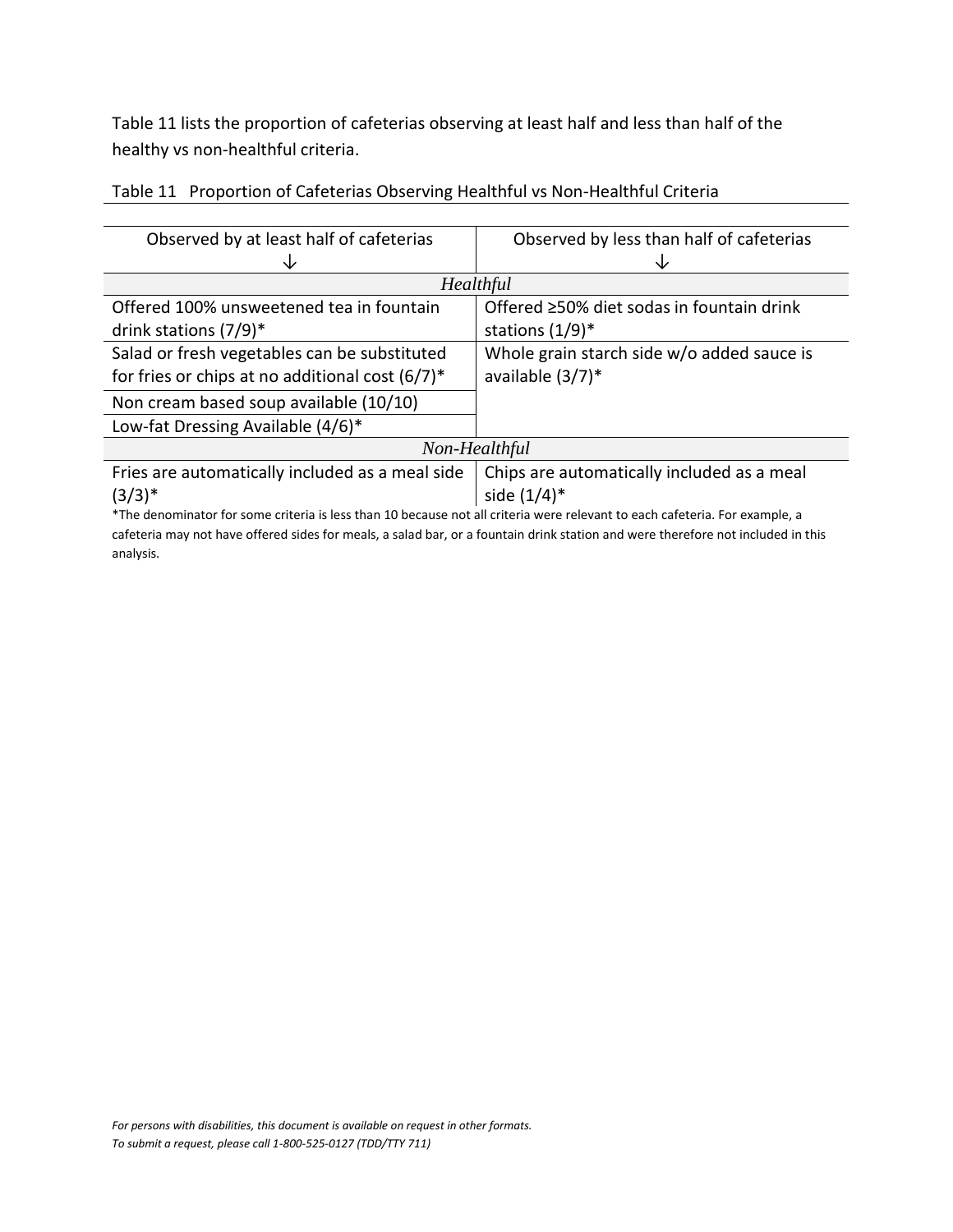Table 11 lists the proportion of cafeterias observing at least half and less than half of the healthy vs non-healthful criteria.

Table 11 Proportion of Cafeterias Observing Healthful vs Non-Healthful Criteria

| Observed by at least half of cafeterias ↓ | Observed by less than half of cafeterias ↓ |
|---|---|
| *Healthful* | |
| Offered 100% unsweetened tea in fountain drink stations (7/9)* | Offered ≥50% diet sodas in fountain drink stations (1/9)* |
| Salad or fresh vegetables can be substituted for fries or chips at no additional cost (6/7)* | Whole grain starch side w/o added sauce is available (3/7)* |
| Non cream based soup available (10/10) | |
| Low-fat Dressing Available (4/6)* | |
| *Non-Healthful* | |
| Fries are automatically included as a meal side (3/3)* | Chips are automatically included as a meal side (1/4)* |

*The denominator for some criteria is less than 10 because not all criteria were relevant to each cafeteria. For example, a cafeteria may not have offered sides for meals, a salad bar, or a fountain drink station and were therefore not included in this analysis.

*For persons with disabilities, this document is available on request in other formats.*
*To submit a request, please call 1-800-525-0127 (TDD/TTY 711)*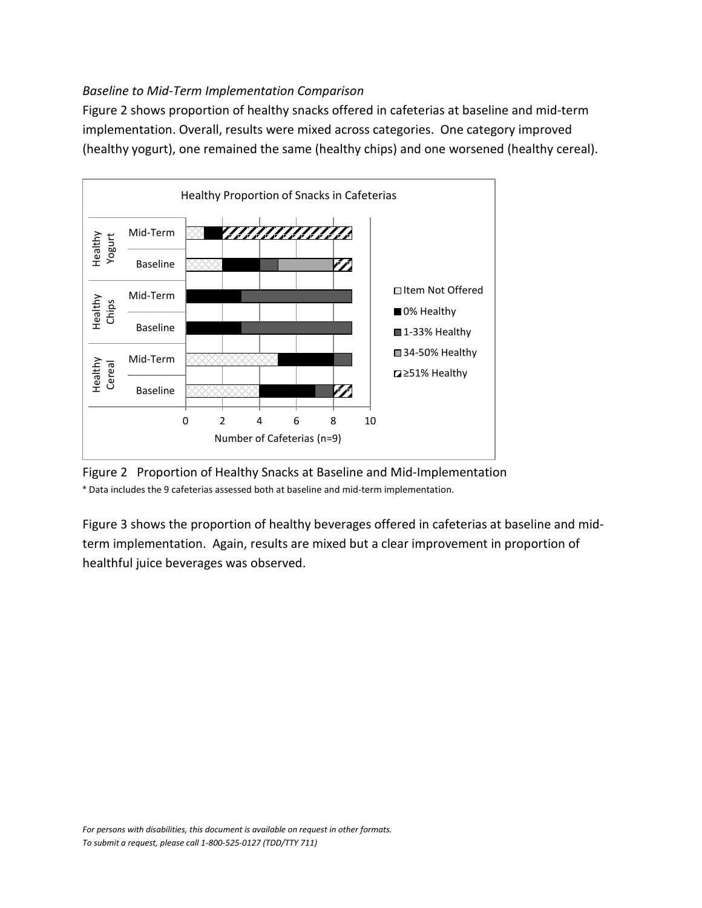*Baseline to Mid-Term Implementation Comparison*

Figure 2 shows proportion of healthy snacks offered in cafeterias at baseline and mid-term implementation. Overall, results were mixed across categories. One category improved (healthy yogurt), one remained the same (healthy chips) and one worsened (healthy cereal).

Figure 2 Proportion of Healthy Snacks at Baseline and Mid-Implementation

\* Data includes the 9 cafeterias assessed both at baseline and mid-term implementation.

Figure 3 shows the proportion of healthy beverages offered in cafeterias at baseline and mid-term implementation. Again, results are mixed but a clear improvement in proportion of healthful juice beverages was observed.

*For persons with disabilities, this document is available on request in other formats.*
*To submit a request, please call 1-800-525-0127 (TDD/TTY 711)*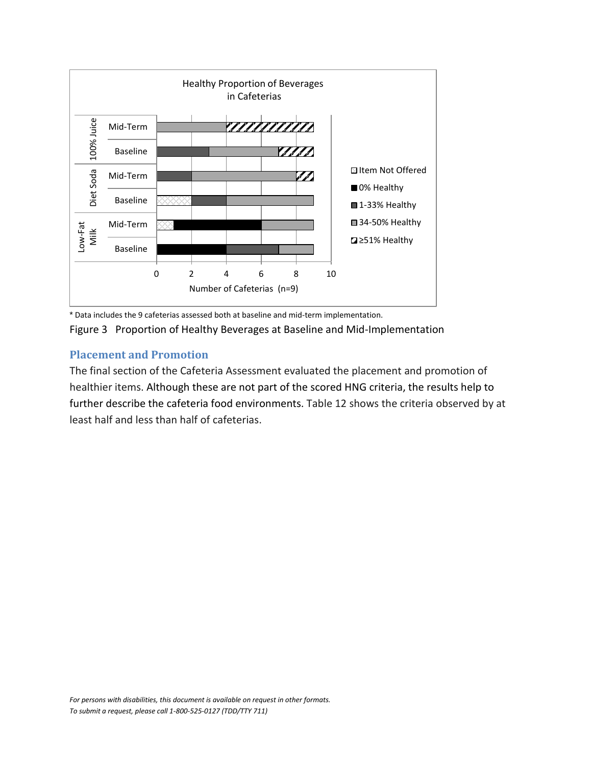Healthy Proportion of Beverages in Cafeterias

| Beverage | Period | Item Not Offered | 0% Healthy | 1-33% Healthy | 34-50% Healthy | ≥51% Healthy |
|---|---|---|---|---|---|---|
| 100% Juice | Mid-Term | 0 | 0 | 0 | 4 | 5 |
| 100% Juice | Baseline | 0 | 0 | 3 | 4 | 2 |
| Diet Soda | Mid-Term | 0 | 0 | 2 | 6 | 1 |
| Diet Soda | Baseline | 2 | 0 | 2 | 5 | 0 |
| Low-Fat Milk | Mid-Term | 1 | 5 | 0 | 3 | 0 |
| Low-Fat Milk | Baseline | 0 | 4 | 3 | 2 | 0 |

Number of Cafeterias (n=9)

* Data includes the 9 cafeterias assessed both at baseline and mid-term implementation.

Figure 3 Proportion of Healthy Beverages at Baseline and Mid-Implementation

### Placement and Promotion

The final section of the Cafeteria Assessment evaluated the placement and promotion of healthier items. Although these are not part of the scored HNG criteria, the results help to further describe the cafeteria food environments. Table 12 shows the criteria observed by at least half and less than half of cafeterias.

*For persons with disabilities, this document is available on request in other formats.*
*To submit a request, please call 1-800-525-0127 (TDD/TTY 711)*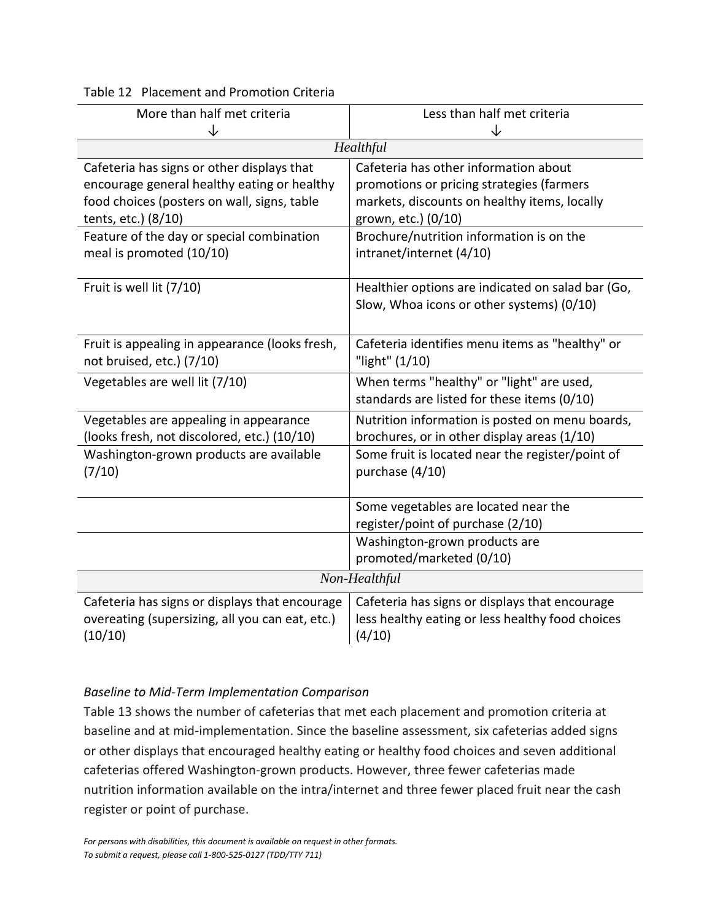Table 12 Placement and Promotion Criteria

| More than half met criteria ↓ | Less than half met criteria ↓ |
|---|---|
| *Healthful* | |
| Cafeteria has signs or other displays that encourage general healthy eating or healthy food choices (posters on wall, signs, table tents, etc.) (8/10) | Cafeteria has other information about promotions or pricing strategies (farmers markets, discounts on healthy items, locally grown, etc.) (0/10) |
| Feature of the day or special combination meal is promoted (10/10) | Brochure/nutrition information is on the intranet/internet (4/10) |
| Fruit is well lit (7/10) | Healthier options are indicated on salad bar (Go, Slow, Whoa icons or other systems) (0/10) |
| Fruit is appealing in appearance (looks fresh, not bruised, etc.) (7/10) | Cafeteria identifies menu items as "healthy" or "light" (1/10) |
| Vegetables are well lit (7/10) | When terms "healthy" or "light" are used, standards are listed for these items (0/10) |
| Vegetables are appealing in appearance (looks fresh, not discolored, etc.) (10/10) | Nutrition information is posted on menu boards, brochures, or in other display areas (1/10) |
| Washington-grown products are available (7/10) | Some fruit is located near the register/point of purchase (4/10) |
| | Some vegetables are located near the register/point of purchase (2/10) |
| | Washington-grown products are promoted/marketed (0/10) |
| *Non-Healthful* | |
| Cafeteria has signs or displays that encourage overeating (supersizing, all you can eat, etc.) (10/10) | Cafeteria has signs or displays that encourage less healthy eating or less healthy food choices (4/10) |

*Baseline to Mid-Term Implementation Comparison*

Table 13 shows the number of cafeterias that met each placement and promotion criteria at baseline and at mid-implementation. Since the baseline assessment, six cafeterias added signs or other displays that encouraged healthy eating or healthy food choices and seven additional cafeterias offered Washington-grown products. However, three fewer cafeterias made nutrition information available on the intra/internet and three fewer placed fruit near the cash register or point of purchase.

*For persons with disabilities, this document is available on request in other formats.*
*To submit a request, please call 1-800-525-0127 (TDD/TTY 711)*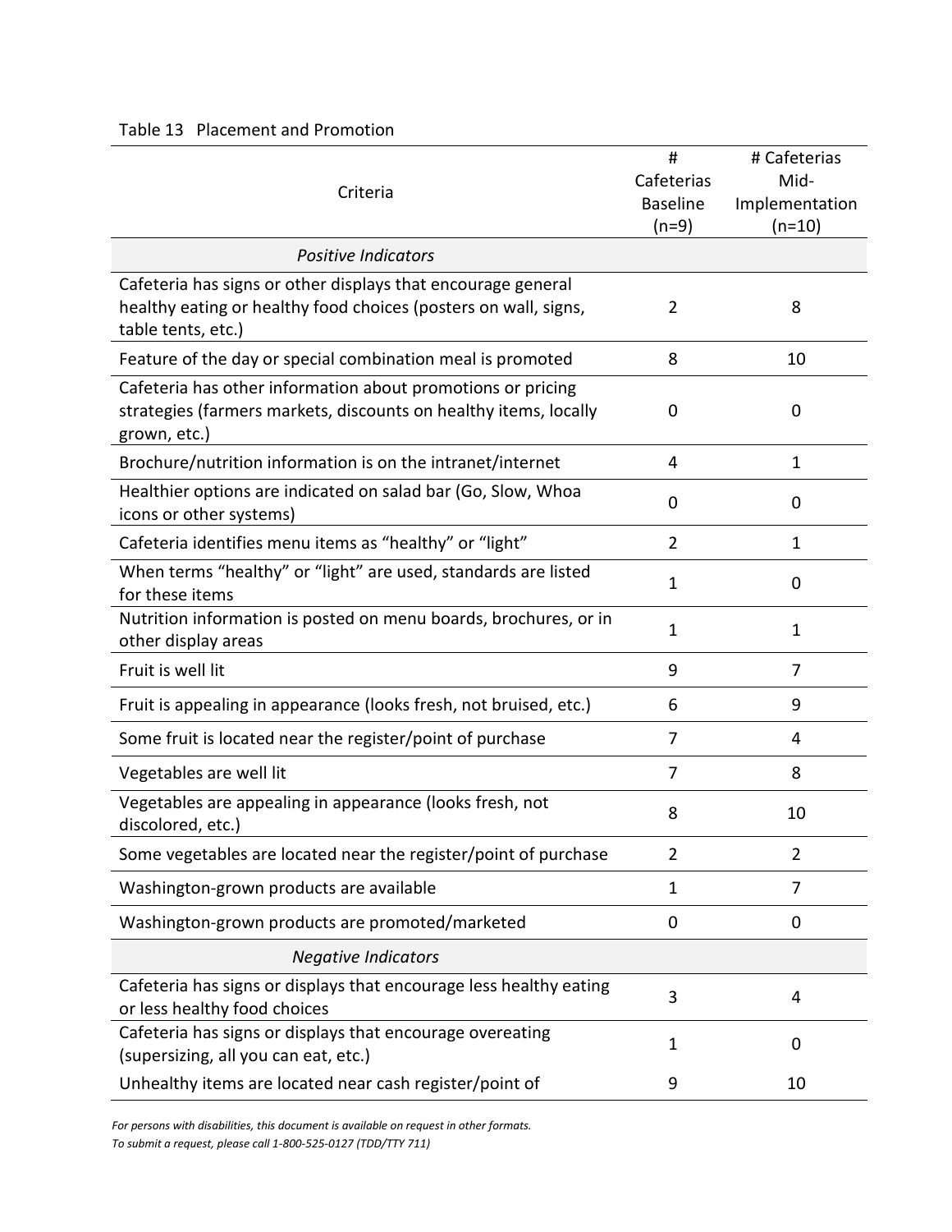Table 13 Placement and Promotion

| Criteria | # Cafeterias Baseline (n=9) | # Cafeterias Mid-Implementation (n=10) |
|---|---|---|
| *Positive Indicators* | | |
| Cafeteria has signs or other displays that encourage general healthy eating or healthy food choices (posters on wall, signs, table tents, etc.) | 2 | 8 |
| Feature of the day or special combination meal is promoted | 8 | 10 |
| Cafeteria has other information about promotions or pricing strategies (farmers markets, discounts on healthy items, locally grown, etc.) | 0 | 0 |
| Brochure/nutrition information is on the intranet/internet | 4 | 1 |
| Healthier options are indicated on salad bar (Go, Slow, Whoa icons or other systems) | 0 | 0 |
| Cafeteria identifies menu items as "healthy" or "light" | 2 | 1 |
| When terms "healthy" or "light" are used, standards are listed for these items | 1 | 0 |
| Nutrition information is posted on menu boards, brochures, or in other display areas | 1 | 1 |
| Fruit is well lit | 9 | 7 |
| Fruit is appealing in appearance (looks fresh, not bruised, etc.) | 6 | 9 |
| Some fruit is located near the register/point of purchase | 7 | 4 |
| Vegetables are well lit | 7 | 8 |
| Vegetables are appealing in appearance (looks fresh, not discolored, etc.) | 8 | 10 |
| Some vegetables are located near the register/point of purchase | 2 | 2 |
| Washington-grown products are available | 1 | 7 |
| Washington-grown products are promoted/marketed | 0 | 0 |
| *Negative Indicators* | | |
| Cafeteria has signs or displays that encourage less healthy eating or less healthy food choices | 3 | 4 |
| Cafeteria has signs or displays that encourage overeating (supersizing, all you can eat, etc.) | 1 | 0 |
| Unhealthy items are located near cash register/point of | 9 | 10 |

*For persons with disabilities, this document is available on request in other formats.*
*To submit a request, please call 1-800-525-0127 (TDD/TTY 711)*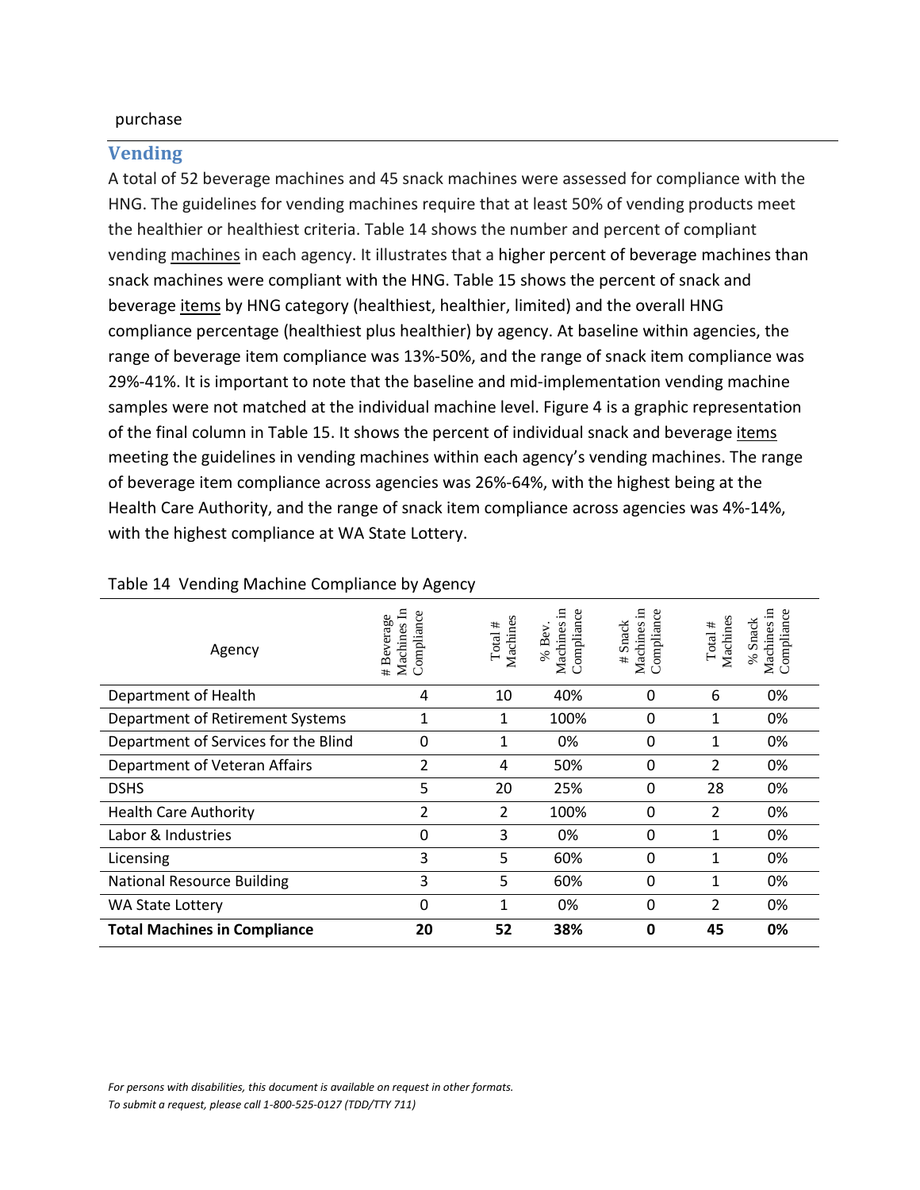purchase

## Vending

A total of 52 beverage machines and 45 snack machines were assessed for compliance with the HNG. The guidelines for vending machines require that at least 50% of vending products meet the healthier or healthiest criteria. Table 14 shows the number and percent of compliant vending machines in each agency. It illustrates that a higher percent of beverage machines than snack machines were compliant with the HNG. Table 15 shows the percent of snack and beverage items by HNG category (healthiest, healthier, limited) and the overall HNG compliance percentage (healthiest plus healthier) by agency. At baseline within agencies, the range of beverage item compliance was 13%-50%, and the range of snack item compliance was 29%-41%. It is important to note that the baseline and mid-implementation vending machine samples were not matched at the individual machine level. Figure 4 is a graphic representation of the final column in Table 15. It shows the percent of individual snack and beverage items meeting the guidelines in vending machines within each agency's vending machines. The range of beverage item compliance across agencies was 26%-64%, with the highest being at the Health Care Authority, and the range of snack item compliance across agencies was 4%-14%, with the highest compliance at WA State Lottery.

Table 14 Vending Machine Compliance by Agency

| Agency | # Beverage Machines In Compliance | Total # Machines | % Bev. Machines in Compliance | # Snack Machines in Compliance | Total # Machines | % Snack Machines in Compliance |
|---|---|---|---|---|---|---|
| Department of Health | 4 | 10 | 40% | 0 | 6 | 0% |
| Department of Retirement Systems | 1 | 1 | 100% | 0 | 1 | 0% |
| Department of Services for the Blind | 0 | 1 | 0% | 0 | 1 | 0% |
| Department of Veteran Affairs | 2 | 4 | 50% | 0 | 2 | 0% |
| DSHS | 5 | 20 | 25% | 0 | 28 | 0% |
| Health Care Authority | 2 | 2 | 100% | 0 | 2 | 0% |
| Labor & Industries | 0 | 3 | 0% | 0 | 1 | 0% |
| Licensing | 3 | 5 | 60% | 0 | 1 | 0% |
| National Resource Building | 3 | 5 | 60% | 0 | 1 | 0% |
| WA State Lottery | 0 | 1 | 0% | 0 | 2 | 0% |
| **Total Machines in Compliance** | **20** | **52** | **38%** | **0** | **45** | **0%** |

*For persons with disabilities, this document is available on request in other formats.*
*To submit a request, please call 1-800-525-0127 (TDD/TTY 711)*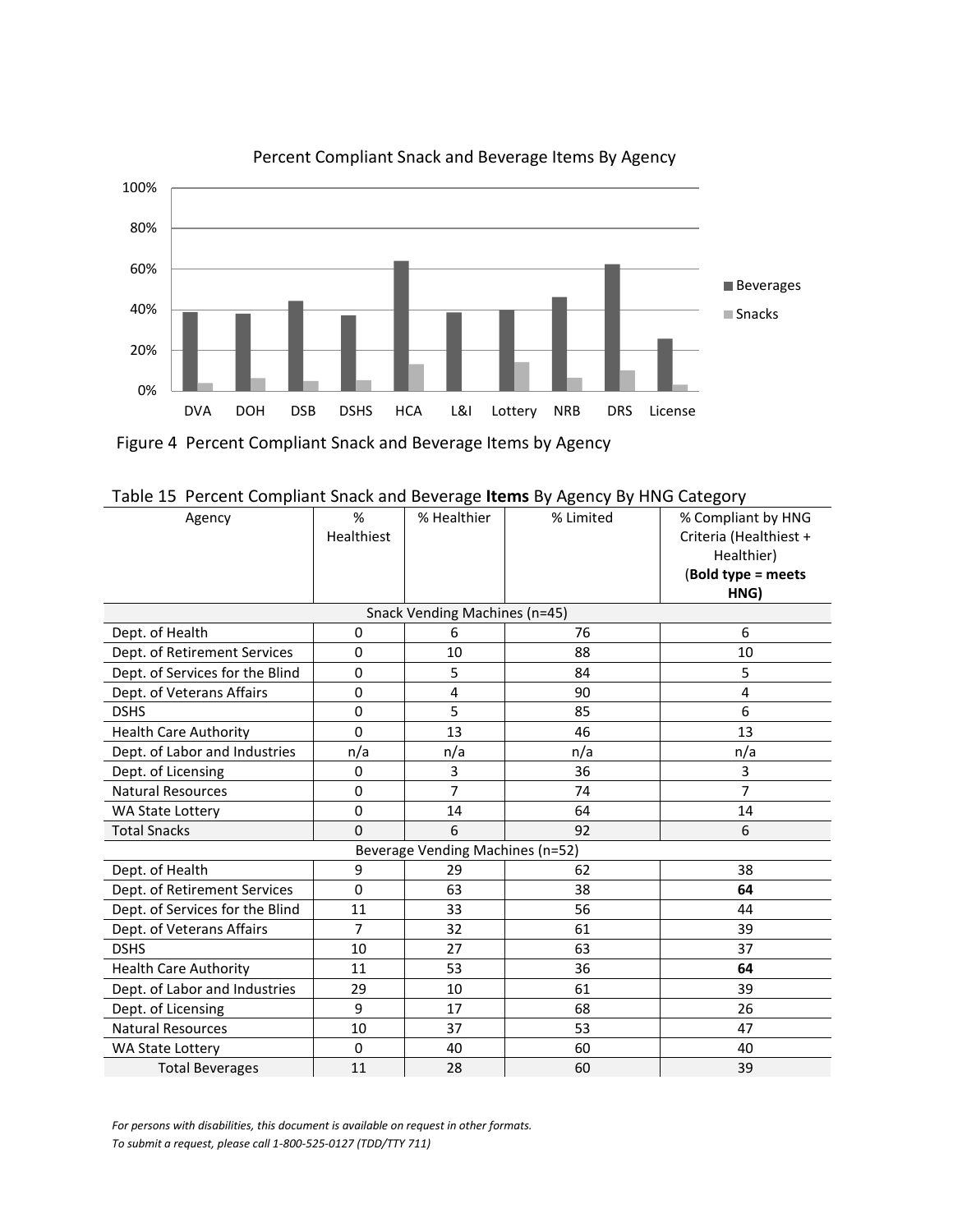Figure 4 Percent Compliant Snack and Beverage Items by Agency

Table 15 Percent Compliant Snack and Beverage **Items** By Agency By HNG Category

| Agency | % Healthiest | % Healthier | % Limited | % Compliant by HNG Criteria (Healthiest + Healthier) (**Bold type = meets HNG)** |
|---|---|---|---|---|
| Snack Vending Machines (n=45) | | | | |
| Dept. of Health | 0 | 6 | 76 | 6 |
| Dept. of Retirement Services | 0 | 10 | 88 | 10 |
| Dept. of Services for the Blind | 0 | 5 | 84 | 5 |
| Dept. of Veterans Affairs | 0 | 4 | 90 | 4 |
| DSHS | 0 | 5 | 85 | 6 |
| Health Care Authority | 0 | 13 | 46 | 13 |
| Dept. of Labor and Industries | n/a | n/a | n/a | n/a |
| Dept. of Licensing | 0 | 3 | 36 | 3 |
| Natural Resources | 0 | 7 | 74 | 7 |
| WA State Lottery | 0 | 14 | 64 | 14 |
| Total Snacks | 0 | 6 | 92 | 6 |
| Beverage Vending Machines (n=52) | | | | |
| Dept. of Health | 9 | 29 | 62 | 38 |
| Dept. of Retirement Services | 0 | 63 | 38 | **64** |
| Dept. of Services for the Blind | 11 | 33 | 56 | 44 |
| Dept. of Veterans Affairs | 7 | 32 | 61 | 39 |
| DSHS | 10 | 27 | 63 | 37 |
| Health Care Authority | 11 | 53 | 36 | **64** |
| Dept. of Labor and Industries | 29 | 10 | 61 | 39 |
| Dept. of Licensing | 9 | 17 | 68 | 26 |
| Natural Resources | 10 | 37 | 53 | 47 |
| WA State Lottery | 0 | 40 | 60 | 40 |
| Total Beverages | 11 | 28 | 60 | 39 |

*For persons with disabilities, this document is available on request in other formats.*
*To submit a request, please call 1-800-525-0127 (TDD/TTY 711)*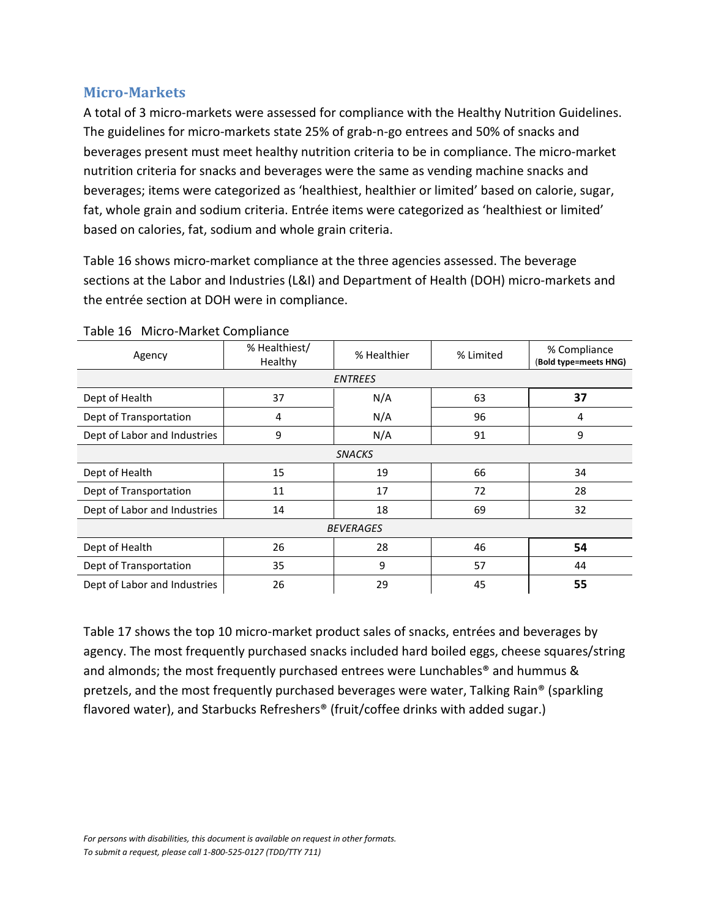## Micro-Markets

A total of 3 micro-markets were assessed for compliance with the Healthy Nutrition Guidelines. The guidelines for micro-markets state 25% of grab-n-go entrees and 50% of snacks and beverages present must meet healthy nutrition criteria to be in compliance. The micro-market nutrition criteria for snacks and beverages were the same as vending machine snacks and beverages; items were categorized as 'healthiest, healthier or limited' based on calorie, sugar, fat, whole grain and sodium criteria. Entrée items were categorized as 'healthiest or limited' based on calories, fat, sodium and whole grain criteria.

Table 16 shows micro-market compliance at the three agencies assessed. The beverage sections at the Labor and Industries (L&I) and Department of Health (DOH) micro-markets and the entrée section at DOH were in compliance.

Table 16 Micro-Market Compliance

| Agency | % Healthiest/ Healthy | % Healthier | % Limited | % Compliance (**Bold type=meets HNG**) |
|---|---|---|---|---|
| *ENTREES* | | | | |
| Dept of Health | 37 | N/A | 63 | **37** |
| Dept of Transportation | 4 | N/A | 96 | 4 |
| Dept of Labor and Industries | 9 | N/A | 91 | 9 |
| *SNACKS* | | | | |
| Dept of Health | 15 | 19 | 66 | 34 |
| Dept of Transportation | 11 | 17 | 72 | 28 |
| Dept of Labor and Industries | 14 | 18 | 69 | 32 |
| *BEVERAGES* | | | | |
| Dept of Health | 26 | 28 | 46 | **54** |
| Dept of Transportation | 35 | 9 | 57 | 44 |
| Dept of Labor and Industries | 26 | 29 | 45 | **55** |

Table 17 shows the top 10 micro-market product sales of snacks, entrées and beverages by agency. The most frequently purchased snacks included hard boiled eggs, cheese squares/string and almonds; the most frequently purchased entrees were Lunchables® and hummus & pretzels, and the most frequently purchased beverages were water, Talking Rain® (sparkling flavored water), and Starbucks Refreshers® (fruit/coffee drinks with added sugar.)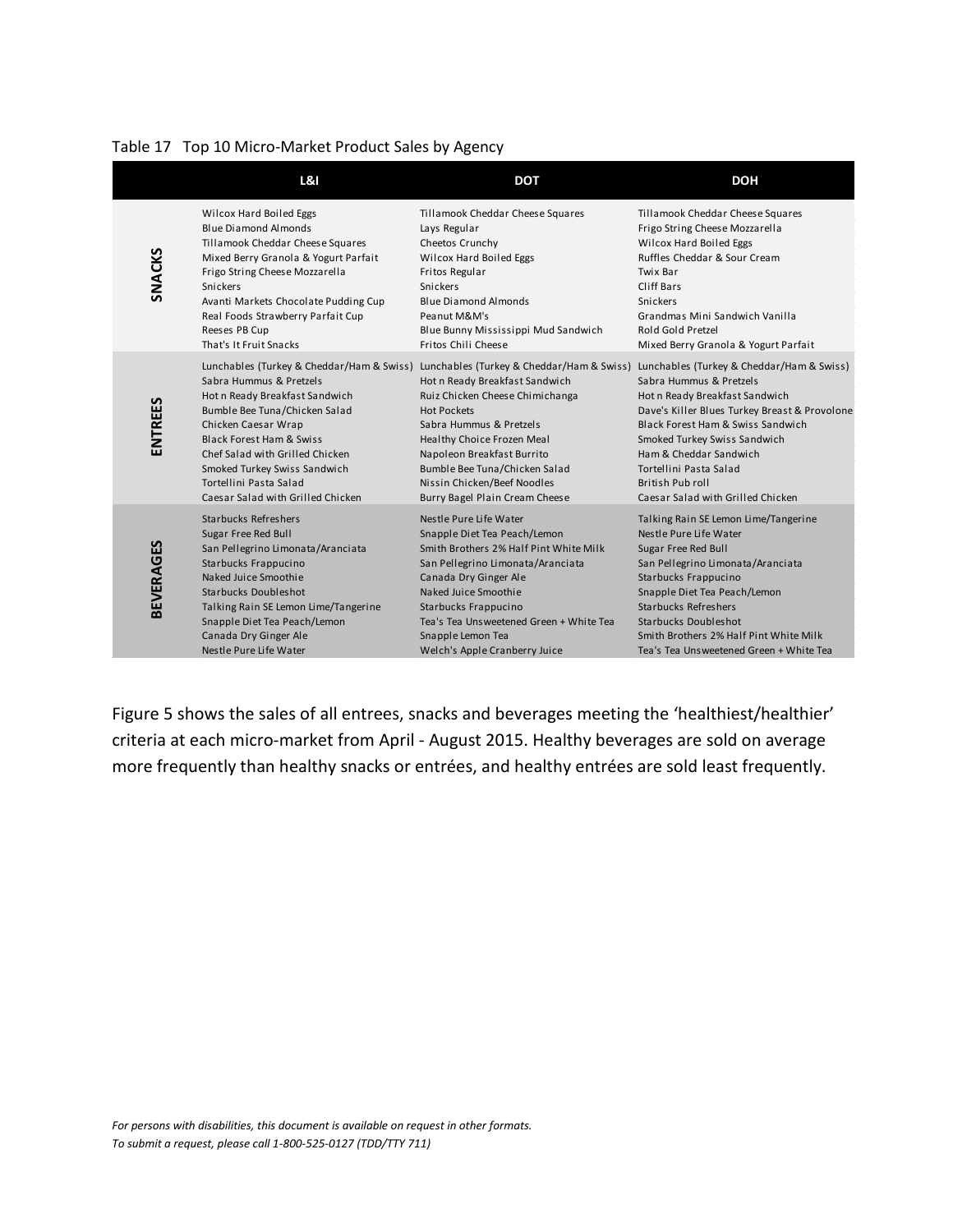Table 17 Top 10 Micro-Market Product Sales by Agency

| | L&I | DOT | DOH |
|---|---|---|---|
| **SNACKS** | Wilcox Hard Boiled Eggs | Tillamook Cheddar Cheese Squares | Tillamook Cheddar Cheese Squares |
| | Blue Diamond Almonds | Lays Regular | Frigo String Cheese Mozzarella |
| | Tillamook Cheddar Cheese Squares | Cheetos Crunchy | Wilcox Hard Boiled Eggs |
| | Mixed Berry Granola & Yogurt Parfait | Wilcox Hard Boiled Eggs | Ruffles Cheddar & Sour Cream |
| | Frigo String Cheese Mozzarella | Fritos Regular | Twix Bar |
| | Snickers | Snickers | Cliff Bars |
| | Avanti Markets Chocolate Pudding Cup | Blue Diamond Almonds | Snickers |
| | Real Foods Strawberry Parfait Cup | Peanut M&M's | Grandmas Mini Sandwich Vanilla |
| | Reeses PB Cup | Blue Bunny Mississippi Mud Sandwich | Rold Gold Pretzel |
| | That's It Fruit Snacks | Fritos Chili Cheese | Mixed Berry Granola & Yogurt Parfait |
| **ENTREES** | Lunchables (Turkey & Cheddar/Ham & Swiss) | Lunchables (Turkey & Cheddar/Ham & Swiss) | Lunchables (Turkey & Cheddar/Ham & Swiss) |
| | Sabra Hummus & Pretzels | Hot n Ready Breakfast Sandwich | Sabra Hummus & Pretzels |
| | Hot n Ready Breakfast Sandwich | Ruiz Chicken Cheese Chimichanga | Hot n Ready Breakfast Sandwich |
| | Bumble Bee Tuna/Chicken Salad | Hot Pockets | Dave's Killer Blues Turkey Breast & Provolone |
| | Chicken Caesar Wrap | Sabra Hummus & Pretzels | Black Forest Ham & Swiss Sandwich |
| | Black Forest Ham & Swiss | Healthy Choice Frozen Meal | Smoked Turkey Swiss Sandwich |
| | Chef Salad with Grilled Chicken | Napoleon Breakfast Burrito | Ham & Cheddar Sandwich |
| | Smoked Turkey Swiss Sandwich | Bumble Bee Tuna/Chicken Salad | Tortellini Pasta Salad |
| | Tortellini Pasta Salad | Nissin Chicken/Beef Noodles | British Pub roll |
| | Caesar Salad with Grilled Chicken | Burry Bagel Plain Cream Cheese | Caesar Salad with Grilled Chicken |
| **BEVERAGES** | Starbucks Refreshers | Nestle Pure Life Water | Talking Rain SE Lemon Lime/Tangerine |
| | Sugar Free Red Bull | Snapple Diet Tea Peach/Lemon | Nestle Pure Life Water |
| | San Pellegrino Limonata/Aranciata | Smith Brothers 2% Half Pint White Milk | Sugar Free Red Bull |
| | Starbucks Frappucino | San Pellegrino Limonata/Aranciata | San Pellegrino Limonata/Aranciata |
| | Naked Juice Smoothie | Canada Dry Ginger Ale | Starbucks Frappucino |
| | Starbucks Doubleshot | Naked Juice Smoothie | Snapple Diet Tea Peach/Lemon |
| | Talking Rain SE Lemon Lime/Tangerine | Starbucks Frappucino | Starbucks Refreshers |
| | Snapple Diet Tea Peach/Lemon | Tea's Tea Unsweetened Green + White Tea | Starbucks Doubleshot |
| | Canada Dry Ginger Ale | Snapple Lemon Tea | Smith Brothers 2% Half Pint White Milk |
| | Nestle Pure Life Water | Welch's Apple Cranberry Juice | Tea's Tea Unsweetened Green + White Tea |

Figure 5 shows the sales of all entrees, snacks and beverages meeting the 'healthiest/healthier' criteria at each micro-market from April - August 2015. Healthy beverages are sold on average more frequently than healthy snacks or entrées, and healthy entrées are sold least frequently.

*For persons with disabilities, this document is available on request in other formats.*
*To submit a request, please call 1-800-525-0127 (TDD/TTY 711)*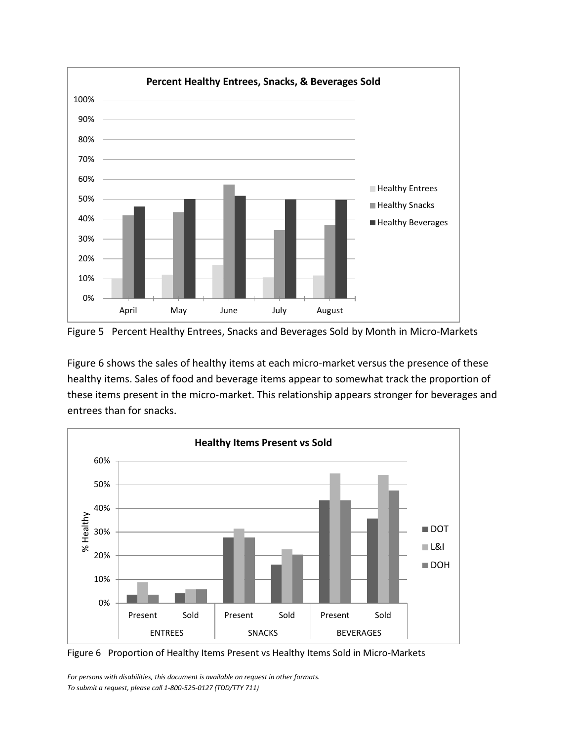Figure 5 Percent Healthy Entrees, Snacks and Beverages Sold by Month in Micro-Markets

Figure 6 shows the sales of healthy items at each micro-market versus the presence of these healthy items. Sales of food and beverage items appear to somewhat track the proportion of these items present in the micro-market. This relationship appears stronger for beverages and entrees than for snacks.

Figure 6 Proportion of Healthy Items Present vs Healthy Items Sold in Micro-Markets

*For persons with disabilities, this document is available on request in other formats.*
*To submit a request, please call 1-800-525-0127 (TDD/TTY 711)*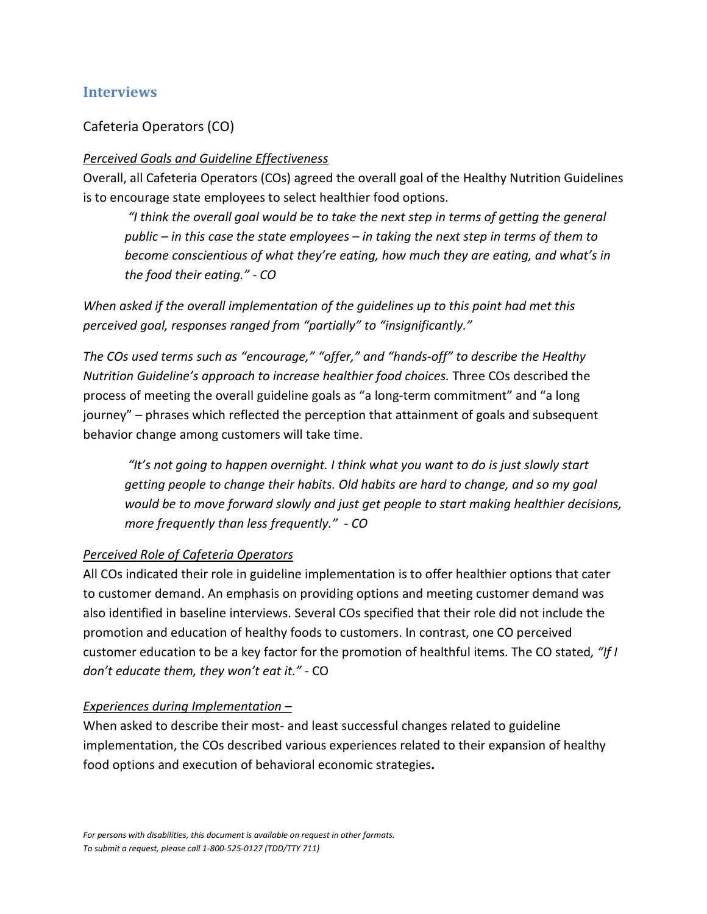## Interviews

### Cafeteria Operators (CO)

#### *Perceived Goals and Guideline Effectiveness*

Overall, all Cafeteria Operators (COs) agreed the overall goal of the Healthy Nutrition Guidelines is to encourage state employees to select healthier food options.

> *"I think the overall goal would be to take the next step in terms of getting the general public – in this case the state employees – in taking the next step in terms of them to become conscientious of what they're eating, how much they are eating, and what's in the food their eating." - CO*

*When asked if the overall implementation of the guidelines up to this point had met this perceived goal, responses ranged from "partially" to "insignificantly."*

*The COs used terms such as "encourage," "offer," and "hands-off" to describe the Healthy Nutrition Guideline's approach to increase healthier food choices.* Three COs described the process of meeting the overall guideline goals as "a long-term commitment" and "a long journey" – phrases which reflected the perception that attainment of goals and subsequent behavior change among customers will take time.

> *"It's not going to happen overnight. I think what you want to do is just slowly start getting people to change their habits. Old habits are hard to change, and so my goal would be to move forward slowly and just get people to start making healthier decisions, more frequently than less frequently." - CO*

#### *Perceived Role of Cafeteria Operators*

All COs indicated their role in guideline implementation is to offer healthier options that cater to customer demand. An emphasis on providing options and meeting customer demand was also identified in baseline interviews. Several COs specified that their role did not include the promotion and education of healthy foods to customers. In contrast, one CO perceived customer education to be a key factor for the promotion of healthful items. The CO stated*, "If I don't educate them, they won't eat it."* - CO

#### *Experiences during Implementation –*

When asked to describe their most- and least successful changes related to guideline implementation, the COs described various experiences related to their expansion of healthy food options and execution of behavioral economic strategies**.**

*For persons with disabilities, this document is available on request in other formats.*
*To submit a request, please call 1-800-525-0127 (TDD/TTY 711)*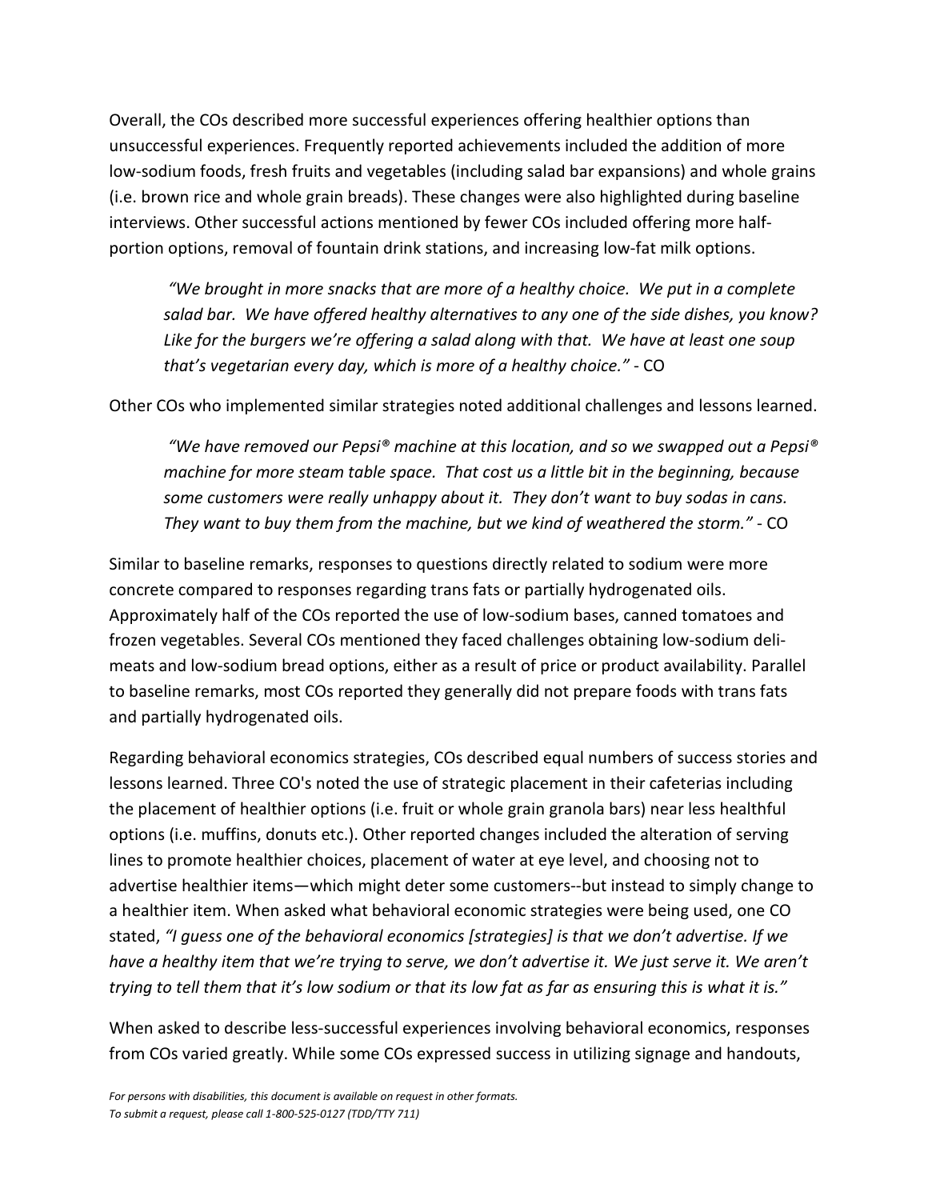Overall, the COs described more successful experiences offering healthier options than unsuccessful experiences. Frequently reported achievements included the addition of more low-sodium foods, fresh fruits and vegetables (including salad bar expansions) and whole grains (i.e. brown rice and whole grain breads). These changes were also highlighted during baseline interviews. Other successful actions mentioned by fewer COs included offering more half-portion options, removal of fountain drink stations, and increasing low-fat milk options.

> *"We brought in more snacks that are more of a healthy choice. We put in a complete salad bar. We have offered healthy alternatives to any one of the side dishes, you know? Like for the burgers we're offering a salad along with that. We have at least one soup that's vegetarian every day, which is more of a healthy choice."* - CO

Other COs who implemented similar strategies noted additional challenges and lessons learned.

> *"We have removed our Pepsi® machine at this location, and so we swapped out a Pepsi® machine for more steam table space. That cost us a little bit in the beginning, because some customers were really unhappy about it. They don't want to buy sodas in cans. They want to buy them from the machine, but we kind of weathered the storm."* - CO

Similar to baseline remarks, responses to questions directly related to sodium were more concrete compared to responses regarding trans fats or partially hydrogenated oils. Approximately half of the COs reported the use of low-sodium bases, canned tomatoes and frozen vegetables. Several COs mentioned they faced challenges obtaining low-sodium deli-meats and low-sodium bread options, either as a result of price or product availability. Parallel to baseline remarks, most COs reported they generally did not prepare foods with trans fats and partially hydrogenated oils.

Regarding behavioral economics strategies, COs described equal numbers of success stories and lessons learned. Three CO's noted the use of strategic placement in their cafeterias including the placement of healthier options (i.e. fruit or whole grain granola bars) near less healthful options (i.e. muffins, donuts etc.). Other reported changes included the alteration of serving lines to promote healthier choices, placement of water at eye level, and choosing not to advertise healthier items—which might deter some customers--but instead to simply change to a healthier item. When asked what behavioral economic strategies were being used, one CO stated, *"I guess one of the behavioral economics [strategies] is that we don't advertise. If we have a healthy item that we're trying to serve, we don't advertise it. We just serve it. We aren't trying to tell them that it's low sodium or that its low fat as far as ensuring this is what it is."*

When asked to describe less-successful experiences involving behavioral economics, responses from COs varied greatly. While some COs expressed success in utilizing signage and handouts,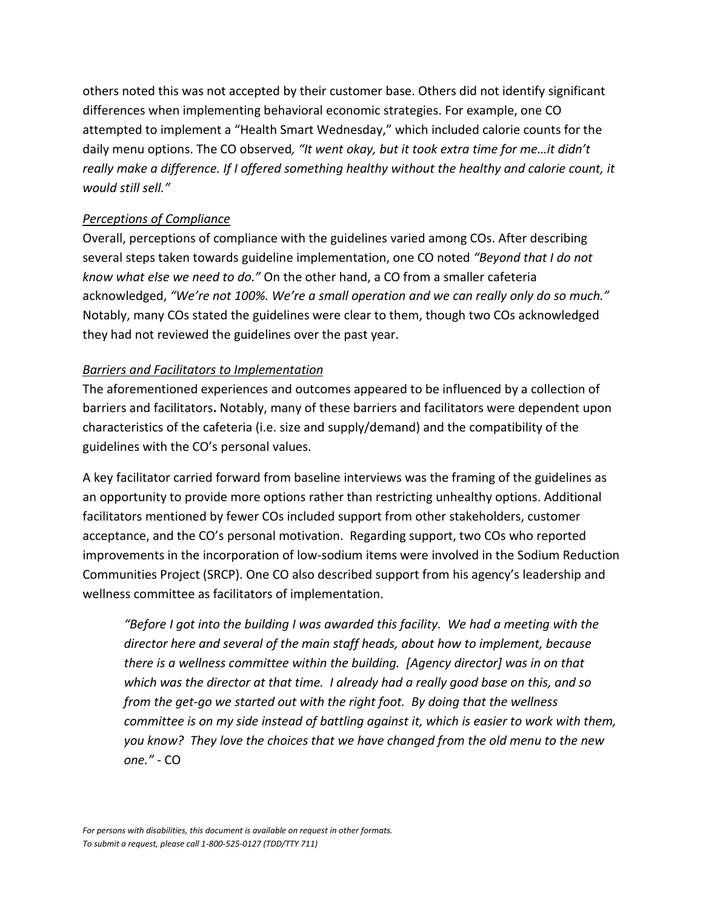others noted this was not accepted by their customer base. Others did not identify significant differences when implementing behavioral economic strategies. For example, one CO attempted to implement a "Health Smart Wednesday," which included calorie counts for the daily menu options. The CO observed*, "It went okay, but it took extra time for me…it didn't really make a difference. If I offered something healthy without the healthy and calorie count, it would still sell."*

### *Perceptions of Compliance*

Overall, perceptions of compliance with the guidelines varied among COs. After describing several steps taken towards guideline implementation, one CO noted *"Beyond that I do not know what else we need to do."* On the other hand, a CO from a smaller cafeteria acknowledged, *"We're not 100%. We're a small operation and we can really only do so much."* Notably, many COs stated the guidelines were clear to them, though two COs acknowledged they had not reviewed the guidelines over the past year.

### *Barriers and Facilitators to Implementation*

The aforementioned experiences and outcomes appeared to be influenced by a collection of barriers and facilitators**.** Notably, many of these barriers and facilitators were dependent upon characteristics of the cafeteria (i.e. size and supply/demand) and the compatibility of the guidelines with the CO's personal values.

A key facilitator carried forward from baseline interviews was the framing of the guidelines as an opportunity to provide more options rather than restricting unhealthy options. Additional facilitators mentioned by fewer COs included support from other stakeholders, customer acceptance, and the CO's personal motivation. Regarding support, two COs who reported improvements in the incorporation of low-sodium items were involved in the Sodium Reduction Communities Project (SRCP). One CO also described support from his agency's leadership and wellness committee as facilitators of implementation.

> *"Before I got into the building I was awarded this facility. We had a meeting with the director here and several of the main staff heads, about how to implement, because there is a wellness committee within the building. [Agency director] was in on that which was the director at that time. I already had a really good base on this, and so from the get-go we started out with the right foot. By doing that the wellness committee is on my side instead of battling against it, which is easier to work with them, you know? They love the choices that we have changed from the old menu to the new one."* - CO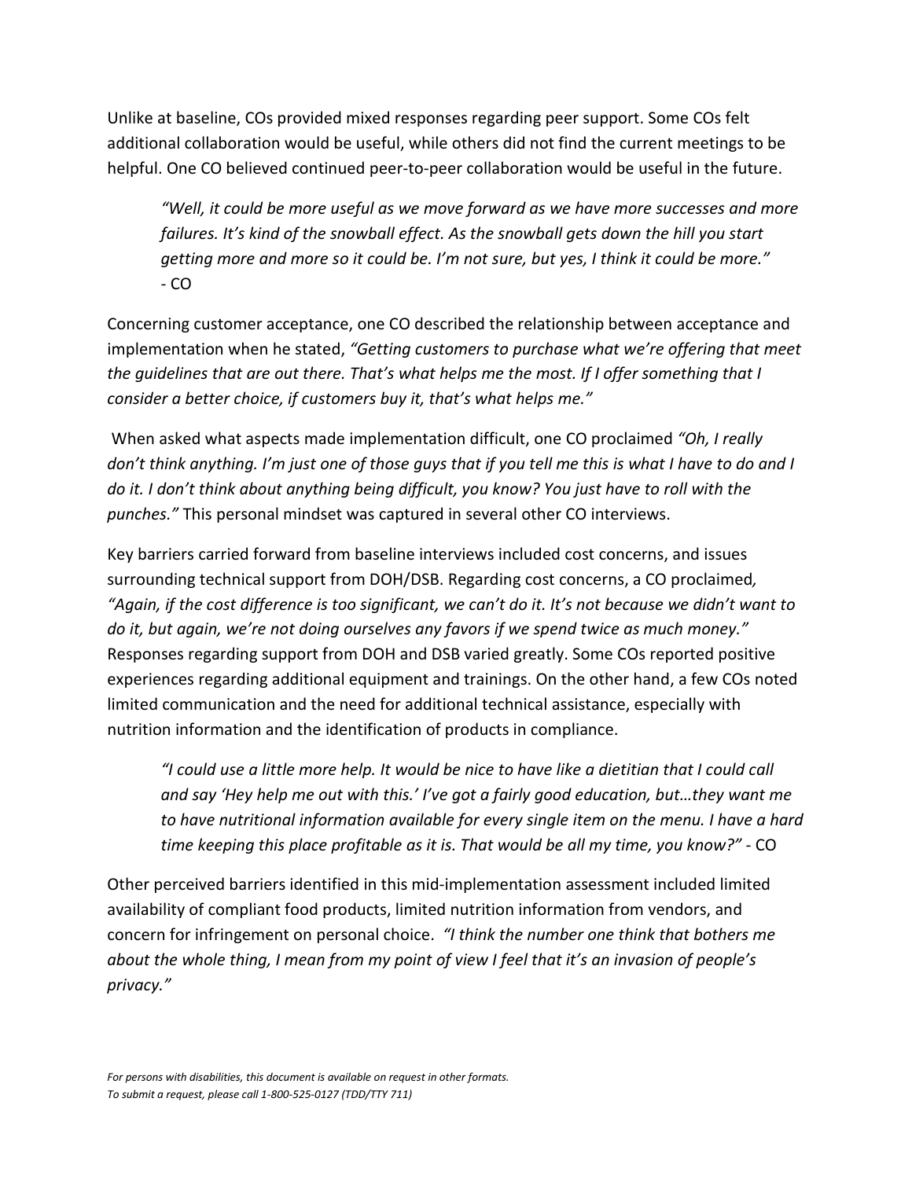Unlike at baseline, COs provided mixed responses regarding peer support. Some COs felt additional collaboration would be useful, while others did not find the current meetings to be helpful. One CO believed continued peer-to-peer collaboration would be useful in the future.

> *"Well, it could be more useful as we move forward as we have more successes and more failures. It's kind of the snowball effect. As the snowball gets down the hill you start getting more and more so it could be. I'm not sure, but yes, I think it could be more."*
> - CO

Concerning customer acceptance, one CO described the relationship between acceptance and implementation when he stated, *"Getting customers to purchase what we're offering that meet the guidelines that are out there. That's what helps me the most. If I offer something that I consider a better choice, if customers buy it, that's what helps me."*

When asked what aspects made implementation difficult, one CO proclaimed *"Oh, I really don't think anything. I'm just one of those guys that if you tell me this is what I have to do and I do it. I don't think about anything being difficult, you know? You just have to roll with the punches."* This personal mindset was captured in several other CO interviews.

Key barriers carried forward from baseline interviews included cost concerns, and issues surrounding technical support from DOH/DSB. Regarding cost concerns, a CO proclaimed*, "Again, if the cost difference is too significant, we can't do it. It's not because we didn't want to do it, but again, we're not doing ourselves any favors if we spend twice as much money."* Responses regarding support from DOH and DSB varied greatly. Some COs reported positive experiences regarding additional equipment and trainings. On the other hand, a few COs noted limited communication and the need for additional technical assistance, especially with nutrition information and the identification of products in compliance.

> *"I could use a little more help. It would be nice to have like a dietitian that I could call and say 'Hey help me out with this.' I've got a fairly good education, but…they want me to have nutritional information available for every single item on the menu. I have a hard time keeping this place profitable as it is. That would be all my time, you know?"* - CO

Other perceived barriers identified in this mid-implementation assessment included limited availability of compliant food products, limited nutrition information from vendors, and concern for infringement on personal choice. *"I think the number one think that bothers me about the whole thing, I mean from my point of view I feel that it's an invasion of people's privacy."*

*For persons with disabilities, this document is available on request in other formats.*
*To submit a request, please call 1-800-525-0127 (TDD/TTY 711)*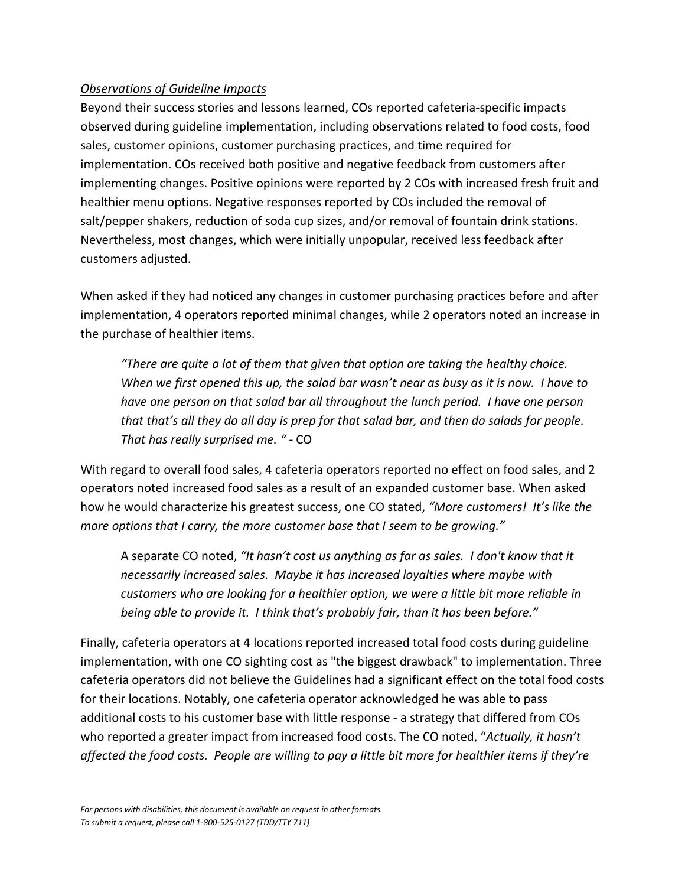*Observations of Guideline Impacts*

Beyond their success stories and lessons learned, COs reported cafeteria-specific impacts observed during guideline implementation, including observations related to food costs, food sales, customer opinions, customer purchasing practices, and time required for implementation. COs received both positive and negative feedback from customers after implementing changes. Positive opinions were reported by 2 COs with increased fresh fruit and healthier menu options. Negative responses reported by COs included the removal of salt/pepper shakers, reduction of soda cup sizes, and/or removal of fountain drink stations. Nevertheless, most changes, which were initially unpopular, received less feedback after customers adjusted.

When asked if they had noticed any changes in customer purchasing practices before and after implementation, 4 operators reported minimal changes, while 2 operators noted an increase in the purchase of healthier items.

> *"There are quite a lot of them that given that option are taking the healthy choice. When we first opened this up, the salad bar wasn't near as busy as it is now. I have to have one person on that salad bar all throughout the lunch period. I have one person that that's all they do all day is prep for that salad bar, and then do salads for people. That has really surprised me. "* - CO

With regard to overall food sales, 4 cafeteria operators reported no effect on food sales, and 2 operators noted increased food sales as a result of an expanded customer base. When asked how he would characterize his greatest success, one CO stated, *"More customers! It's like the more options that I carry, the more customer base that I seem to be growing."*

> A separate CO noted, *"It hasn't cost us anything as far as sales. I don't know that it necessarily increased sales. Maybe it has increased loyalties where maybe with customers who are looking for a healthier option, we were a little bit more reliable in being able to provide it. I think that's probably fair, than it has been before."*

Finally, cafeteria operators at 4 locations reported increased total food costs during guideline implementation, with one CO sighting cost as "the biggest drawback" to implementation. Three cafeteria operators did not believe the Guidelines had a significant effect on the total food costs for their locations. Notably, one cafeteria operator acknowledged he was able to pass additional costs to his customer base with little response - a strategy that differed from COs who reported a greater impact from increased food costs. The CO noted, "*Actually, it hasn't affected the food costs. People are willing to pay a little bit more for healthier items if they're*

*For persons with disabilities, this document is available on request in other formats.*
*To submit a request, please call 1-800-525-0127 (TDD/TTY 711)*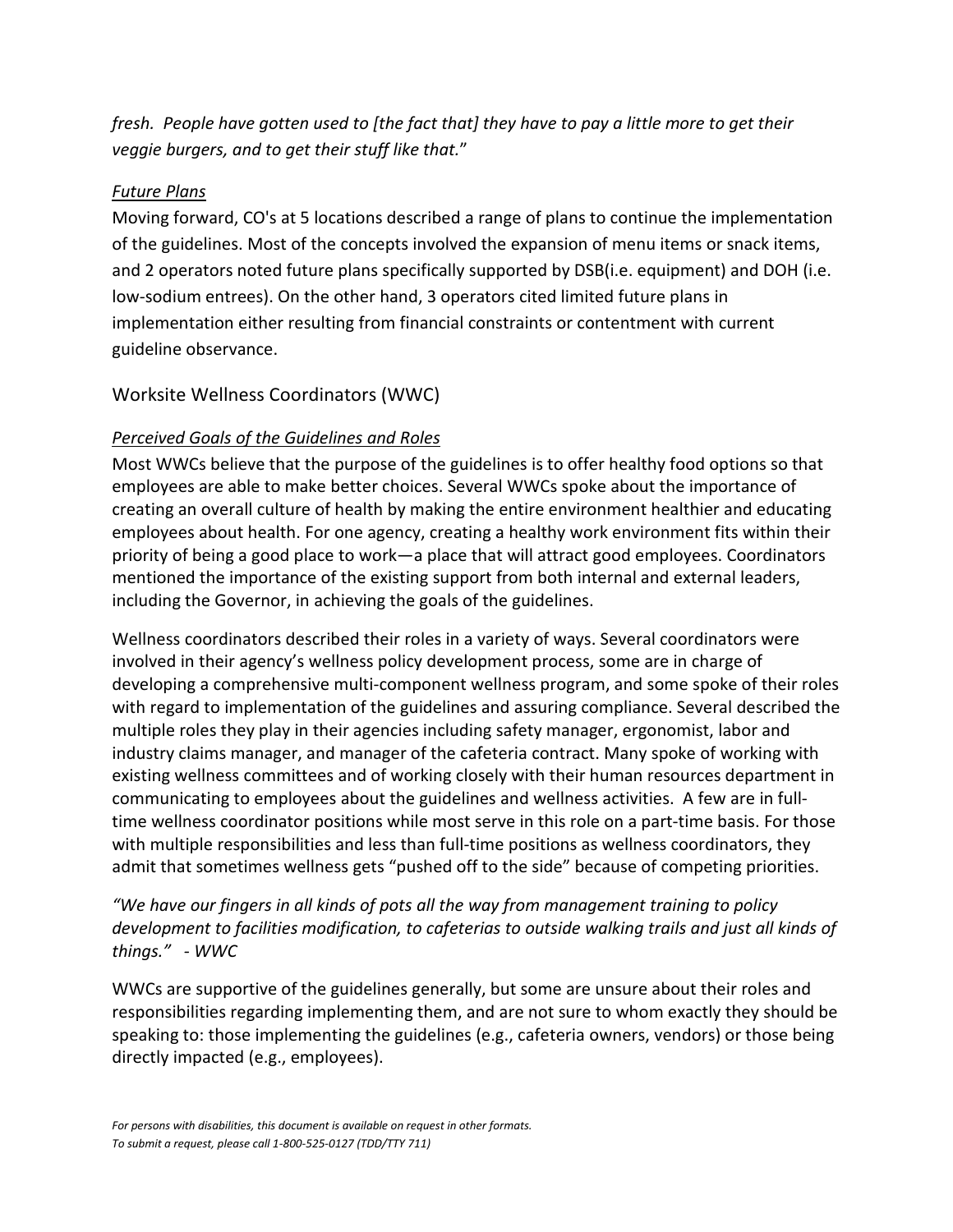*fresh. People have gotten used to [the fact that] they have to pay a little more to get their veggie burgers, and to get their stuff like that.*"

*Future Plans*

Moving forward, CO's at 5 locations described a range of plans to continue the implementation of the guidelines. Most of the concepts involved the expansion of menu items or snack items, and 2 operators noted future plans specifically supported by DSB(i.e. equipment) and DOH (i.e. low-sodium entrees). On the other hand, 3 operators cited limited future plans in implementation either resulting from financial constraints or contentment with current guideline observance.

## Worksite Wellness Coordinators (WWC)

*Perceived Goals of the Guidelines and Roles*

Most WWCs believe that the purpose of the guidelines is to offer healthy food options so that employees are able to make better choices. Several WWCs spoke about the importance of creating an overall culture of health by making the entire environment healthier and educating employees about health. For one agency, creating a healthy work environment fits within their priority of being a good place to work—a place that will attract good employees. Coordinators mentioned the importance of the existing support from both internal and external leaders, including the Governor, in achieving the goals of the guidelines.

Wellness coordinators described their roles in a variety of ways. Several coordinators were involved in their agency's wellness policy development process, some are in charge of developing a comprehensive multi-component wellness program, and some spoke of their roles with regard to implementation of the guidelines and assuring compliance. Several described the multiple roles they play in their agencies including safety manager, ergonomist, labor and industry claims manager, and manager of the cafeteria contract. Many spoke of working with existing wellness committees and of working closely with their human resources department in communicating to employees about the guidelines and wellness activities. A few are in full-time wellness coordinator positions while most serve in this role on a part-time basis. For those with multiple responsibilities and less than full-time positions as wellness coordinators, they admit that sometimes wellness gets "pushed off to the side" because of competing priorities.

*"We have our fingers in all kinds of pots all the way from management training to policy development to facilities modification, to cafeterias to outside walking trails and just all kinds of things." - WWC*

WWCs are supportive of the guidelines generally, but some are unsure about their roles and responsibilities regarding implementing them, and are not sure to whom exactly they should be speaking to: those implementing the guidelines (e.g., cafeteria owners, vendors) or those being directly impacted (e.g., employees).

*For persons with disabilities, this document is available on request in other formats.*
*To submit a request, please call 1-800-525-0127 (TDD/TTY 711)*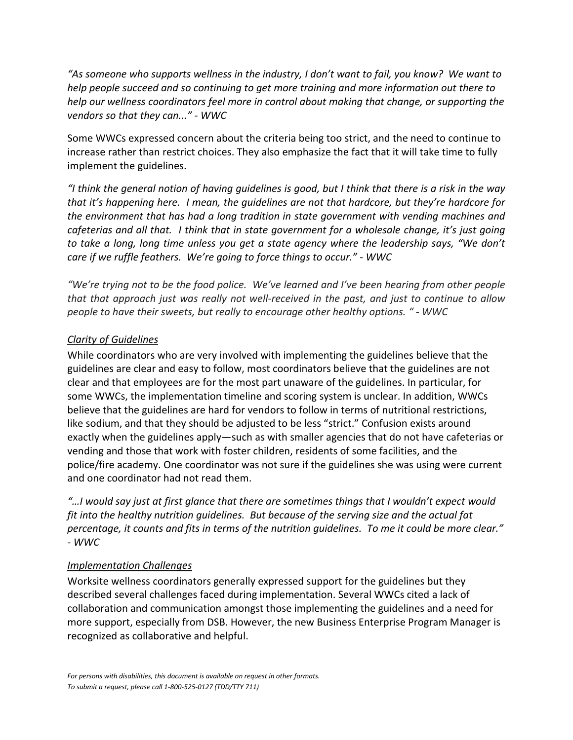*“As someone who supports wellness in the industry, I don’t want to fail, you know? We want to help people succeed and so continuing to get more training and more information out there to help our wellness coordinators feel more in control about making that change, or supporting the vendors so that they can...” - WWC*

Some WWCs expressed concern about the criteria being too strict, and the need to continue to increase rather than restrict choices. They also emphasize the fact that it will take time to fully implement the guidelines.

*“I think the general notion of having guidelines is good, but I think that there is a risk in the way that it’s happening here. I mean, the guidelines are not that hardcore, but they’re hardcore for the environment that has had a long tradition in state government with vending machines and cafeterias and all that. I think that in state government for a wholesale change, it’s just going to take a long, long time unless you get a state agency where the leadership says, “We don’t care if we ruffle feathers. We’re going to force things to occur.” - WWC*

*“We’re trying not to be the food police. We’ve learned and I’ve been hearing from other people that that approach just was really not well-received in the past, and just to continue to allow people to have their sweets, but really to encourage other healthy options. “ - WWC*

*Clarity of Guidelines*

While coordinators who are very involved with implementing the guidelines believe that the guidelines are clear and easy to follow, most coordinators believe that the guidelines are not clear and that employees are for the most part unaware of the guidelines. In particular, for some WWCs, the implementation timeline and scoring system is unclear. In addition, WWCs believe that the guidelines are hard for vendors to follow in terms of nutritional restrictions, like sodium, and that they should be adjusted to be less “strict.” Confusion exists around exactly when the guidelines apply—such as with smaller agencies that do not have cafeterias or vending and those that work with foster children, residents of some facilities, and the police/fire academy. One coordinator was not sure if the guidelines she was using were current and one coordinator had not read them.

*“…I would say just at first glance that there are sometimes things that I wouldn’t expect would fit into the healthy nutrition guidelines. But because of the serving size and the actual fat percentage, it counts and fits in terms of the nutrition guidelines. To me it could be more clear.” - WWC*

*Implementation Challenges*

Worksite wellness coordinators generally expressed support for the guidelines but they described several challenges faced during implementation. Several WWCs cited a lack of collaboration and communication amongst those implementing the guidelines and a need for more support, especially from DSB. However, the new Business Enterprise Program Manager is recognized as collaborative and helpful.

*For persons with disabilities, this document is available on request in other formats.*
*To submit a request, please call 1-800-525-0127 (TDD/TTY 711)*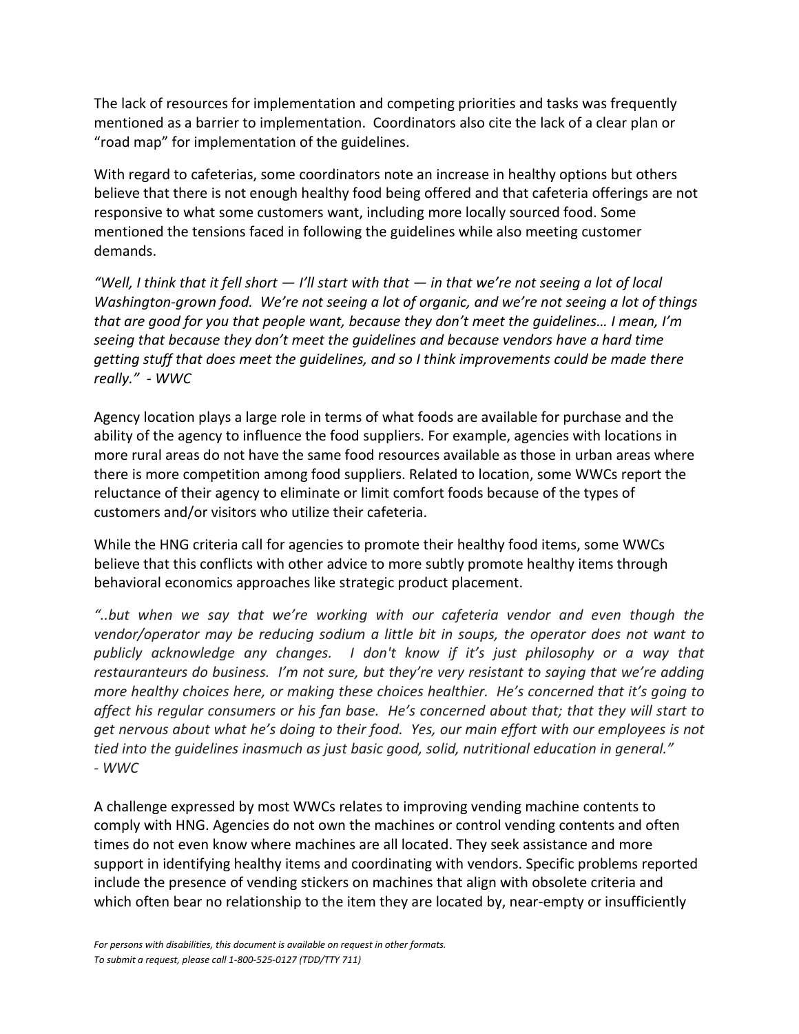The lack of resources for implementation and competing priorities and tasks was frequently mentioned as a barrier to implementation. Coordinators also cite the lack of a clear plan or "road map" for implementation of the guidelines.

With regard to cafeterias, some coordinators note an increase in healthy options but others believe that there is not enough healthy food being offered and that cafeteria offerings are not responsive to what some customers want, including more locally sourced food. Some mentioned the tensions faced in following the guidelines while also meeting customer demands.

*"Well, I think that it fell short — I'll start with that — in that we're not seeing a lot of local Washington-grown food. We're not seeing a lot of organic, and we're not seeing a lot of things that are good for you that people want, because they don't meet the guidelines… I mean, I'm seeing that because they don't meet the guidelines and because vendors have a hard time getting stuff that does meet the guidelines, and so I think improvements could be made there really." - WWC*

Agency location plays a large role in terms of what foods are available for purchase and the ability of the agency to influence the food suppliers. For example, agencies with locations in more rural areas do not have the same food resources available as those in urban areas where there is more competition among food suppliers. Related to location, some WWCs report the reluctance of their agency to eliminate or limit comfort foods because of the types of customers and/or visitors who utilize their cafeteria.

While the HNG criteria call for agencies to promote their healthy food items, some WWCs believe that this conflicts with other advice to more subtly promote healthy items through behavioral economics approaches like strategic product placement.

*"..but when we say that we're working with our cafeteria vendor and even though the vendor/operator may be reducing sodium a little bit in soups, the operator does not want to publicly acknowledge any changes. I don't know if it's just philosophy or a way that restauranteurs do business. I'm not sure, but they're very resistant to saying that we're adding more healthy choices here, or making these choices healthier. He's concerned that it's going to affect his regular consumers or his fan base. He's concerned about that; that they will start to get nervous about what he's doing to their food. Yes, our main effort with our employees is not tied into the guidelines inasmuch as just basic good, solid, nutritional education in general."*
*- WWC*

A challenge expressed by most WWCs relates to improving vending machine contents to comply with HNG. Agencies do not own the machines or control vending contents and often times do not even know where machines are all located. They seek assistance and more support in identifying healthy items and coordinating with vendors. Specific problems reported include the presence of vending stickers on machines that align with obsolete criteria and which often bear no relationship to the item they are located by, near-empty or insufficiently

*For persons with disabilities, this document is available on request in other formats.*
*To submit a request, please call 1-800-525-0127 (TDD/TTY 711)*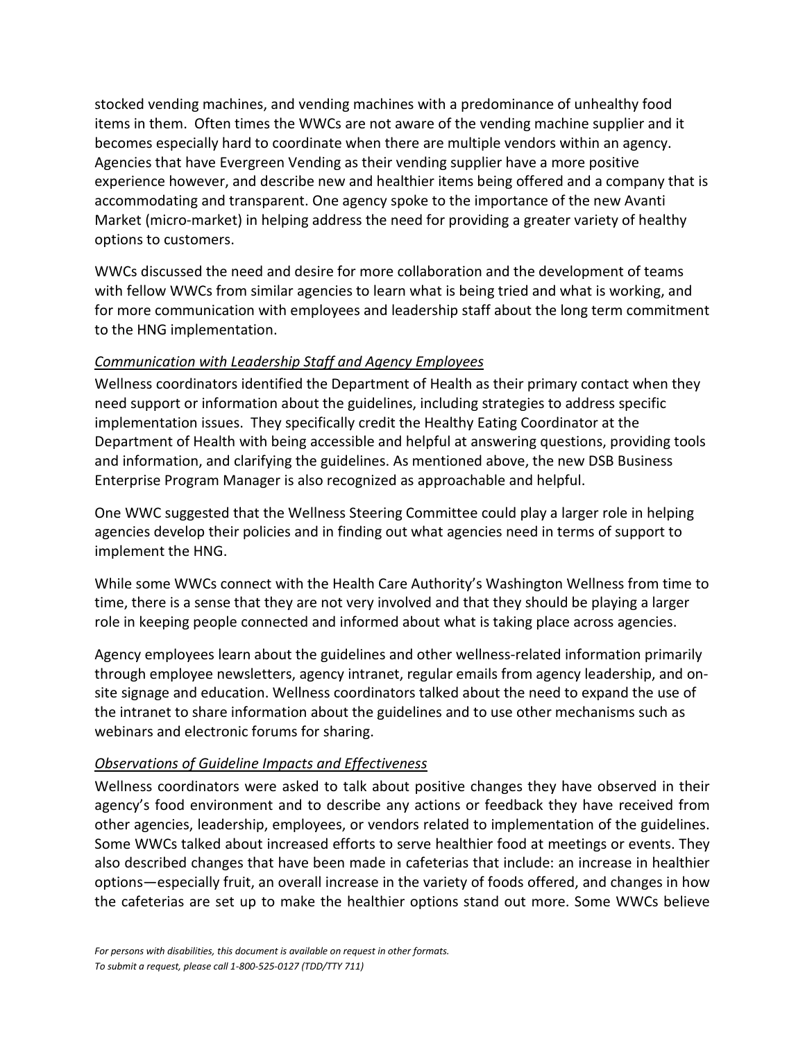stocked vending machines, and vending machines with a predominance of unhealthy food items in them. Often times the WWCs are not aware of the vending machine supplier and it becomes especially hard to coordinate when there are multiple vendors within an agency. Agencies that have Evergreen Vending as their vending supplier have a more positive experience however, and describe new and healthier items being offered and a company that is accommodating and transparent. One agency spoke to the importance of the new Avanti Market (micro-market) in helping address the need for providing a greater variety of healthy options to customers.

WWCs discussed the need and desire for more collaboration and the development of teams with fellow WWCs from similar agencies to learn what is being tried and what is working, and for more communication with employees and leadership staff about the long term commitment to the HNG implementation.

*Communication with Leadership Staff and Agency Employees*

Wellness coordinators identified the Department of Health as their primary contact when they need support or information about the guidelines, including strategies to address specific implementation issues. They specifically credit the Healthy Eating Coordinator at the Department of Health with being accessible and helpful at answering questions, providing tools and information, and clarifying the guidelines. As mentioned above, the new DSB Business Enterprise Program Manager is also recognized as approachable and helpful.

One WWC suggested that the Wellness Steering Committee could play a larger role in helping agencies develop their policies and in finding out what agencies need in terms of support to implement the HNG.

While some WWCs connect with the Health Care Authority's Washington Wellness from time to time, there is a sense that they are not very involved and that they should be playing a larger role in keeping people connected and informed about what is taking place across agencies.

Agency employees learn about the guidelines and other wellness-related information primarily through employee newsletters, agency intranet, regular emails from agency leadership, and on-site signage and education. Wellness coordinators talked about the need to expand the use of the intranet to share information about the guidelines and to use other mechanisms such as webinars and electronic forums for sharing.

*Observations of Guideline Impacts and Effectiveness*

Wellness coordinators were asked to talk about positive changes they have observed in their agency's food environment and to describe any actions or feedback they have received from other agencies, leadership, employees, or vendors related to implementation of the guidelines. Some WWCs talked about increased efforts to serve healthier food at meetings or events. They also described changes that have been made in cafeterias that include: an increase in healthier options—especially fruit, an overall increase in the variety of foods offered, and changes in how the cafeterias are set up to make the healthier options stand out more. Some WWCs believe

*For persons with disabilities, this document is available on request in other formats.*
*To submit a request, please call 1-800-525-0127 (TDD/TTY 711)*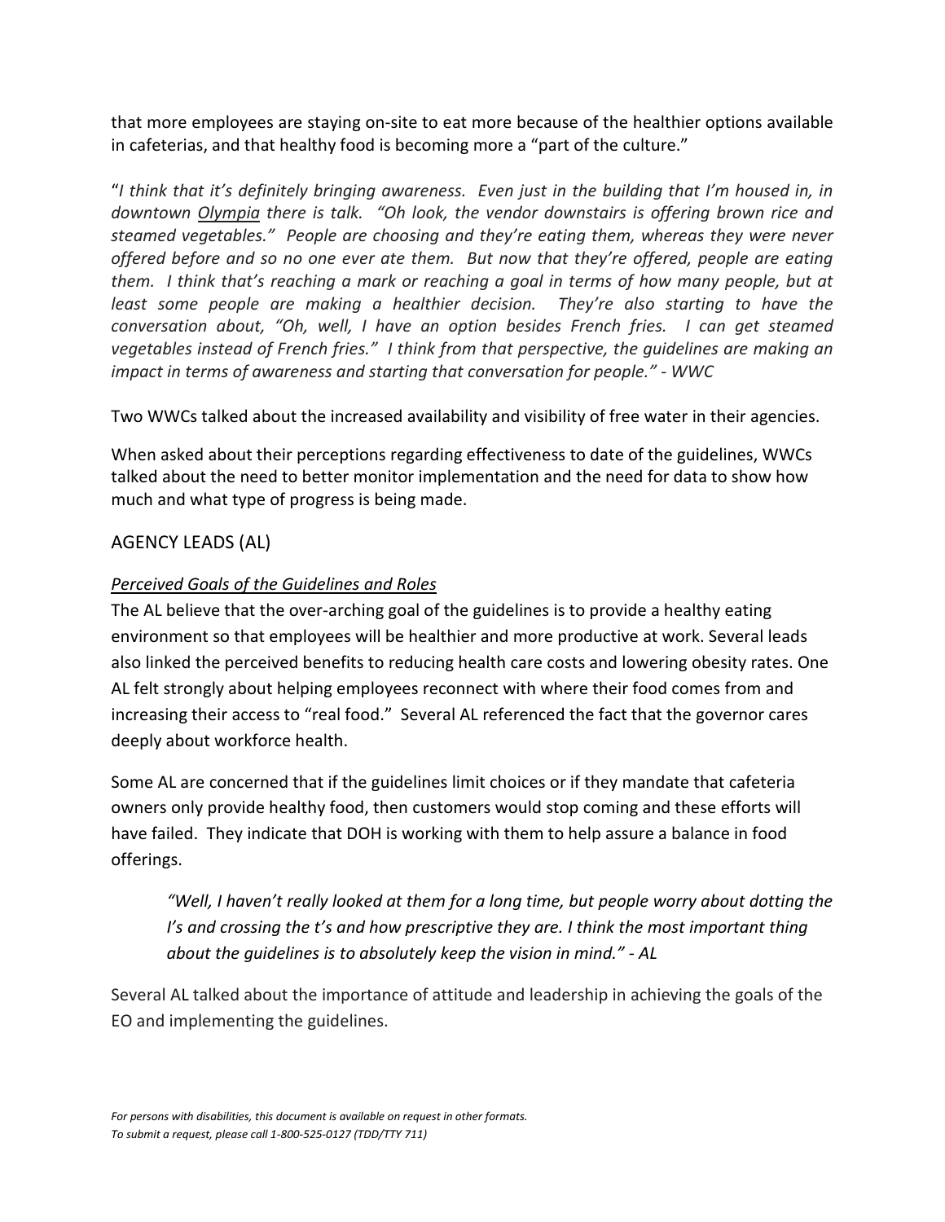that more employees are staying on-site to eat more because of the healthier options available in cafeterias, and that healthy food is becoming more a "part of the culture."

"*I think that it's definitely bringing awareness. Even just in the building that I'm housed in, in downtown Olympia there is talk. "Oh look, the vendor downstairs is offering brown rice and steamed vegetables." People are choosing and they're eating them, whereas they were never offered before and so no one ever ate them. But now that they're offered, people are eating them. I think that's reaching a mark or reaching a goal in terms of how many people, but at least some people are making a healthier decision. They're also starting to have the conversation about, "Oh, well, I have an option besides French fries. I can get steamed vegetables instead of French fries." I think from that perspective, the guidelines are making an impact in terms of awareness and starting that conversation for people." - WWC*

Two WWCs talked about the increased availability and visibility of free water in their agencies.

When asked about their perceptions regarding effectiveness to date of the guidelines, WWCs talked about the need to better monitor implementation and the need for data to show how much and what type of progress is being made.

## AGENCY LEADS (AL)

### *Perceived Goals of the Guidelines and Roles*

The AL believe that the over-arching goal of the guidelines is to provide a healthy eating environment so that employees will be healthier and more productive at work. Several leads also linked the perceived benefits to reducing health care costs and lowering obesity rates. One AL felt strongly about helping employees reconnect with where their food comes from and increasing their access to "real food." Several AL referenced the fact that the governor cares deeply about workforce health.

Some AL are concerned that if the guidelines limit choices or if they mandate that cafeteria owners only provide healthy food, then customers would stop coming and these efforts will have failed. They indicate that DOH is working with them to help assure a balance in food offerings.

> *"Well, I haven't really looked at them for a long time, but people worry about dotting the I's and crossing the t's and how prescriptive they are. I think the most important thing about the guidelines is to absolutely keep the vision in mind." - AL*

Several AL talked about the importance of attitude and leadership in achieving the goals of the EO and implementing the guidelines.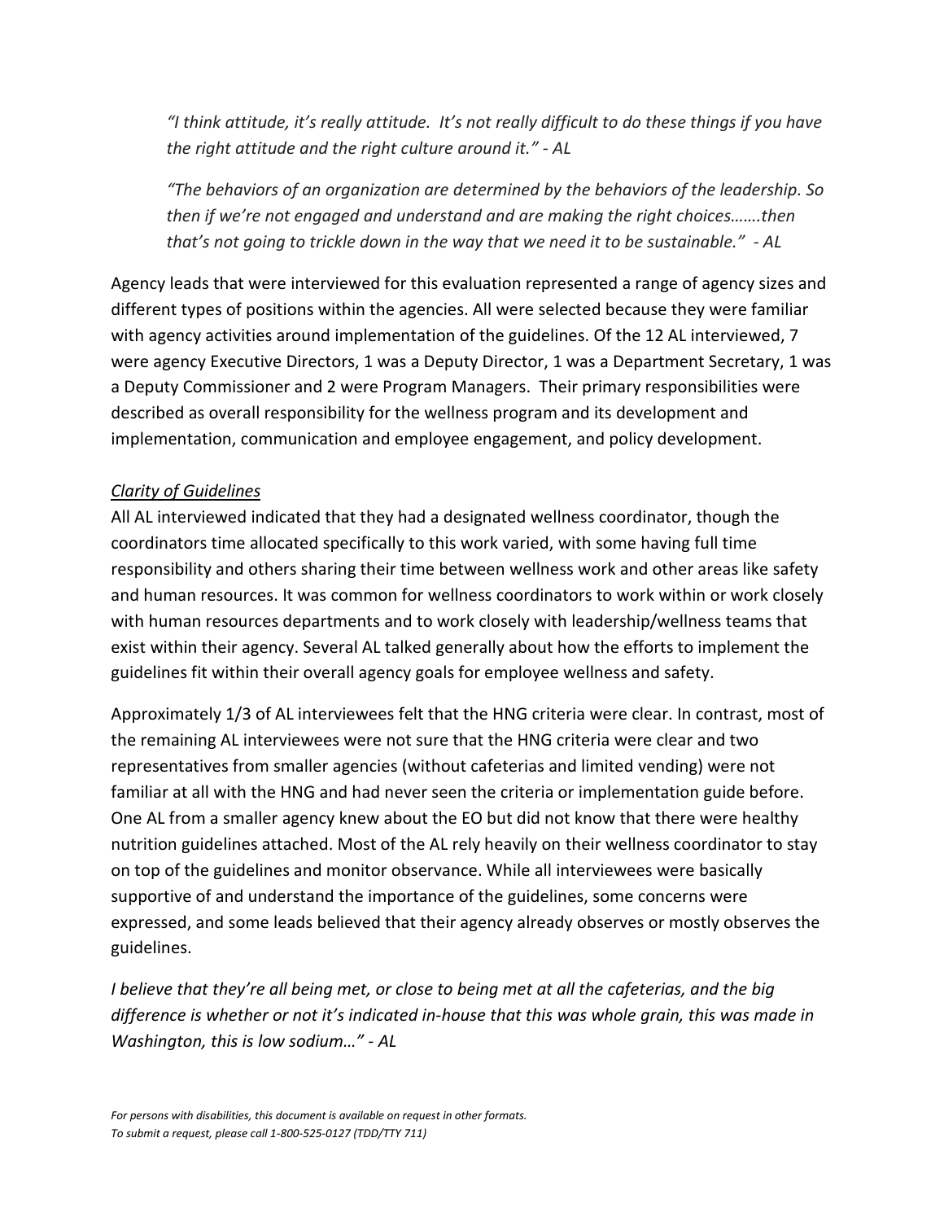*"I think attitude, it's really attitude. It's not really difficult to do these things if you have the right attitude and the right culture around it." - AL*

*"The behaviors of an organization are determined by the behaviors of the leadership. So then if we're not engaged and understand and are making the right choices…….then that's not going to trickle down in the way that we need it to be sustainable." - AL*

Agency leads that were interviewed for this evaluation represented a range of agency sizes and different types of positions within the agencies. All were selected because they were familiar with agency activities around implementation of the guidelines. Of the 12 AL interviewed, 7 were agency Executive Directors, 1 was a Deputy Director, 1 was a Department Secretary, 1 was a Deputy Commissioner and 2 were Program Managers. Their primary responsibilities were described as overall responsibility for the wellness program and its development and implementation, communication and employee engagement, and policy development.

*Clarity of Guidelines*

All AL interviewed indicated that they had a designated wellness coordinator, though the coordinators time allocated specifically to this work varied, with some having full time responsibility and others sharing their time between wellness work and other areas like safety and human resources. It was common for wellness coordinators to work within or work closely with human resources departments and to work closely with leadership/wellness teams that exist within their agency. Several AL talked generally about how the efforts to implement the guidelines fit within their overall agency goals for employee wellness and safety.

Approximately 1/3 of AL interviewees felt that the HNG criteria were clear. In contrast, most of the remaining AL interviewees were not sure that the HNG criteria were clear and two representatives from smaller agencies (without cafeterias and limited vending) were not familiar at all with the HNG and had never seen the criteria or implementation guide before. One AL from a smaller agency knew about the EO but did not know that there were healthy nutrition guidelines attached. Most of the AL rely heavily on their wellness coordinator to stay on top of the guidelines and monitor observance. While all interviewees were basically supportive of and understand the importance of the guidelines, some concerns were expressed, and some leads believed that their agency already observes or mostly observes the guidelines.

*I believe that they're all being met, or close to being met at all the cafeterias, and the big difference is whether or not it's indicated in-house that this was whole grain, this was made in Washington, this is low sodium…" - AL*

*For persons with disabilities, this document is available on request in other formats.*
*To submit a request, please call 1-800-525-0127 (TDD/TTY 711)*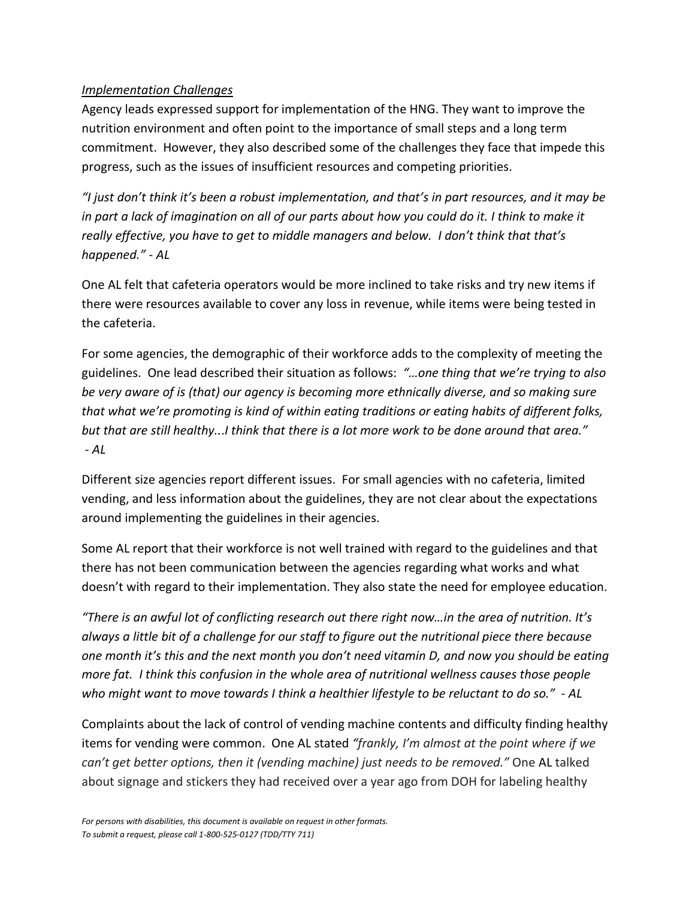*Implementation Challenges*

Agency leads expressed support for implementation of the HNG. They want to improve the nutrition environment and often point to the importance of small steps and a long term commitment. However, they also described some of the challenges they face that impede this progress, such as the issues of insufficient resources and competing priorities.

*"I just don't think it's been a robust implementation, and that's in part resources, and it may be in part a lack of imagination on all of our parts about how you could do it. I think to make it really effective, you have to get to middle managers and below. I don't think that that's happened." - AL*

One AL felt that cafeteria operators would be more inclined to take risks and try new items if there were resources available to cover any loss in revenue, while items were being tested in the cafeteria.

For some agencies, the demographic of their workforce adds to the complexity of meeting the guidelines. One lead described their situation as follows: *"…one thing that we're trying to also be very aware of is (that) our agency is becoming more ethnically diverse, and so making sure that what we're promoting is kind of within eating traditions or eating habits of different folks, but that are still healthy...I think that there is a lot more work to be done around that area." - AL*

Different size agencies report different issues. For small agencies with no cafeteria, limited vending, and less information about the guidelines, they are not clear about the expectations around implementing the guidelines in their agencies.

Some AL report that their workforce is not well trained with regard to the guidelines and that there has not been communication between the agencies regarding what works and what doesn't with regard to their implementation. They also state the need for employee education.

*"There is an awful lot of conflicting research out there right now…in the area of nutrition. It's always a little bit of a challenge for our staff to figure out the nutritional piece there because one month it's this and the next month you don't need vitamin D, and now you should be eating more fat. I think this confusion in the whole area of nutritional wellness causes those people who might want to move towards I think a healthier lifestyle to be reluctant to do so." - AL*

Complaints about the lack of control of vending machine contents and difficulty finding healthy items for vending were common. One AL stated *"frankly, I'm almost at the point where if we can't get better options, then it (vending machine) just needs to be removed."* One AL talked about signage and stickers they had received over a year ago from DOH for labeling healthy

*For persons with disabilities, this document is available on request in other formats.*
*To submit a request, please call 1-800-525-0127 (TDD/TTY 711)*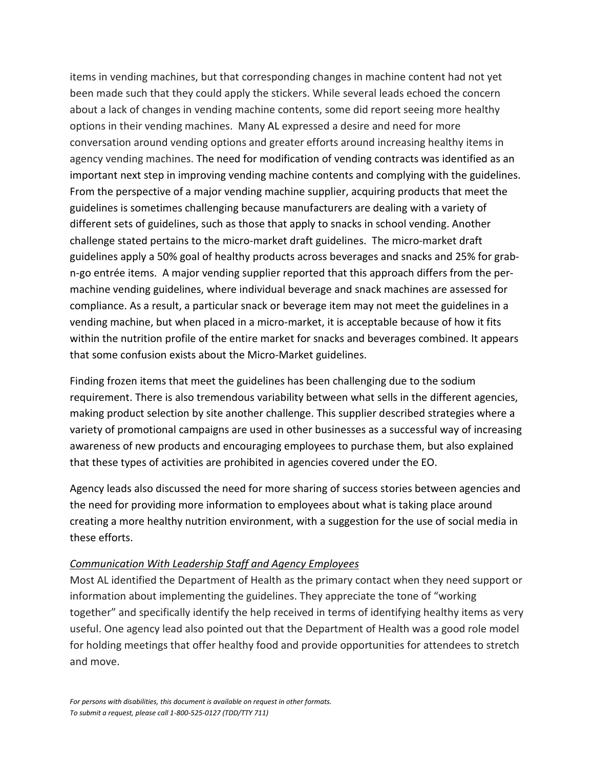items in vending machines, but that corresponding changes in machine content had not yet been made such that they could apply the stickers. While several leads echoed the concern about a lack of changes in vending machine contents, some did report seeing more healthy options in their vending machines. Many AL expressed a desire and need for more conversation around vending options and greater efforts around increasing healthy items in agency vending machines. The need for modification of vending contracts was identified as an important next step in improving vending machine contents and complying with the guidelines. From the perspective of a major vending machine supplier, acquiring products that meet the guidelines is sometimes challenging because manufacturers are dealing with a variety of different sets of guidelines, such as those that apply to snacks in school vending. Another challenge stated pertains to the micro-market draft guidelines. The micro-market draft guidelines apply a 50% goal of healthy products across beverages and snacks and 25% for grab-n-go entrée items. A major vending supplier reported that this approach differs from the per-machine vending guidelines, where individual beverage and snack machines are assessed for compliance. As a result, a particular snack or beverage item may not meet the guidelines in a vending machine, but when placed in a micro-market, it is acceptable because of how it fits within the nutrition profile of the entire market for snacks and beverages combined. It appears that some confusion exists about the Micro-Market guidelines.

Finding frozen items that meet the guidelines has been challenging due to the sodium requirement. There is also tremendous variability between what sells in the different agencies, making product selection by site another challenge. This supplier described strategies where a variety of promotional campaigns are used in other businesses as a successful way of increasing awareness of new products and encouraging employees to purchase them, but also explained that these types of activities are prohibited in agencies covered under the EO.

Agency leads also discussed the need for more sharing of success stories between agencies and the need for providing more information to employees about what is taking place around creating a more healthy nutrition environment, with a suggestion for the use of social media in these efforts.

*Communication With Leadership Staff and Agency Employees*

Most AL identified the Department of Health as the primary contact when they need support or information about implementing the guidelines. They appreciate the tone of "working together" and specifically identify the help received in terms of identifying healthy items as very useful. One agency lead also pointed out that the Department of Health was a good role model for holding meetings that offer healthy food and provide opportunities for attendees to stretch and move.

*For persons with disabilities, this document is available on request in other formats.*
*To submit a request, please call 1-800-525-0127 (TDD/TTY 711)*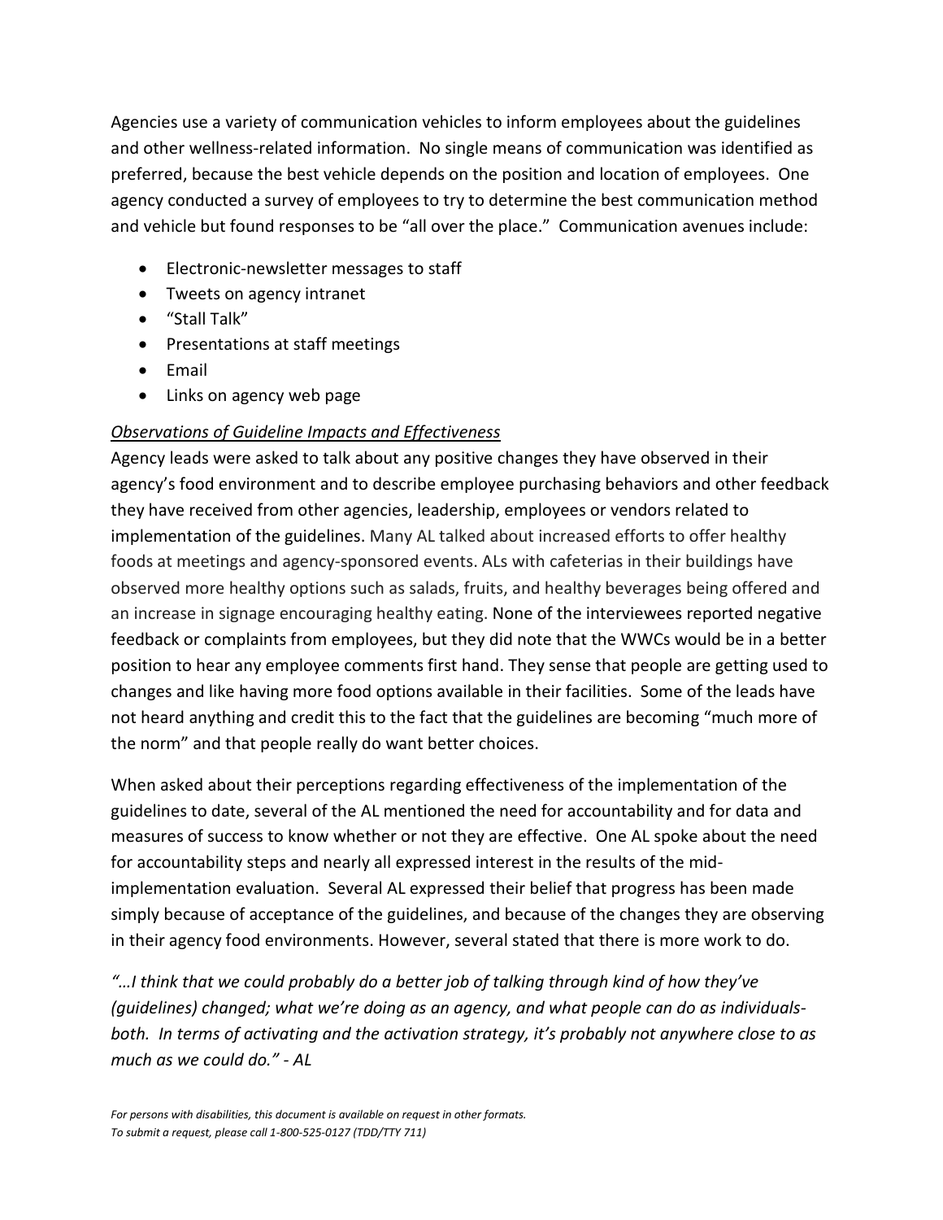Agencies use a variety of communication vehicles to inform employees about the guidelines and other wellness-related information. No single means of communication was identified as preferred, because the best vehicle depends on the position and location of employees. One agency conducted a survey of employees to try to determine the best communication method and vehicle but found responses to be "all over the place." Communication avenues include:

- Electronic-newsletter messages to staff
- Tweets on agency intranet
- "Stall Talk"
- Presentations at staff meetings
- Email
- Links on agency web page

*Observations of Guideline Impacts and Effectiveness*

Agency leads were asked to talk about any positive changes they have observed in their agency's food environment and to describe employee purchasing behaviors and other feedback they have received from other agencies, leadership, employees or vendors related to implementation of the guidelines. Many AL talked about increased efforts to offer healthy foods at meetings and agency-sponsored events. ALs with cafeterias in their buildings have observed more healthy options such as salads, fruits, and healthy beverages being offered and an increase in signage encouraging healthy eating. None of the interviewees reported negative feedback or complaints from employees, but they did note that the WWCs would be in a better position to hear any employee comments first hand. They sense that people are getting used to changes and like having more food options available in their facilities. Some of the leads have not heard anything and credit this to the fact that the guidelines are becoming "much more of the norm" and that people really do want better choices.

When asked about their perceptions regarding effectiveness of the implementation of the guidelines to date, several of the AL mentioned the need for accountability and for data and measures of success to know whether or not they are effective. One AL spoke about the need for accountability steps and nearly all expressed interest in the results of the mid-implementation evaluation. Several AL expressed their belief that progress has been made simply because of acceptance of the guidelines, and because of the changes they are observing in their agency food environments. However, several stated that there is more work to do.

*"…I think that we could probably do a better job of talking through kind of how they've (guidelines) changed; what we're doing as an agency, and what people can do as individuals-both. In terms of activating and the activation strategy, it's probably not anywhere close to as much as we could do." - AL*

*For persons with disabilities, this document is available on request in other formats.*
*To submit a request, please call 1-800-525-0127 (TDD/TTY 711)*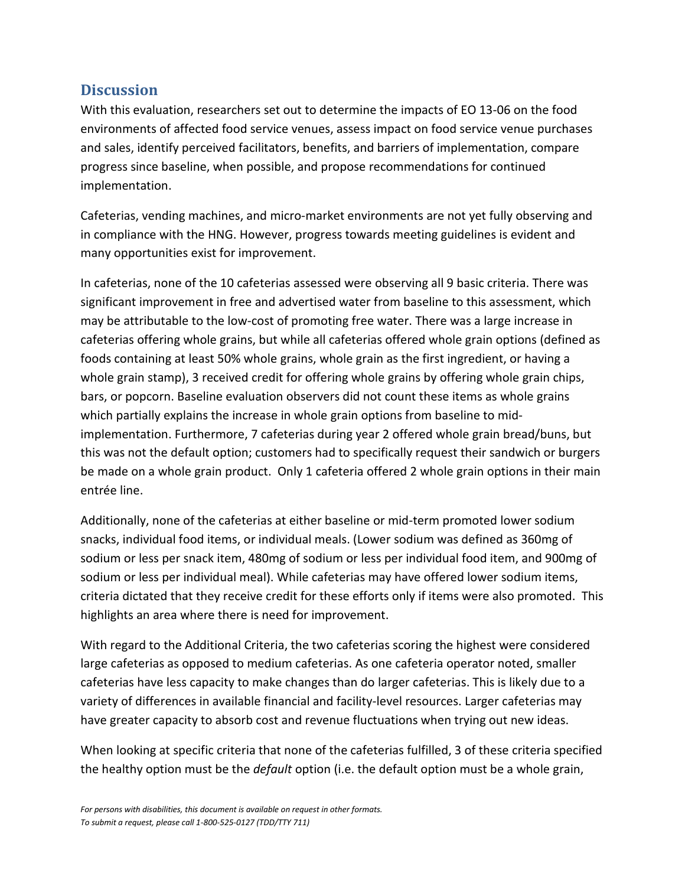## Discussion

With this evaluation, researchers set out to determine the impacts of EO 13-06 on the food environments of affected food service venues, assess impact on food service venue purchases and sales, identify perceived facilitators, benefits, and barriers of implementation, compare progress since baseline, when possible, and propose recommendations for continued implementation.

Cafeterias, vending machines, and micro-market environments are not yet fully observing and in compliance with the HNG. However, progress towards meeting guidelines is evident and many opportunities exist for improvement.

In cafeterias, none of the 10 cafeterias assessed were observing all 9 basic criteria. There was significant improvement in free and advertised water from baseline to this assessment, which may be attributable to the low-cost of promoting free water. There was a large increase in cafeterias offering whole grains, but while all cafeterias offered whole grain options (defined as foods containing at least 50% whole grains, whole grain as the first ingredient, or having a whole grain stamp), 3 received credit for offering whole grains by offering whole grain chips, bars, or popcorn. Baseline evaluation observers did not count these items as whole grains which partially explains the increase in whole grain options from baseline to mid-implementation. Furthermore, 7 cafeterias during year 2 offered whole grain bread/buns, but this was not the default option; customers had to specifically request their sandwich or burgers be made on a whole grain product. Only 1 cafeteria offered 2 whole grain options in their main entrée line.

Additionally, none of the cafeterias at either baseline or mid-term promoted lower sodium snacks, individual food items, or individual meals. (Lower sodium was defined as 360mg of sodium or less per snack item, 480mg of sodium or less per individual food item, and 900mg of sodium or less per individual meal). While cafeterias may have offered lower sodium items, criteria dictated that they receive credit for these efforts only if items were also promoted. This highlights an area where there is need for improvement.

With regard to the Additional Criteria, the two cafeterias scoring the highest were considered large cafeterias as opposed to medium cafeterias. As one cafeteria operator noted, smaller cafeterias have less capacity to make changes than do larger cafeterias. This is likely due to a variety of differences in available financial and facility-level resources. Larger cafeterias may have greater capacity to absorb cost and revenue fluctuations when trying out new ideas.

When looking at specific criteria that none of the cafeterias fulfilled, 3 of these criteria specified the healthy option must be the *default* option (i.e. the default option must be a whole grain,

*For persons with disabilities, this document is available on request in other formats.*
*To submit a request, please call 1-800-525-0127 (TDD/TTY 711)*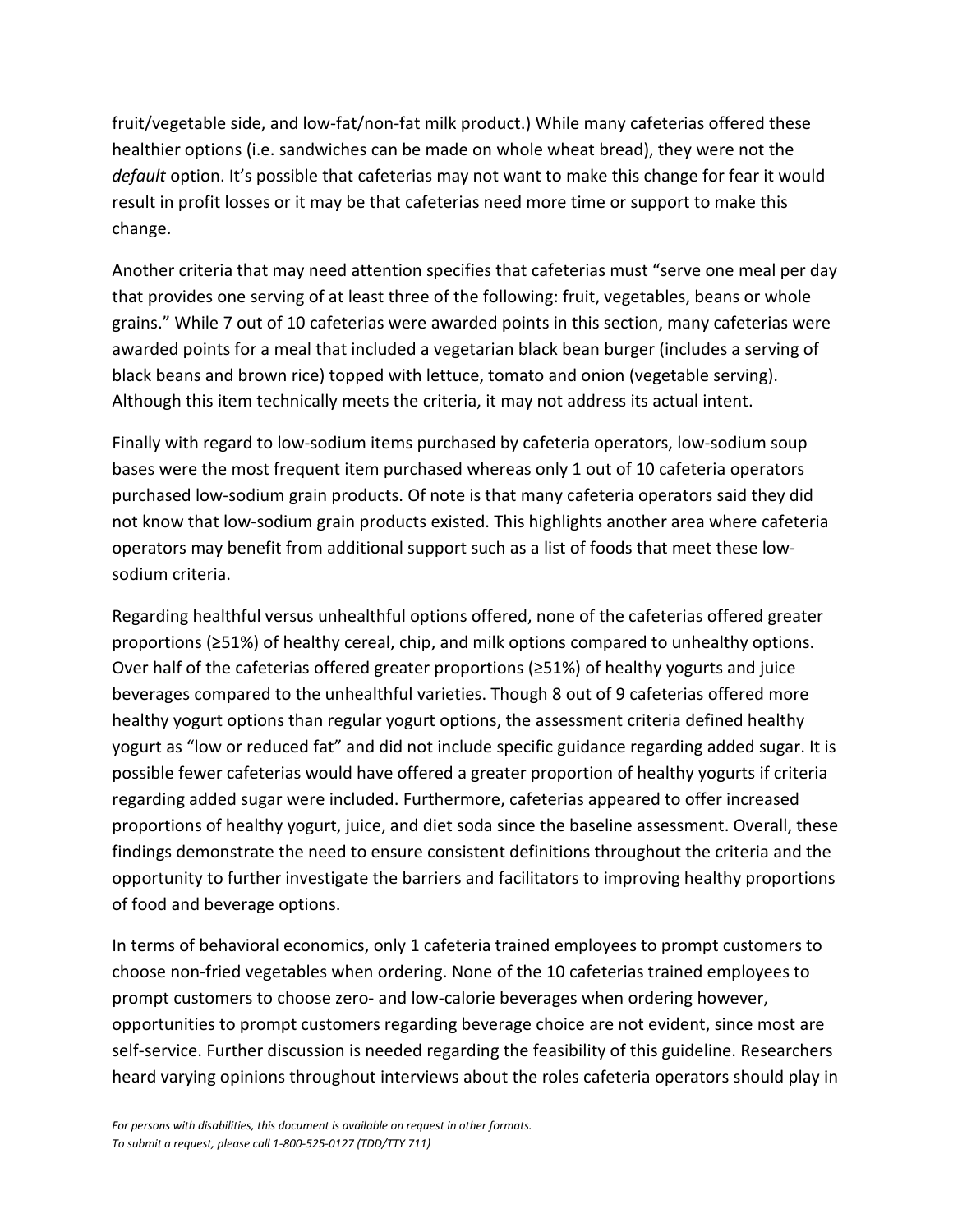fruit/vegetable side, and low-fat/non-fat milk product.) While many cafeterias offered these healthier options (i.e. sandwiches can be made on whole wheat bread), they were not the *default* option. It's possible that cafeterias may not want to make this change for fear it would result in profit losses or it may be that cafeterias need more time or support to make this change.

Another criteria that may need attention specifies that cafeterias must "serve one meal per day that provides one serving of at least three of the following: fruit, vegetables, beans or whole grains." While 7 out of 10 cafeterias were awarded points in this section, many cafeterias were awarded points for a meal that included a vegetarian black bean burger (includes a serving of black beans and brown rice) topped with lettuce, tomato and onion (vegetable serving). Although this item technically meets the criteria, it may not address its actual intent.

Finally with regard to low-sodium items purchased by cafeteria operators, low-sodium soup bases were the most frequent item purchased whereas only 1 out of 10 cafeteria operators purchased low-sodium grain products. Of note is that many cafeteria operators said they did not know that low-sodium grain products existed. This highlights another area where cafeteria operators may benefit from additional support such as a list of foods that meet these low-sodium criteria.

Regarding healthful versus unhealthful options offered, none of the cafeterias offered greater proportions (≥51%) of healthy cereal, chip, and milk options compared to unhealthy options. Over half of the cafeterias offered greater proportions (≥51%) of healthy yogurts and juice beverages compared to the unhealthful varieties. Though 8 out of 9 cafeterias offered more healthy yogurt options than regular yogurt options, the assessment criteria defined healthy yogurt as "low or reduced fat" and did not include specific guidance regarding added sugar. It is possible fewer cafeterias would have offered a greater proportion of healthy yogurts if criteria regarding added sugar were included. Furthermore, cafeterias appeared to offer increased proportions of healthy yogurt, juice, and diet soda since the baseline assessment. Overall, these findings demonstrate the need to ensure consistent definitions throughout the criteria and the opportunity to further investigate the barriers and facilitators to improving healthy proportions of food and beverage options.

In terms of behavioral economics, only 1 cafeteria trained employees to prompt customers to choose non-fried vegetables when ordering. None of the 10 cafeterias trained employees to prompt customers to choose zero- and low-calorie beverages when ordering however, opportunities to prompt customers regarding beverage choice are not evident, since most are self-service. Further discussion is needed regarding the feasibility of this guideline. Researchers heard varying opinions throughout interviews about the roles cafeteria operators should play in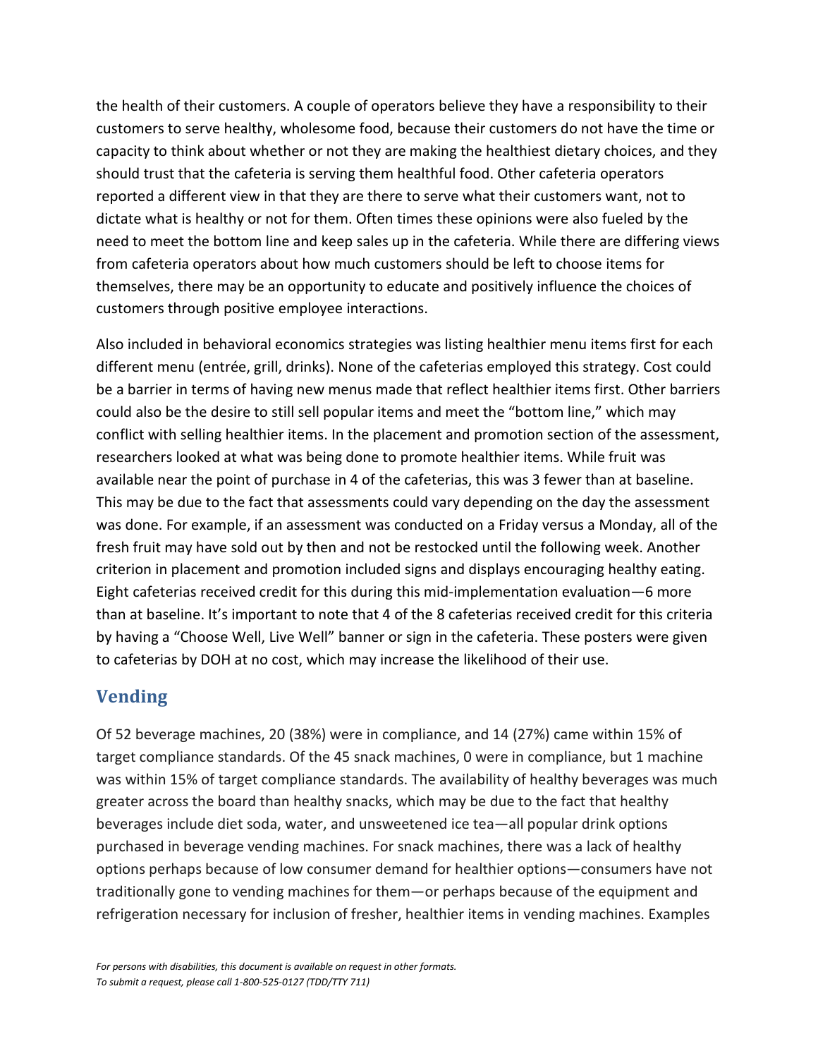the health of their customers. A couple of operators believe they have a responsibility to their customers to serve healthy, wholesome food, because their customers do not have the time or capacity to think about whether or not they are making the healthiest dietary choices, and they should trust that the cafeteria is serving them healthful food. Other cafeteria operators reported a different view in that they are there to serve what their customers want, not to dictate what is healthy or not for them. Often times these opinions were also fueled by the need to meet the bottom line and keep sales up in the cafeteria. While there are differing views from cafeteria operators about how much customers should be left to choose items for themselves, there may be an opportunity to educate and positively influence the choices of customers through positive employee interactions.

Also included in behavioral economics strategies was listing healthier menu items first for each different menu (entrée, grill, drinks). None of the cafeterias employed this strategy. Cost could be a barrier in terms of having new menus made that reflect healthier items first. Other barriers could also be the desire to still sell popular items and meet the "bottom line," which may conflict with selling healthier items. In the placement and promotion section of the assessment, researchers looked at what was being done to promote healthier items. While fruit was available near the point of purchase in 4 of the cafeterias, this was 3 fewer than at baseline. This may be due to the fact that assessments could vary depending on the day the assessment was done. For example, if an assessment was conducted on a Friday versus a Monday, all of the fresh fruit may have sold out by then and not be restocked until the following week. Another criterion in placement and promotion included signs and displays encouraging healthy eating. Eight cafeterias received credit for this during this mid-implementation evaluation—6 more than at baseline. It's important to note that 4 of the 8 cafeterias received credit for this criteria by having a "Choose Well, Live Well" banner or sign in the cafeteria. These posters were given to cafeterias by DOH at no cost, which may increase the likelihood of their use.

## Vending

Of 52 beverage machines, 20 (38%) were in compliance, and 14 (27%) came within 15% of target compliance standards. Of the 45 snack machines, 0 were in compliance, but 1 machine was within 15% of target compliance standards. The availability of healthy beverages was much greater across the board than healthy snacks, which may be due to the fact that healthy beverages include diet soda, water, and unsweetened ice tea—all popular drink options purchased in beverage vending machines. For snack machines, there was a lack of healthy options perhaps because of low consumer demand for healthier options—consumers have not traditionally gone to vending machines for them—or perhaps because of the equipment and refrigeration necessary for inclusion of fresher, healthier items in vending machines. Examples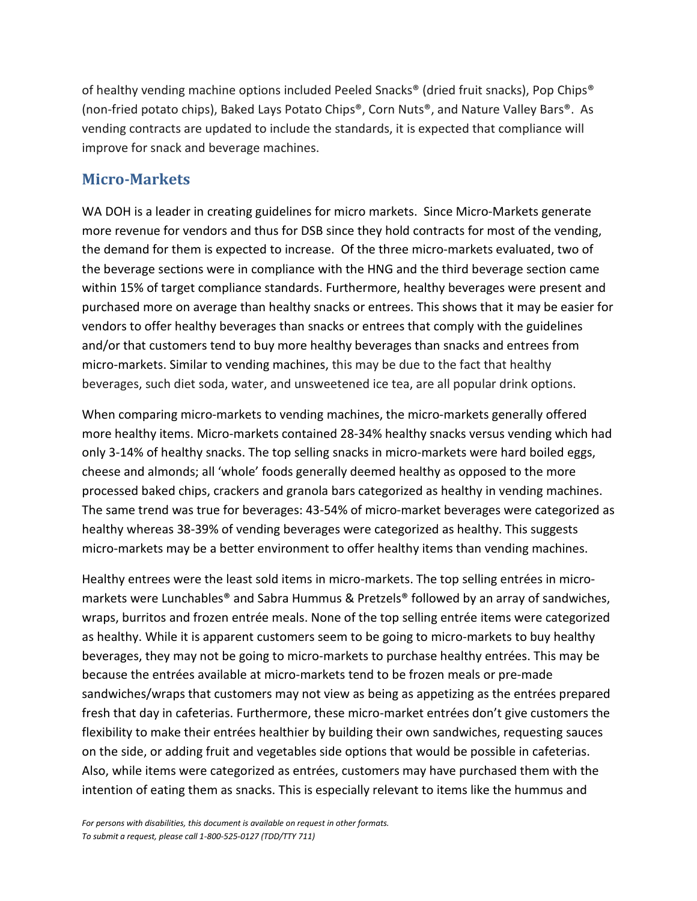of healthy vending machine options included Peeled Snacks® (dried fruit snacks), Pop Chips® (non-fried potato chips), Baked Lays Potato Chips®, Corn Nuts®, and Nature Valley Bars®. As vending contracts are updated to include the standards, it is expected that compliance will improve for snack and beverage machines.

## Micro-Markets

WA DOH is a leader in creating guidelines for micro markets. Since Micro-Markets generate more revenue for vendors and thus for DSB since they hold contracts for most of the vending, the demand for them is expected to increase. Of the three micro-markets evaluated, two of the beverage sections were in compliance with the HNG and the third beverage section came within 15% of target compliance standards. Furthermore, healthy beverages were present and purchased more on average than healthy snacks or entrees. This shows that it may be easier for vendors to offer healthy beverages than snacks or entrees that comply with the guidelines and/or that customers tend to buy more healthy beverages than snacks and entrees from micro-markets. Similar to vending machines, this may be due to the fact that healthy beverages, such diet soda, water, and unsweetened ice tea, are all popular drink options.

When comparing micro-markets to vending machines, the micro-markets generally offered more healthy items. Micro-markets contained 28-34% healthy snacks versus vending which had only 3-14% of healthy snacks. The top selling snacks in micro-markets were hard boiled eggs, cheese and almonds; all 'whole' foods generally deemed healthy as opposed to the more processed baked chips, crackers and granola bars categorized as healthy in vending machines. The same trend was true for beverages: 43-54% of micro-market beverages were categorized as healthy whereas 38-39% of vending beverages were categorized as healthy. This suggests micro-markets may be a better environment to offer healthy items than vending machines.

Healthy entrees were the least sold items in micro-markets. The top selling entrées in micro-markets were Lunchables® and Sabra Hummus & Pretzels® followed by an array of sandwiches, wraps, burritos and frozen entrée meals. None of the top selling entrée items were categorized as healthy. While it is apparent customers seem to be going to micro-markets to buy healthy beverages, they may not be going to micro-markets to purchase healthy entrées. This may be because the entrées available at micro-markets tend to be frozen meals or pre-made sandwiches/wraps that customers may not view as being as appetizing as the entrées prepared fresh that day in cafeterias. Furthermore, these micro-market entrées don't give customers the flexibility to make their entrées healthier by building their own sandwiches, requesting sauces on the side, or adding fruit and vegetables side options that would be possible in cafeterias. Also, while items were categorized as entrées, customers may have purchased them with the intention of eating them as snacks. This is especially relevant to items like the hummus and

*For persons with disabilities, this document is available on request in other formats.*
*To submit a request, please call 1-800-525-0127 (TDD/TTY 711)*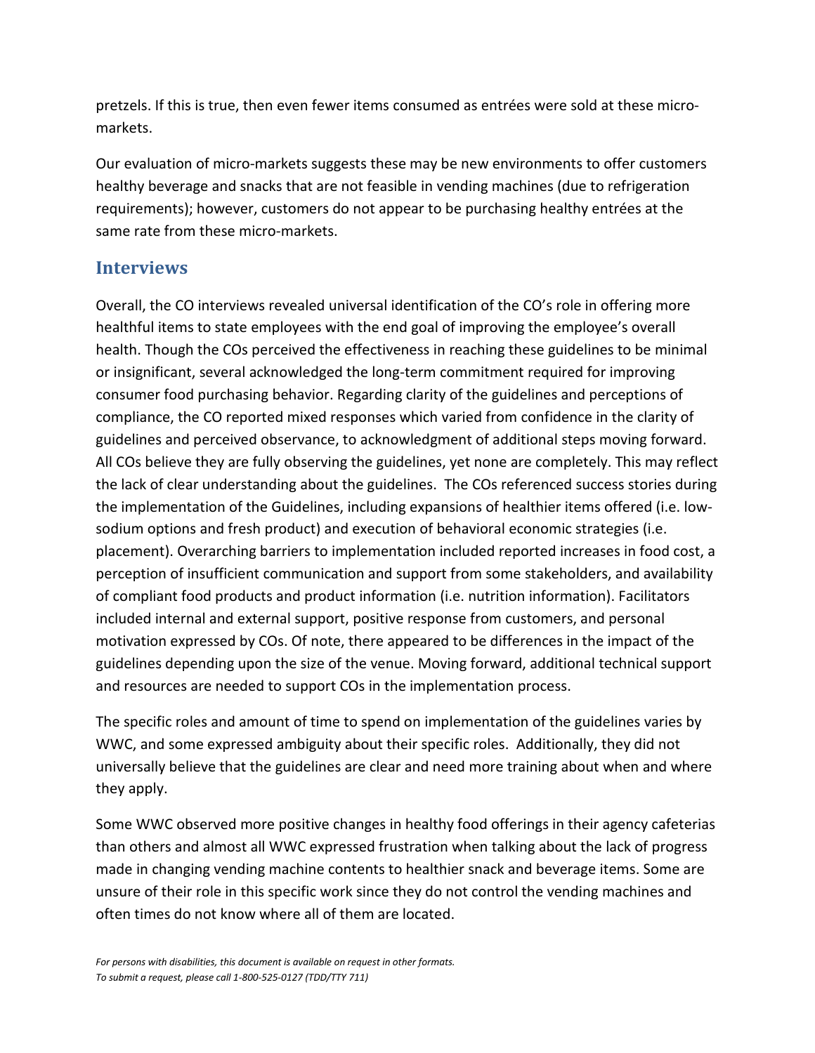pretzels. If this is true, then even fewer items consumed as entrées were sold at these micro-markets.

Our evaluation of micro-markets suggests these may be new environments to offer customers healthy beverage and snacks that are not feasible in vending machines (due to refrigeration requirements); however, customers do not appear to be purchasing healthy entrées at the same rate from these micro-markets.

## Interviews

Overall, the CO interviews revealed universal identification of the CO's role in offering more healthful items to state employees with the end goal of improving the employee's overall health. Though the COs perceived the effectiveness in reaching these guidelines to be minimal or insignificant, several acknowledged the long-term commitment required for improving consumer food purchasing behavior. Regarding clarity of the guidelines and perceptions of compliance, the CO reported mixed responses which varied from confidence in the clarity of guidelines and perceived observance, to acknowledgment of additional steps moving forward. All COs believe they are fully observing the guidelines, yet none are completely. This may reflect the lack of clear understanding about the guidelines. The COs referenced success stories during the implementation of the Guidelines, including expansions of healthier items offered (i.e. low-sodium options and fresh product) and execution of behavioral economic strategies (i.e. placement). Overarching barriers to implementation included reported increases in food cost, a perception of insufficient communication and support from some stakeholders, and availability of compliant food products and product information (i.e. nutrition information). Facilitators included internal and external support, positive response from customers, and personal motivation expressed by COs. Of note, there appeared to be differences in the impact of the guidelines depending upon the size of the venue. Moving forward, additional technical support and resources are needed to support COs in the implementation process.

The specific roles and amount of time to spend on implementation of the guidelines varies by WWC, and some expressed ambiguity about their specific roles. Additionally, they did not universally believe that the guidelines are clear and need more training about when and where they apply.

Some WWC observed more positive changes in healthy food offerings in their agency cafeterias than others and almost all WWC expressed frustration when talking about the lack of progress made in changing vending machine contents to healthier snack and beverage items. Some are unsure of their role in this specific work since they do not control the vending machines and often times do not know where all of them are located.

*For persons with disabilities, this document is available on request in other formats.*
*To submit a request, please call 1-800-525-0127 (TDD/TTY 711)*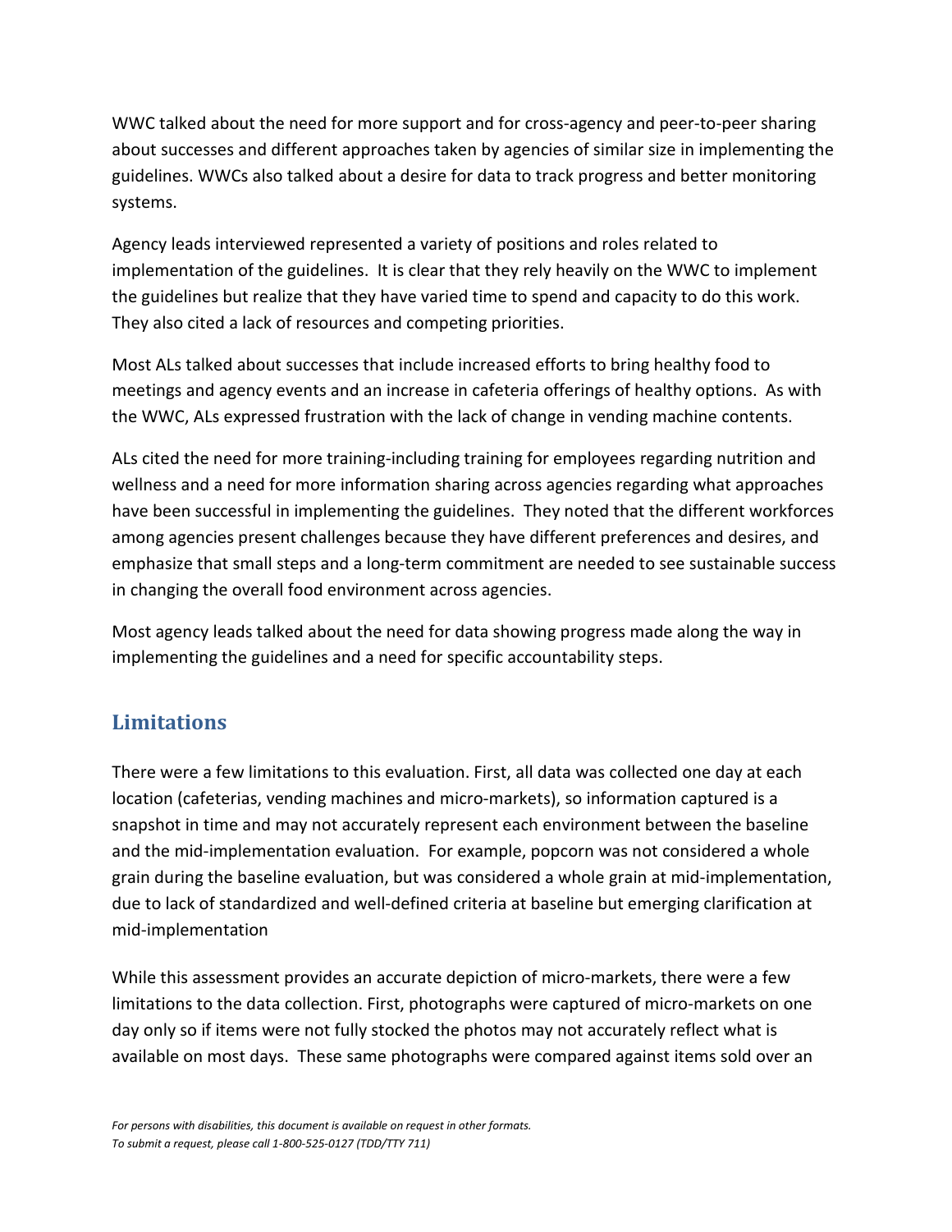WWC talked about the need for more support and for cross-agency and peer-to-peer sharing about successes and different approaches taken by agencies of similar size in implementing the guidelines. WWCs also talked about a desire for data to track progress and better monitoring systems.

Agency leads interviewed represented a variety of positions and roles related to implementation of the guidelines. It is clear that they rely heavily on the WWC to implement the guidelines but realize that they have varied time to spend and capacity to do this work. They also cited a lack of resources and competing priorities.

Most ALs talked about successes that include increased efforts to bring healthy food to meetings and agency events and an increase in cafeteria offerings of healthy options. As with the WWC, ALs expressed frustration with the lack of change in vending machine contents.

ALs cited the need for more training-including training for employees regarding nutrition and wellness and a need for more information sharing across agencies regarding what approaches have been successful in implementing the guidelines. They noted that the different workforces among agencies present challenges because they have different preferences and desires, and emphasize that small steps and a long-term commitment are needed to see sustainable success in changing the overall food environment across agencies.

Most agency leads talked about the need for data showing progress made along the way in implementing the guidelines and a need for specific accountability steps.

## Limitations

There were a few limitations to this evaluation. First, all data was collected one day at each location (cafeterias, vending machines and micro-markets), so information captured is a snapshot in time and may not accurately represent each environment between the baseline and the mid-implementation evaluation. For example, popcorn was not considered a whole grain during the baseline evaluation, but was considered a whole grain at mid-implementation, due to lack of standardized and well-defined criteria at baseline but emerging clarification at mid-implementation

While this assessment provides an accurate depiction of micro-markets, there were a few limitations to the data collection. First, photographs were captured of micro-markets on one day only so if items were not fully stocked the photos may not accurately reflect what is available on most days. These same photographs were compared against items sold over an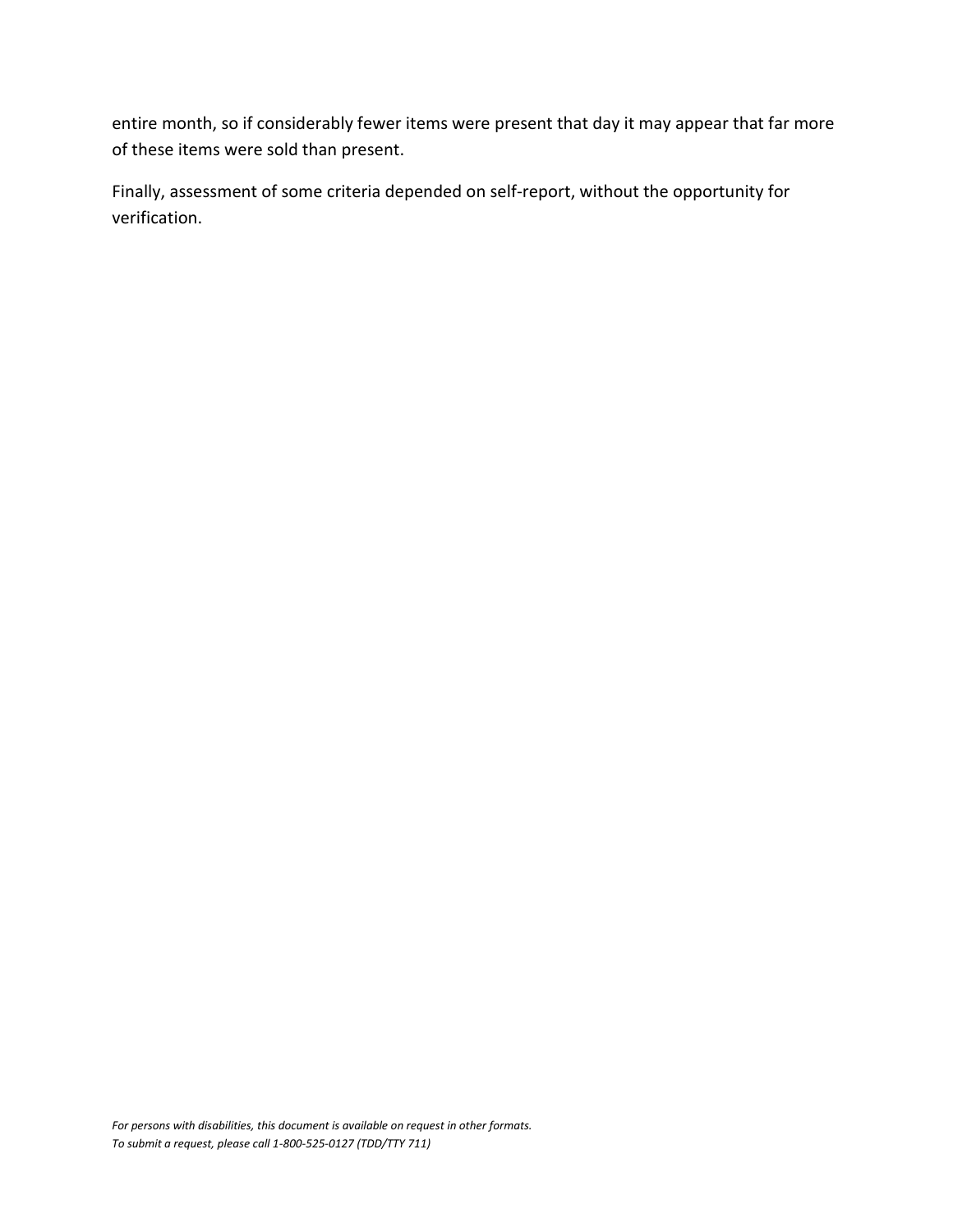entire month, so if considerably fewer items were present that day it may appear that far more of these items were sold than present.

Finally, assessment of some criteria depended on self-report, without the opportunity for verification.

*For persons with disabilities, this document is available on request in other formats.*
*To submit a request, please call 1-800-525-0127 (TDD/TTY 711)*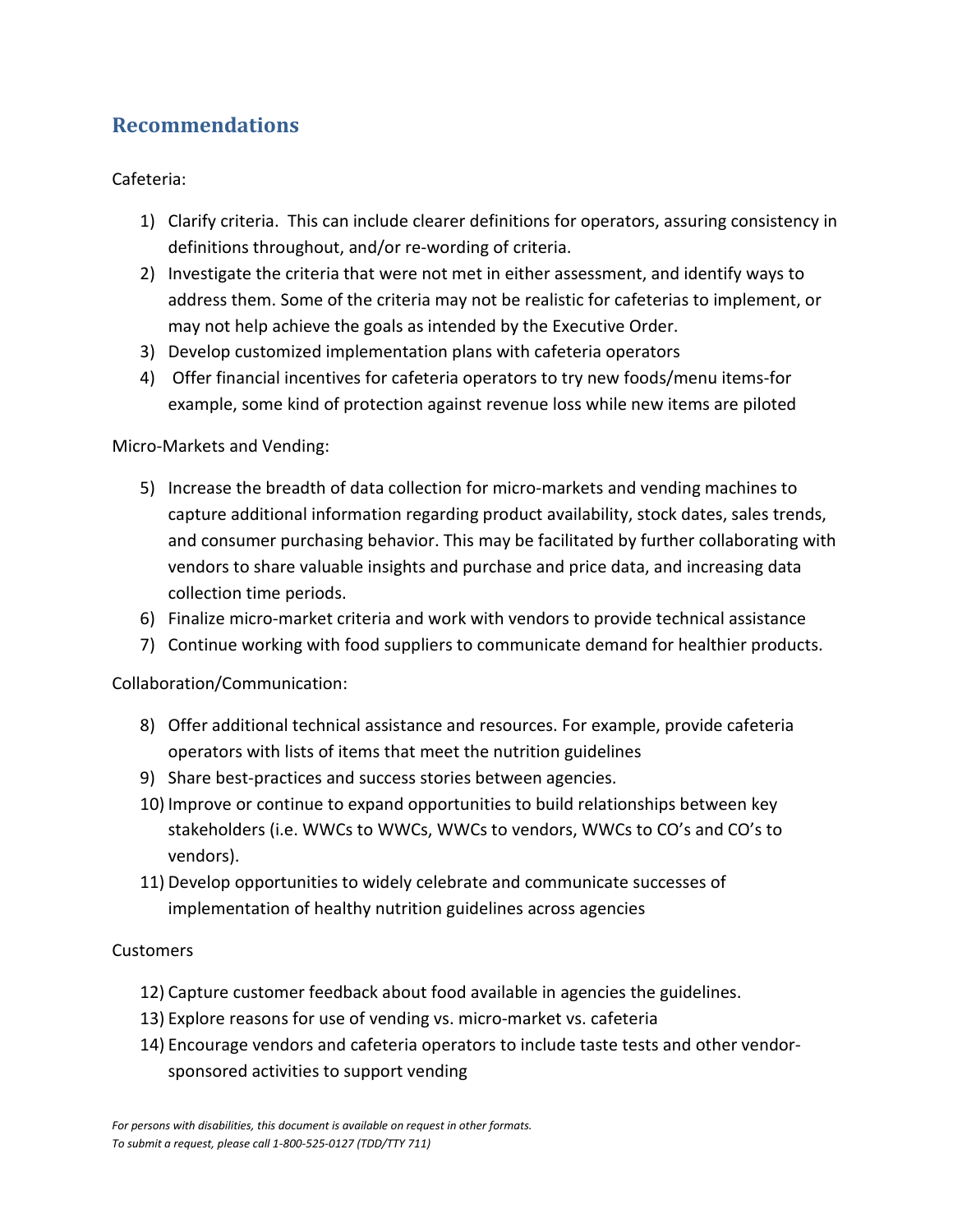## Recommendations

Cafeteria:

1) Clarify criteria. This can include clearer definitions for operators, assuring consistency in definitions throughout, and/or re-wording of criteria.
2) Investigate the criteria that were not met in either assessment, and identify ways to address them. Some of the criteria may not be realistic for cafeterias to implement, or may not help achieve the goals as intended by the Executive Order.
3) Develop customized implementation plans with cafeteria operators
4) Offer financial incentives for cafeteria operators to try new foods/menu items-for example, some kind of protection against revenue loss while new items are piloted

Micro-Markets and Vending:

5) Increase the breadth of data collection for micro-markets and vending machines to capture additional information regarding product availability, stock dates, sales trends, and consumer purchasing behavior. This may be facilitated by further collaborating with vendors to share valuable insights and purchase and price data, and increasing data collection time periods.
6) Finalize micro-market criteria and work with vendors to provide technical assistance
7) Continue working with food suppliers to communicate demand for healthier products.

Collaboration/Communication:

8) Offer additional technical assistance and resources. For example, provide cafeteria operators with lists of items that meet the nutrition guidelines
9) Share best-practices and success stories between agencies.
10) Improve or continue to expand opportunities to build relationships between key stakeholders (i.e. WWCs to WWCs, WWCs to vendors, WWCs to CO's and CO's to vendors).
11) Develop opportunities to widely celebrate and communicate successes of implementation of healthy nutrition guidelines across agencies

Customers

12) Capture customer feedback about food available in agencies the guidelines.
13) Explore reasons for use of vending vs. micro-market vs. cafeteria
14) Encourage vendors and cafeteria operators to include taste tests and other vendor-sponsored activities to support vending

*For persons with disabilities, this document is available on request in other formats.*
*To submit a request, please call 1-800-525-0127 (TDD/TTY 711)*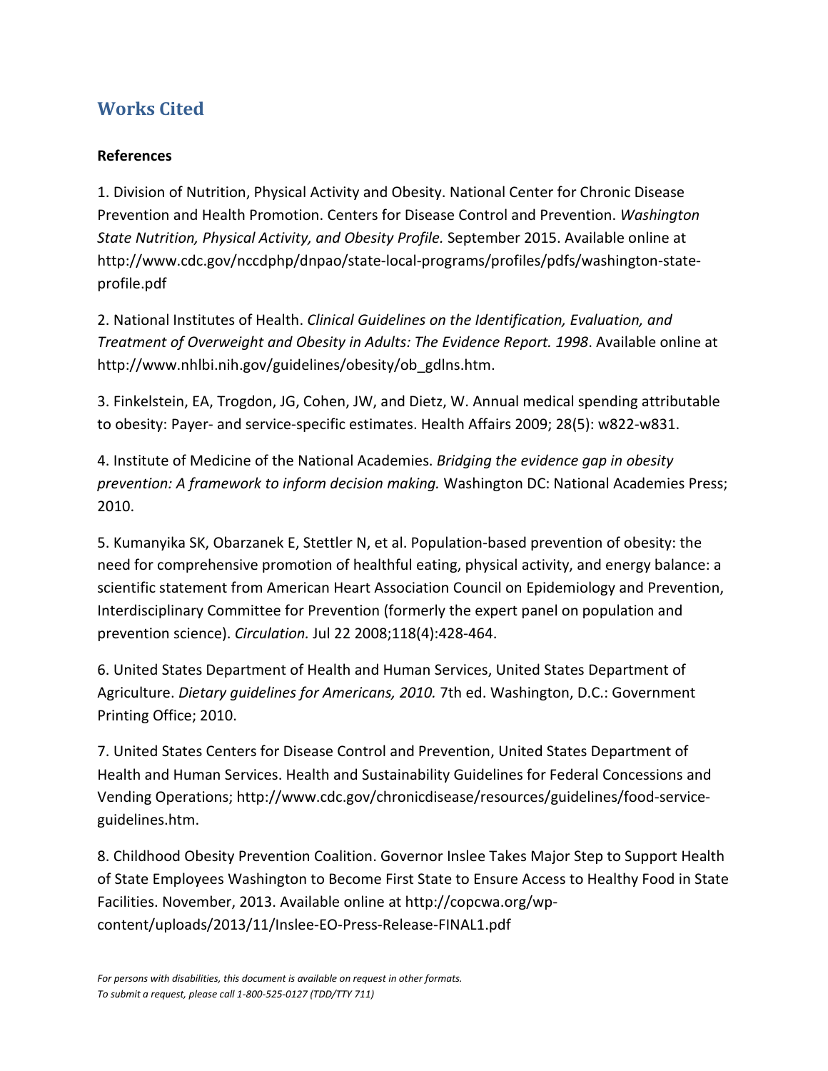## Works Cited

**References**

1. Division of Nutrition, Physical Activity and Obesity. National Center for Chronic Disease Prevention and Health Promotion. Centers for Disease Control and Prevention. *Washington State Nutrition, Physical Activity, and Obesity Profile.* September 2015. Available online at http://www.cdc.gov/nccdphp/dnpao/state-local-programs/profiles/pdfs/washington-state-profile.pdf

2. National Institutes of Health. *Clinical Guidelines on the Identification, Evaluation, and Treatment of Overweight and Obesity in Adults: The Evidence Report. 1998*. Available online at http://www.nhlbi.nih.gov/guidelines/obesity/ob_gdlns.htm.

3. Finkelstein, EA, Trogdon, JG, Cohen, JW, and Dietz, W. Annual medical spending attributable to obesity: Payer- and service-specific estimates. Health Affairs 2009; 28(5): w822-w831.

4. Institute of Medicine of the National Academies. *Bridging the evidence gap in obesity prevention: A framework to inform decision making.* Washington DC: National Academies Press; 2010.

5. Kumanyika SK, Obarzanek E, Stettler N, et al. Population-based prevention of obesity: the need for comprehensive promotion of healthful eating, physical activity, and energy balance: a scientific statement from American Heart Association Council on Epidemiology and Prevention, Interdisciplinary Committee for Prevention (formerly the expert panel on population and prevention science). *Circulation.* Jul 22 2008;118(4):428-464.

6. United States Department of Health and Human Services, United States Department of Agriculture. *Dietary guidelines for Americans, 2010.* 7th ed. Washington, D.C.: Government Printing Office; 2010.

7. United States Centers for Disease Control and Prevention, United States Department of Health and Human Services. Health and Sustainability Guidelines for Federal Concessions and Vending Operations; http://www.cdc.gov/chronicdisease/resources/guidelines/food-service-guidelines.htm.

8. Childhood Obesity Prevention Coalition. Governor Inslee Takes Major Step to Support Health of State Employees Washington to Become First State to Ensure Access to Healthy Food in State Facilities. November, 2013. Available online at http://copcwa.org/wp-content/uploads/2013/11/Inslee-EO-Press-Release-FINAL1.pdf

*For persons with disabilities, this document is available on request in other formats.*
*To submit a request, please call 1-800-525-0127 (TDD/TTY 711)*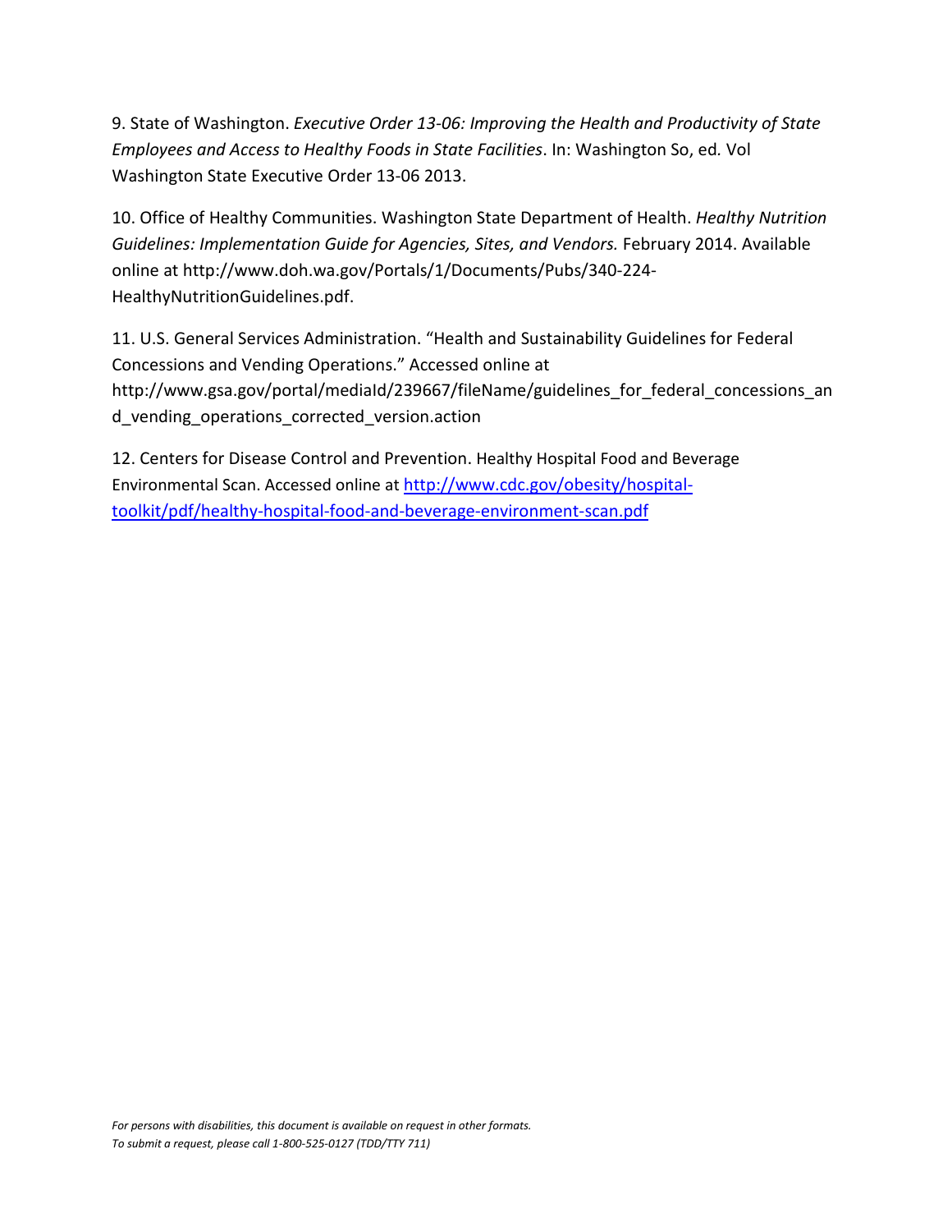9. State of Washington. *Executive Order 13-06: Improving the Health and Productivity of State Employees and Access to Healthy Foods in State Facilities*. In: Washington So, ed. Vol Washington State Executive Order 13-06 2013.

10. Office of Healthy Communities. Washington State Department of Health. *Healthy Nutrition Guidelines: Implementation Guide for Agencies, Sites, and Vendors.* February 2014. Available online at http://www.doh.wa.gov/Portals/1/Documents/Pubs/340-224-HealthyNutritionGuidelines.pdf.

11. U.S. General Services Administration. "Health and Sustainability Guidelines for Federal Concessions and Vending Operations." Accessed online at http://www.gsa.gov/portal/mediaId/239667/fileName/guidelines_for_federal_concessions_and_vending_operations_corrected_version.action

12. Centers for Disease Control and Prevention. Healthy Hospital Food and Beverage Environmental Scan. Accessed online at [http://www.cdc.gov/obesity/hospital-toolkit/pdf/healthy-hospital-food-and-beverage-environment-scan.pdf](http://www.cdc.gov/obesity/hospital-toolkit/pdf/healthy-hospital-food-and-beverage-environment-scan.pdf)

*For persons with disabilities, this document is available on request in other formats.*
*To submit a request, please call 1-800-525-0127 (TDD/TTY 711)*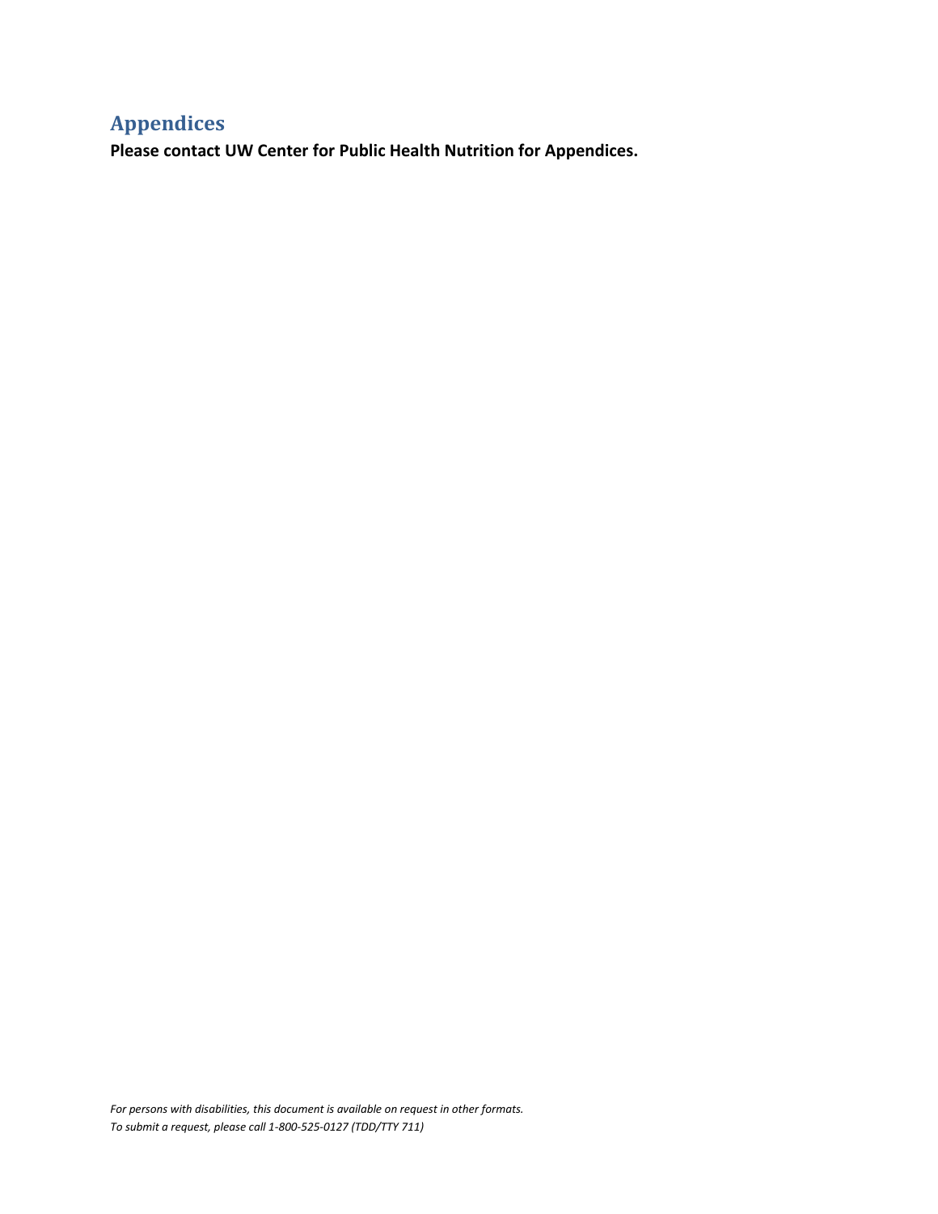## Appendices

**Please contact UW Center for Public Health Nutrition for Appendices.**

*For persons with disabilities, this document is available on request in other formats.*
*To submit a request, please call 1-800-525-0127 (TDD/TTY 711)*